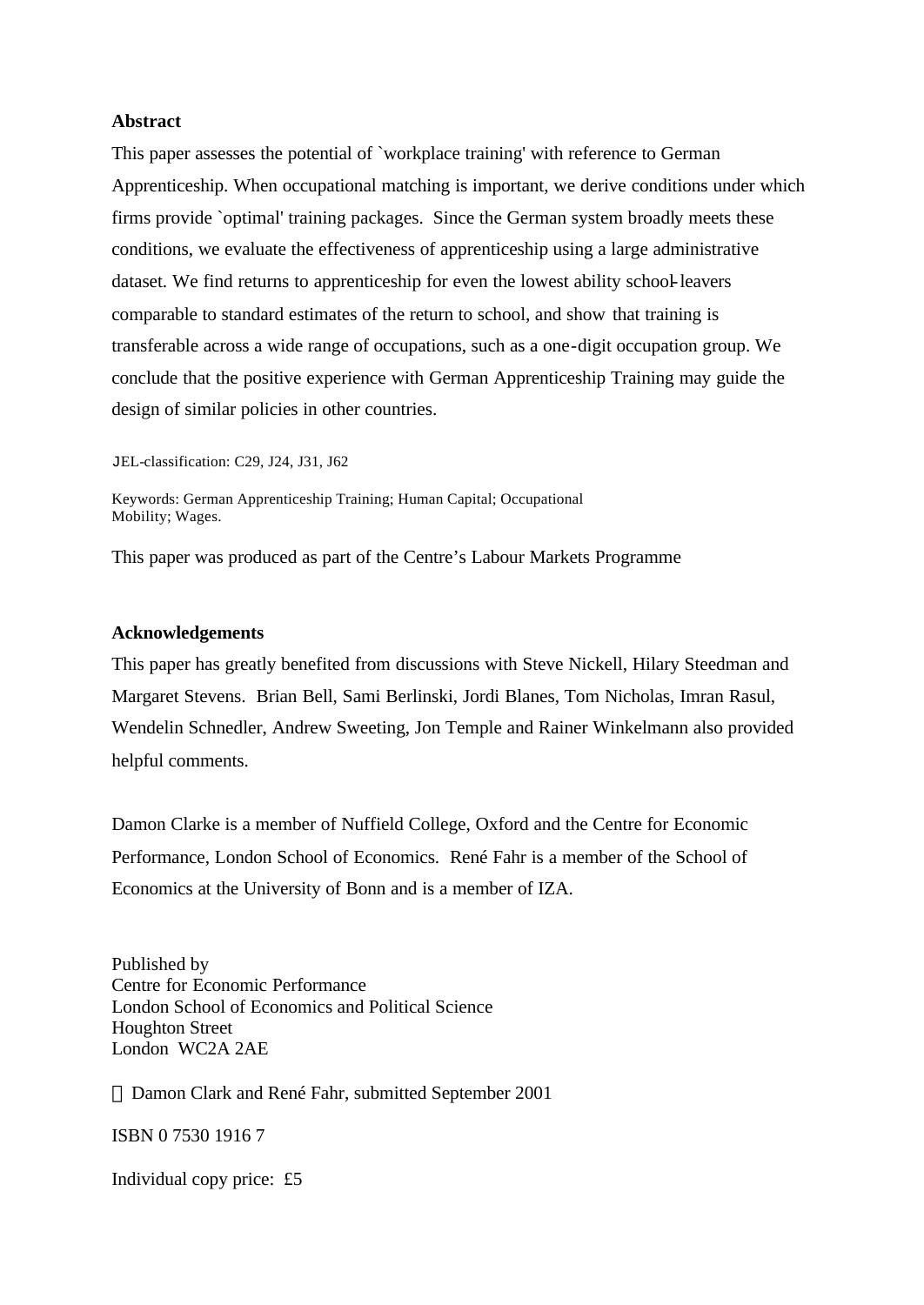**Abstract**

This paper assesses the potential of `workplace training' with reference to German Apprenticeship. When occupational matching is important, we derive conditions under which firms provide `optimal' training packages. Since the German system broadly meets these conditions, we evaluate the effectiveness of apprenticeship using a large administrative dataset. We find returns to apprenticeship for even the lowest ability school-leavers comparable to standard estimates of the return to school, and show that training is transferable across a wide range of occupations, such as a one-digit occupation group. We conclude that the positive experience with German Apprenticeship Training may guide the design of similar policies in other countries.

JEL-classification: C29, J24, J31, J62

Keywords: German Apprenticeship Training; Human Capital; Occupational Mobility; Wages.

This paper was produced as part of the Centre's Labour Markets Programme

**Acknowledgements**

This paper has greatly benefited from discussions with Steve Nickell, Hilary Steedman and Margaret Stevens. Brian Bell, Sami Berlinski, Jordi Blanes, Tom Nicholas, Imran Rasul, Wendelin Schnedler, Andrew Sweeting, Jon Temple and Rainer Winkelmann also provided helpful comments.

Damon Clarke is a member of Nuffield College, Oxford and the Centre for Economic Performance, London School of Economics. René Fahr is a member of the School of Economics at the University of Bonn and is a member of IZA.

Published by
Centre for Economic Performance
London School of Economics and Political Science
Houghton Street
London WC2A 2AE

© Damon Clark and René Fahr, submitted September 2001

ISBN 0 7530 1916 7

Individual copy price: £5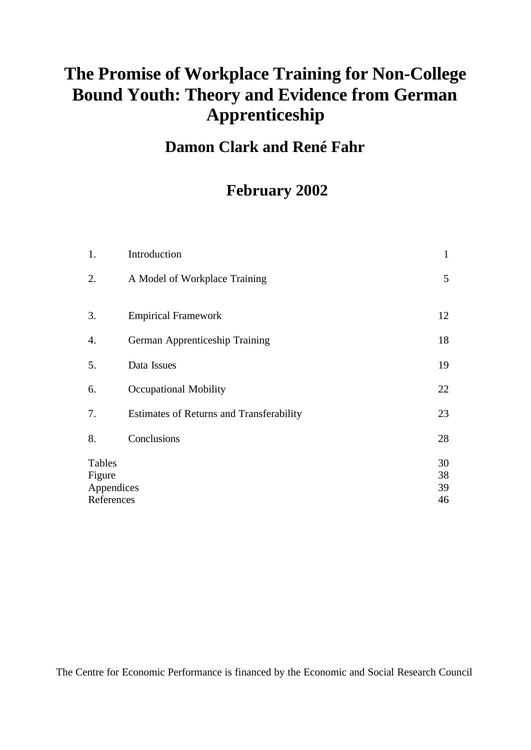# The Promise of Workplace Training for Non-College Bound Youth: Theory and Evidence from German Apprenticeship

## Damon Clark and René Fahr

## February 2002

| | | |
|---|---|---|
| 1. | Introduction | 1 |
| 2. | A Model of Workplace Training | 5 |
| 3. | Empirical Framework | 12 |
| 4. | German Apprenticeship Training | 18 |
| 5. | Data Issues | 19 |
| 6. | Occupational Mobility | 22 |
| 7. | Estimates of Returns and Transferability | 23 |
| 8. | Conclusions | 28 |
| Tables | | 30 |
| Figure | | 38 |
| Appendices | | 39 |
| References | | 46 |

The Centre for Economic Performance is financed by the Economic and Social Research Council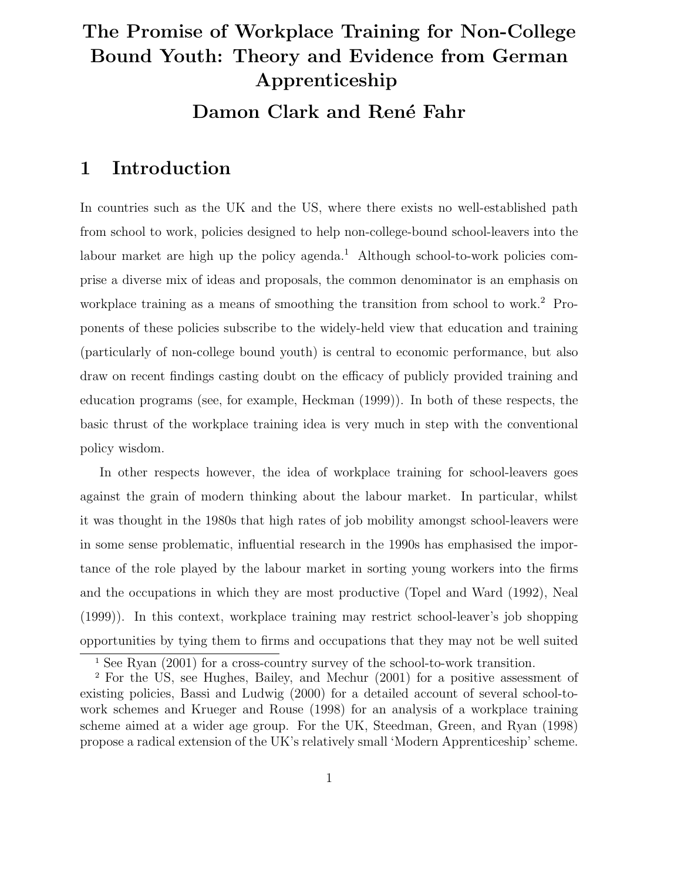# The Promise of Workplace Training for Non-College Bound Youth: Theory and Evidence from German Apprenticeship

**Damon Clark and René Fahr**

## 1 Introduction

In countries such as the UK and the US, where there exists no well-established path from school to work, policies designed to help non-college-bound school-leavers into the labour market are high up the policy agenda.[1] Although school-to-work policies comprise a diverse mix of ideas and proposals, the common denominator is an emphasis on workplace training as a means of smoothing the transition from school to work.[2] Proponents of these policies subscribe to the widely-held view that education and training (particularly of non-college bound youth) is central to economic performance, but also draw on recent findings casting doubt on the efficacy of publicly provided training and education programs (see, for example, Heckman (1999)). In both of these respects, the basic thrust of the workplace training idea is very much in step with the conventional policy wisdom.

In other respects however, the idea of workplace training for school-leavers goes against the grain of modern thinking about the labour market. In particular, whilst it was thought in the 1980s that high rates of job mobility amongst school-leavers were in some sense problematic, influential research in the 1990s has emphasised the importance of the role played by the labour market in sorting young workers into the firms and the occupations in which they are most productive (Topel and Ward (1992), Neal (1999)). In this context, workplace training may restrict school-leaver's job shopping opportunities by tying them to firms and occupations that they may not be well suited

[1] See Ryan (2001) for a cross-country survey of the school-to-work transition.

[2] For the US, see Hughes, Bailey, and Mechur (2001) for a positive assessment of existing policies, Bassi and Ludwig (2000) for a detailed account of several school-to-work schemes and Krueger and Rouse (1998) for an analysis of a workplace training scheme aimed at a wider age group. For the UK, Steedman, Green, and Ryan (1998) propose a radical extension of the UK's relatively small 'Modern Apprenticeship' scheme.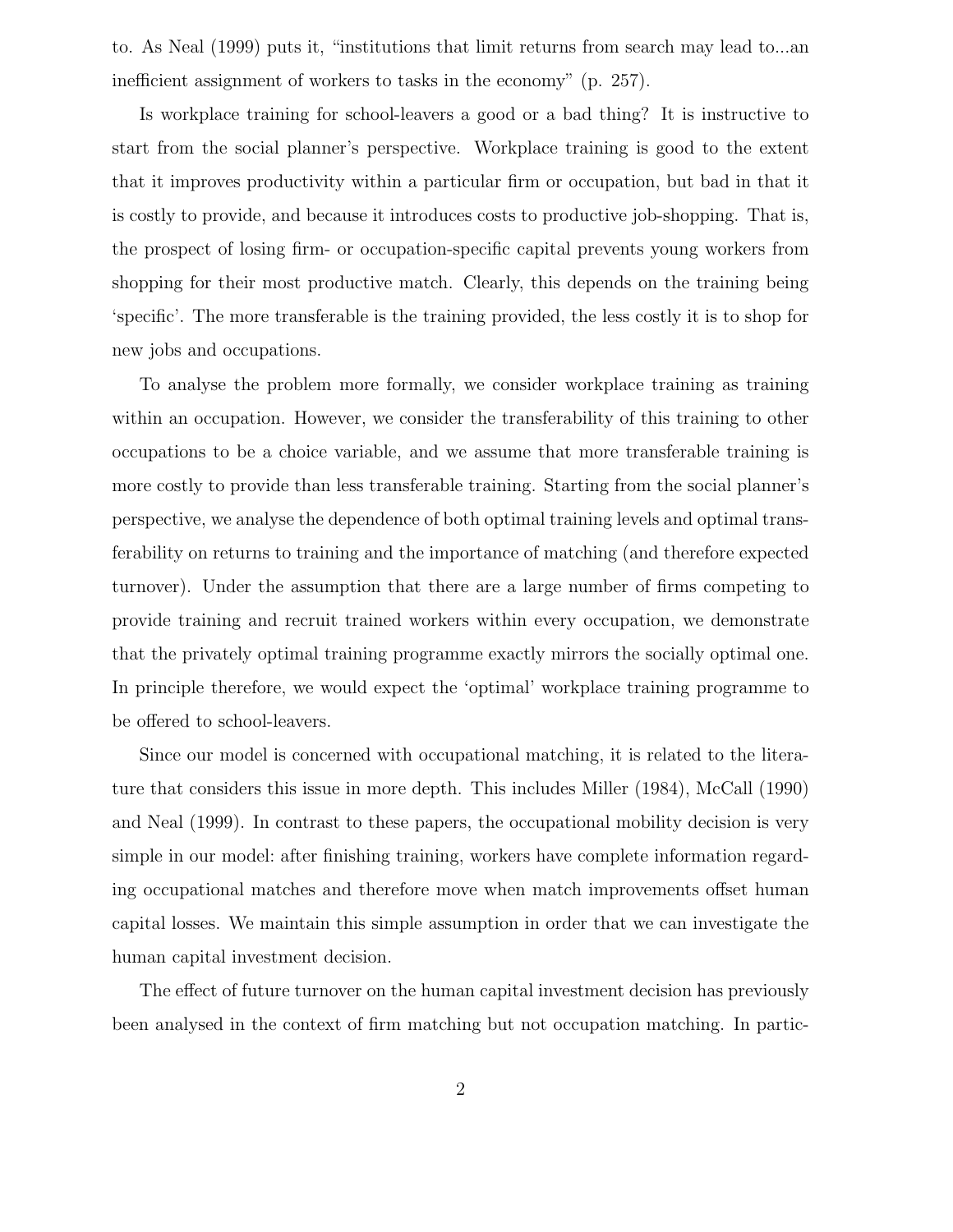to. As Neal (1999) puts it, "institutions that limit returns from search may lead to...an inefficient assignment of workers to tasks in the economy" (p. 257).

Is workplace training for school-leavers a good or a bad thing? It is instructive to start from the social planner's perspective. Workplace training is good to the extent that it improves productivity within a particular firm or occupation, but bad in that it is costly to provide, and because it introduces costs to productive job-shopping. That is, the prospect of losing firm- or occupation-specific capital prevents young workers from shopping for their most productive match. Clearly, this depends on the training being 'specific'. The more transferable is the training provided, the less costly it is to shop for new jobs and occupations.

To analyse the problem more formally, we consider workplace training as training within an occupation. However, we consider the transferability of this training to other occupations to be a choice variable, and we assume that more transferable training is more costly to provide than less transferable training. Starting from the social planner's perspective, we analyse the dependence of both optimal training levels and optimal transferability on returns to training and the importance of matching (and therefore expected turnover). Under the assumption that there are a large number of firms competing to provide training and recruit trained workers within every occupation, we demonstrate that the privately optimal training programme exactly mirrors the socially optimal one. In principle therefore, we would expect the 'optimal' workplace training programme to be offered to school-leavers.

Since our model is concerned with occupational matching, it is related to the literature that considers this issue in more depth. This includes Miller (1984), McCall (1990) and Neal (1999). In contrast to these papers, the occupational mobility decision is very simple in our model: after finishing training, workers have complete information regarding occupational matches and therefore move when match improvements offset human capital losses. We maintain this simple assumption in order that we can investigate the human capital investment decision.

The effect of future turnover on the human capital investment decision has previously been analysed in the context of firm matching but not occupation matching. In partic-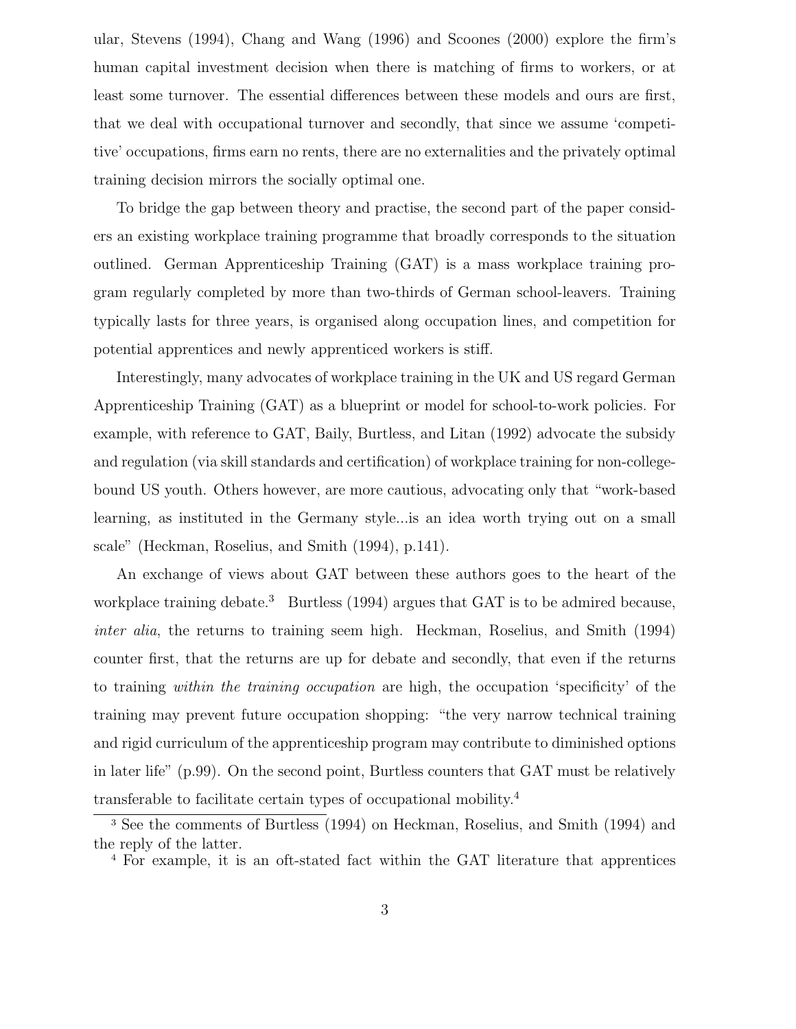ular, Stevens (1994), Chang and Wang (1996) and Scoones (2000) explore the firm's human capital investment decision when there is matching of firms to workers, or at least some turnover. The essential differences between these models and ours are first, that we deal with occupational turnover and secondly, that since we assume 'competitive' occupations, firms earn no rents, there are no externalities and the privately optimal training decision mirrors the socially optimal one.

To bridge the gap between theory and practise, the second part of the paper considers an existing workplace training programme that broadly corresponds to the situation outlined. German Apprenticeship Training (GAT) is a mass workplace training program regularly completed by more than two-thirds of German school-leavers. Training typically lasts for three years, is organised along occupation lines, and competition for potential apprentices and newly apprenticed workers is stiff.

Interestingly, many advocates of workplace training in the UK and US regard German Apprenticeship Training (GAT) as a blueprint or model for school-to-work policies. For example, with reference to GAT, Baily, Burtless, and Litan (1992) advocate the subsidy and regulation (via skill standards and certification) of workplace training for non-college-bound US youth. Others however, are more cautious, advocating only that "work-based learning, as instituted in the Germany style...is an idea worth trying out on a small scale" (Heckman, Roselius, and Smith (1994), p.141).

An exchange of views about GAT between these authors goes to the heart of the workplace training debate.[3] Burtless (1994) argues that GAT is to be admired because, *inter alia*, the returns to training seem high. Heckman, Roselius, and Smith (1994) counter first, that the returns are up for debate and secondly, that even if the returns to training *within the training occupation* are high, the occupation 'specificity' of the training may prevent future occupation shopping: "the very narrow technical training and rigid curriculum of the apprenticeship program may contribute to diminished options in later life" (p.99). On the second point, Burtless counters that GAT must be relatively transferable to facilitate certain types of occupational mobility.[4]

[3] See the comments of Burtless (1994) on Heckman, Roselius, and Smith (1994) and the reply of the latter.

[4] For example, it is an oft-stated fact within the GAT literature that apprentices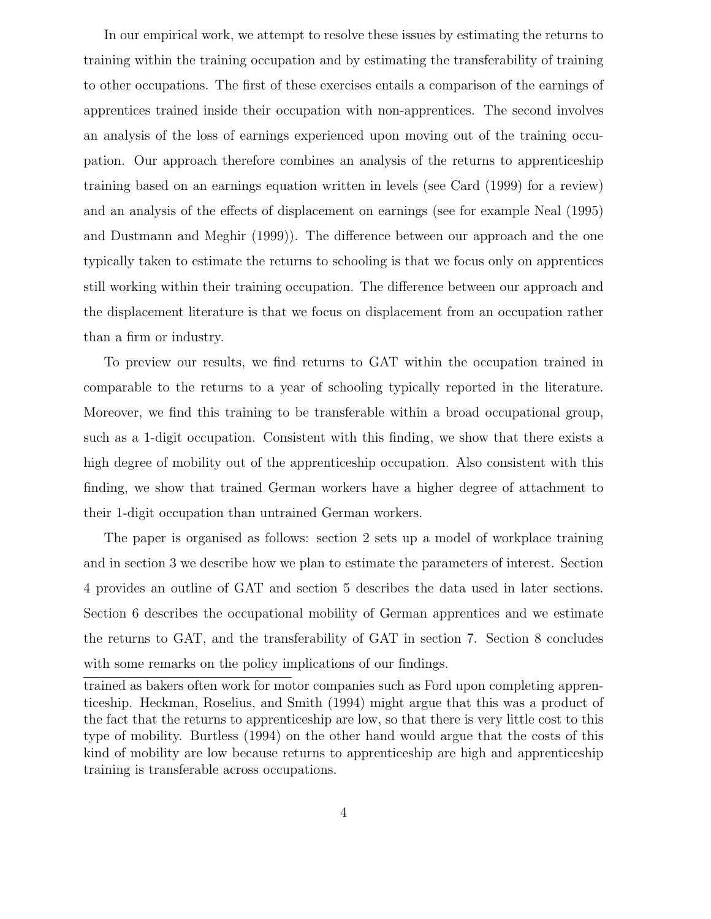In our empirical work, we attempt to resolve these issues by estimating the returns to training within the training occupation and by estimating the transferability of training to other occupations. The first of these exercises entails a comparison of the earnings of apprentices trained inside their occupation with non-apprentices. The second involves an analysis of the loss of earnings experienced upon moving out of the training occupation. Our approach therefore combines an analysis of the returns to apprenticeship training based on an earnings equation written in levels (see Card (1999) for a review) and an analysis of the effects of displacement on earnings (see for example Neal (1995) and Dustmann and Meghir (1999)). The difference between our approach and the one typically taken to estimate the returns to schooling is that we focus only on apprentices still working within their training occupation. The difference between our approach and the displacement literature is that we focus on displacement from an occupation rather than a firm or industry.

To preview our results, we find returns to GAT within the occupation trained in comparable to the returns to a year of schooling typically reported in the literature. Moreover, we find this training to be transferable within a broad occupational group, such as a 1-digit occupation. Consistent with this finding, we show that there exists a high degree of mobility out of the apprenticeship occupation. Also consistent with this finding, we show that trained German workers have a higher degree of attachment to their 1-digit occupation than untrained German workers.

The paper is organised as follows: section 2 sets up a model of workplace training and in section 3 we describe how we plan to estimate the parameters of interest. Section 4 provides an outline of GAT and section 5 describes the data used in later sections. Section 6 describes the occupational mobility of German apprentices and we estimate the returns to GAT, and the transferability of GAT in section 7. Section 8 concludes with some remarks on the policy implications of our findings.

---

trained as bakers often work for motor companies such as Ford upon completing apprenticeship. Heckman, Roselius, and Smith (1994) might argue that this was a product of the fact that the returns to apprenticeship are low, so that there is very little cost to this type of mobility. Burtless (1994) on the other hand would argue that the costs of this kind of mobility are low because returns to apprenticeship are high and apprenticeship training is transferable across occupations.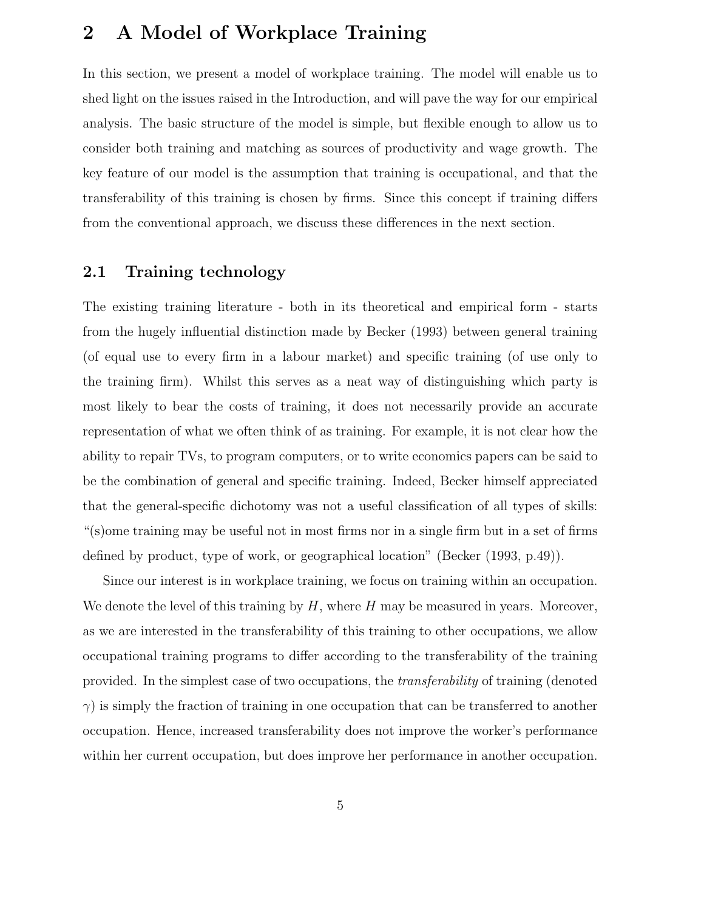# 2 A Model of Workplace Training

In this section, we present a model of workplace training. The model will enable us to shed light on the issues raised in the Introduction, and will pave the way for our empirical analysis. The basic structure of the model is simple, but flexible enough to allow us to consider both training and matching as sources of productivity and wage growth. The key feature of our model is the assumption that training is occupational, and that the transferability of this training is chosen by firms. Since this concept if training differs from the conventional approach, we discuss these differences in the next section.

## 2.1 Training technology

The existing training literature - both in its theoretical and empirical form - starts from the hugely influential distinction made by Becker (1993) between general training (of equal use to every firm in a labour market) and specific training (of use only to the training firm). Whilst this serves as a neat way of distinguishing which party is most likely to bear the costs of training, it does not necessarily provide an accurate representation of what we often think of as training. For example, it is not clear how the ability to repair TVs, to program computers, or to write economics papers can be said to be the combination of general and specific training. Indeed, Becker himself appreciated that the general-specific dichotomy was not a useful classification of all types of skills: "(s)ome training may be useful not in most firms nor in a single firm but in a set of firms defined by product, type of work, or geographical location" (Becker (1993, p.49)).

Since our interest is in workplace training, we focus on training within an occupation. We denote the level of this training by $H$, where $H$ may be measured in years. Moreover, as we are interested in the transferability of this training to other occupations, we allow occupational training programs to differ according to the transferability of the training provided. In the simplest case of two occupations, the *transferability* of training (denoted $\gamma$) is simply the fraction of training in one occupation that can be transferred to another occupation. Hence, increased transferability does not improve the worker's performance within her current occupation, but does improve her performance in another occupation.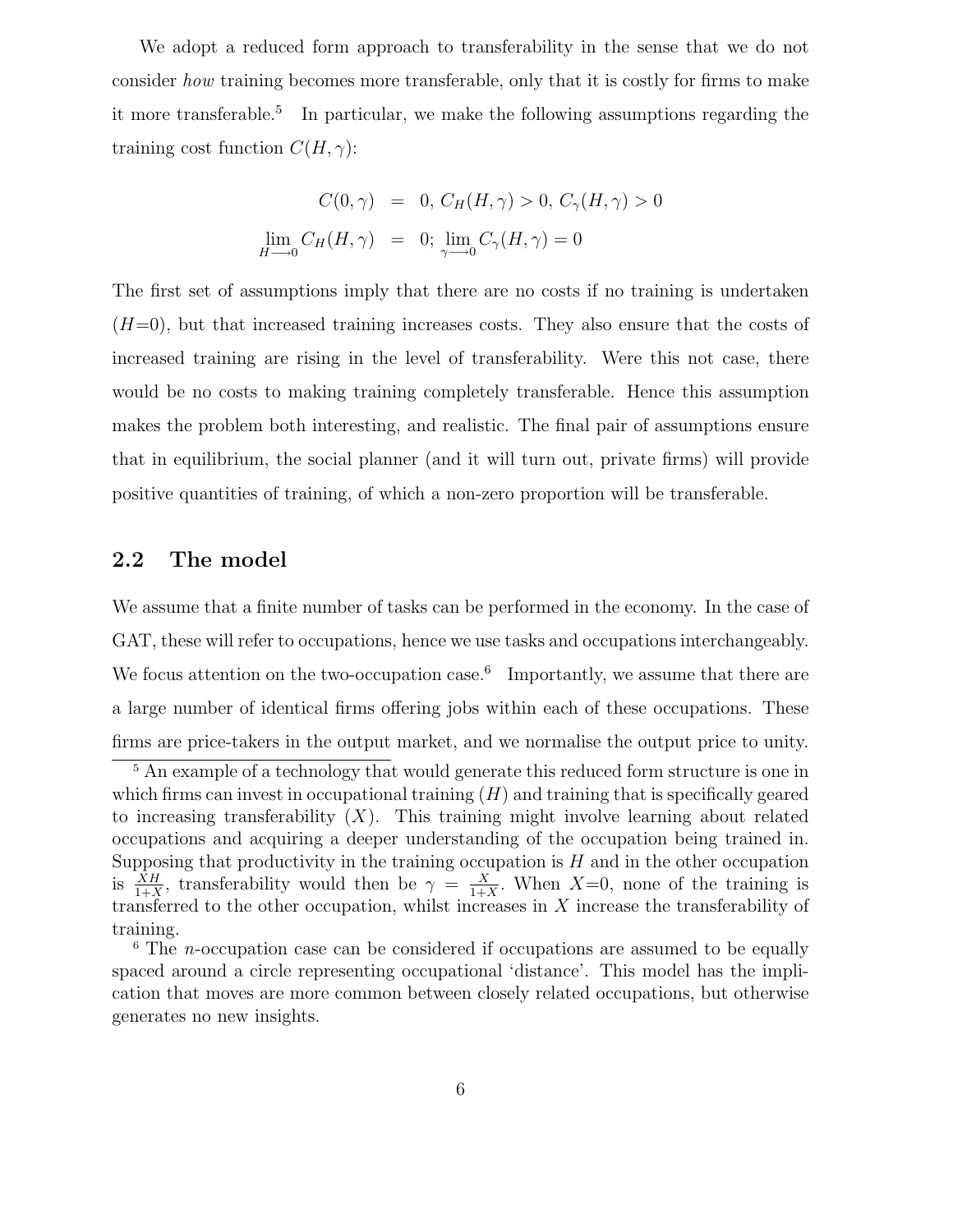We adopt a reduced form approach to transferability in the sense that we do not consider *how* training becomes more transferable, only that it is costly for firms to make it more transferable.[5] In particular, we make the following assumptions regarding the training cost function $C(H, \gamma)$:

$$
\begin{aligned}
C(0, \gamma) &= 0,\ C_H(H, \gamma) > 0,\ C_\gamma(H, \gamma) > 0 \\
\lim_{H \longrightarrow 0} C_H(H, \gamma) &= 0;\ \lim_{\gamma \longrightarrow 0} C_\gamma(H, \gamma) = 0
\end{aligned}
$$

The first set of assumptions imply that there are no costs if no training is undertaken ($H$=0), but that increased training increases costs. They also ensure that the costs of increased training are rising in the level of transferability. Were this not case, there would be no costs to making training completely transferable. Hence this assumption makes the problem both interesting, and realistic. The final pair of assumptions ensure that in equilibrium, the social planner (and it will turn out, private firms) will provide positive quantities of training, of which a non-zero proportion will be transferable.

## 2.2 The model

We assume that a finite number of tasks can be performed in the economy. In the case of GAT, these will refer to occupations, hence we use tasks and occupations interchangeably. We focus attention on the two-occupation case.[6] Importantly, we assume that there are a large number of identical firms offering jobs within each of these occupations. These firms are price-takers in the output market, and we normalise the output price to unity.

[5] An example of a technology that would generate this reduced form structure is one in which firms can invest in occupational training ($H$) and training that is specifically geared to increasing transferability ($X$). This training might involve learning about related occupations and acquiring a deeper understanding of the occupation being trained in. Supposing that productivity in the training occupation is $H$ and in the other occupation is $\frac{XH}{1+X}$, transferability would then be $\gamma = \frac{X}{1+X}$. When $X$=0, none of the training is transferred to the other occupation, whilst increases in $X$ increase the transferability of training.

[6] The $n$-occupation case can be considered if occupations are assumed to be equally spaced around a circle representing occupational 'distance'. This model has the implication that moves are more common between closely related occupations, but otherwise generates no new insights.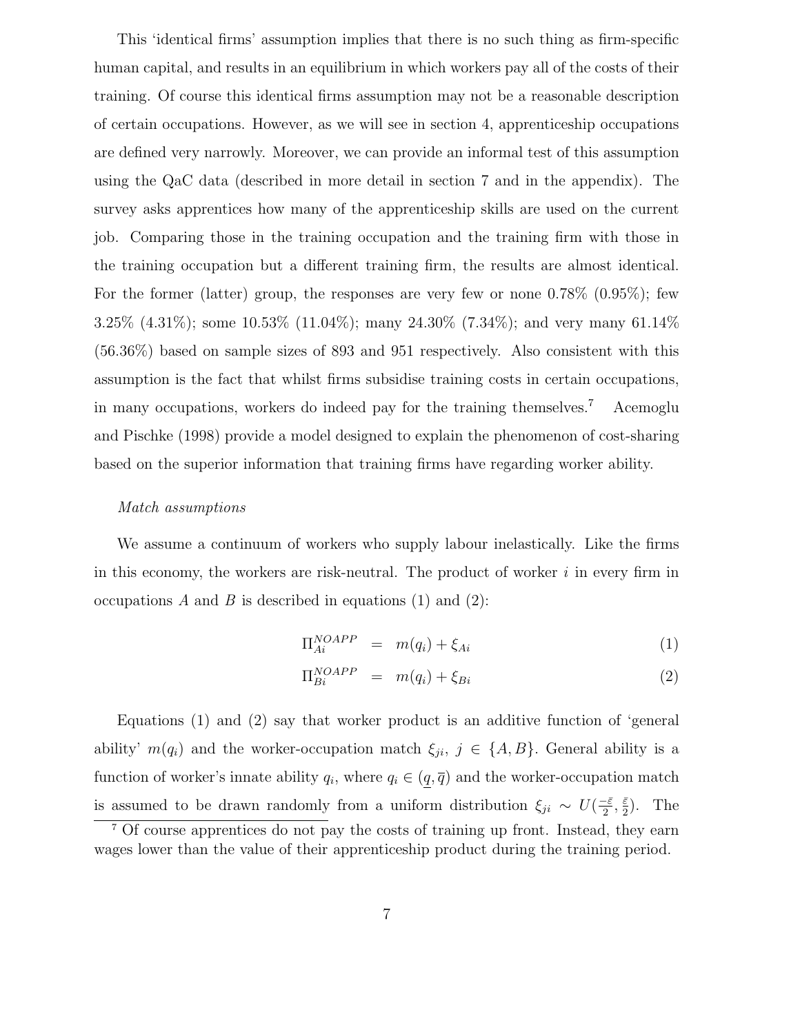This 'identical firms' assumption implies that there is no such thing as firm-specific human capital, and results in an equilibrium in which workers pay all of the costs of their training. Of course this identical firms assumption may not be a reasonable description of certain occupations. However, as we will see in section 4, apprenticeship occupations are defined very narrowly. Moreover, we can provide an informal test of this assumption using the QaC data (described in more detail in section 7 and in the appendix). The survey asks apprentices how many of the apprenticeship skills are used on the current job. Comparing those in the training occupation and the training firm with those in the training occupation but a different training firm, the results are almost identical. For the former (latter) group, the responses are very few or none 0.78% (0.95%); few 3.25% (4.31%); some 10.53% (11.04%); many 24.30% (7.34%); and very many 61.14% (56.36%) based on sample sizes of 893 and 951 respectively. Also consistent with this assumption is the fact that whilst firms subsidise training costs in certain occupations, in many occupations, workers do indeed pay for the training themselves.[7] Acemoglu and Pischke (1998) provide a model designed to explain the phenomenon of cost-sharing based on the superior information that training firms have regarding worker ability.

*Match assumptions*

We assume a continuum of workers who supply labour inelastically. Like the firms in this economy, the workers are risk-neutral. The product of worker $i$ in every firm in occupations $A$ and $B$ is described in equations (1) and (2):

$$\Pi_{Ai}^{NOAPP} = m(q_i) + \xi_{Ai} \tag{1}$$

$$\Pi_{Bi}^{NOAPP} = m(q_i) + \xi_{Bi} \tag{2}$$

Equations (1) and (2) say that worker product is an additive function of 'general ability' $m(q_i)$ and the worker-occupation match $\xi_{ji}$, $j \in \{A, B\}$. General ability is a function of worker's innate ability $q_i$, where $q_i \in (\underline{q}, \overline{q})$ and the worker-occupation match is assumed to be drawn randomly from a uniform distribution $\xi_{ji} \sim U(\frac{-\bar{\varepsilon}}{2}, \frac{\bar{\varepsilon}}{2})$. The

[7] Of course apprentices do not pay the costs of training up front. Instead, they earn wages lower than the value of their apprenticeship product during the training period.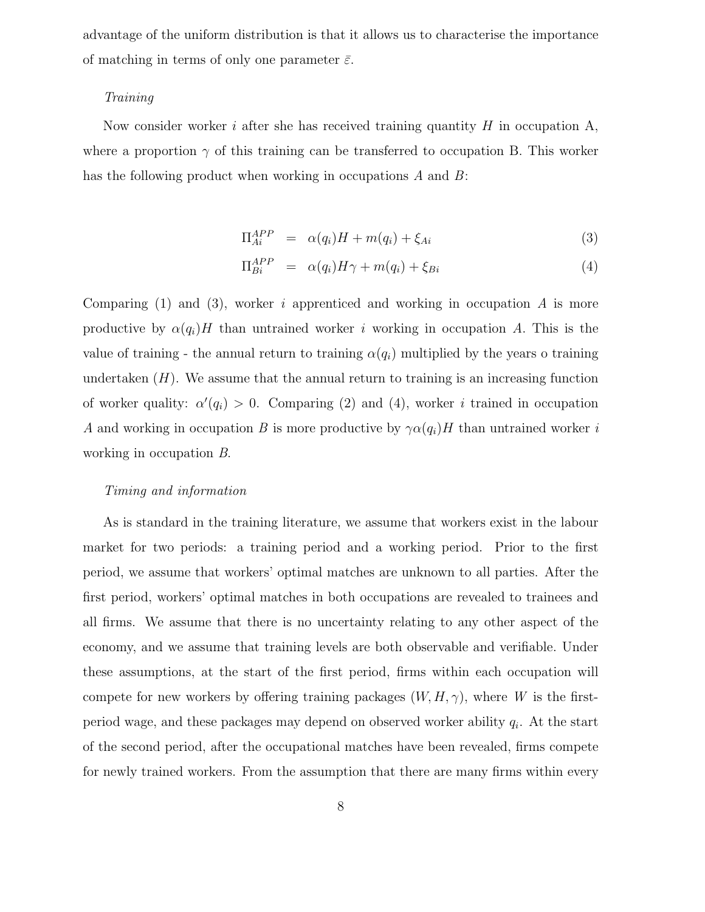advantage of the uniform distribution is that it allows us to characterise the importance of matching in terms of only one parameter $\bar{\varepsilon}$.

*Training*

Now consider worker $i$ after she has received training quantity $H$ in occupation A, where a proportion $\gamma$ of this training can be transferred to occupation B. This worker has the following product when working in occupations $A$ and $B$:

$$\Pi_{Ai}^{APP} = \alpha(q_i)H + m(q_i) + \xi_{Ai} \tag{3}$$

$$\Pi_{Bi}^{APP} = \alpha(q_i)H\gamma + m(q_i) + \xi_{Bi} \tag{4}$$

Comparing (1) and (3), worker $i$ apprenticed and working in occupation $A$ is more productive by $\alpha(q_i)H$ than untrained worker $i$ working in occupation $A$. This is the value of training - the annual return to training $\alpha(q_i)$ multiplied by the years o training undertaken ($H$). We assume that the annual return to training is an increasing function of worker quality: $\alpha'(q_i) > 0$. Comparing (2) and (4), worker $i$ trained in occupation $A$ and working in occupation $B$ is more productive by $\gamma\alpha(q_i)H$ than untrained worker $i$ working in occupation $B$.

*Timing and information*

As is standard in the training literature, we assume that workers exist in the labour market for two periods: a training period and a working period. Prior to the first period, we assume that workers' optimal matches are unknown to all parties. After the first period, workers' optimal matches in both occupations are revealed to trainees and all firms. We assume that there is no uncertainty relating to any other aspect of the economy, and we assume that training levels are both observable and verifiable. Under these assumptions, at the start of the first period, firms within each occupation will compete for new workers by offering training packages $(W, H, \gamma)$, where $W$ is the first-period wage, and these packages may depend on observed worker ability $q_i$. At the start of the second period, after the occupational matches have been revealed, firms compete for newly trained workers. From the assumption that there are many firms within every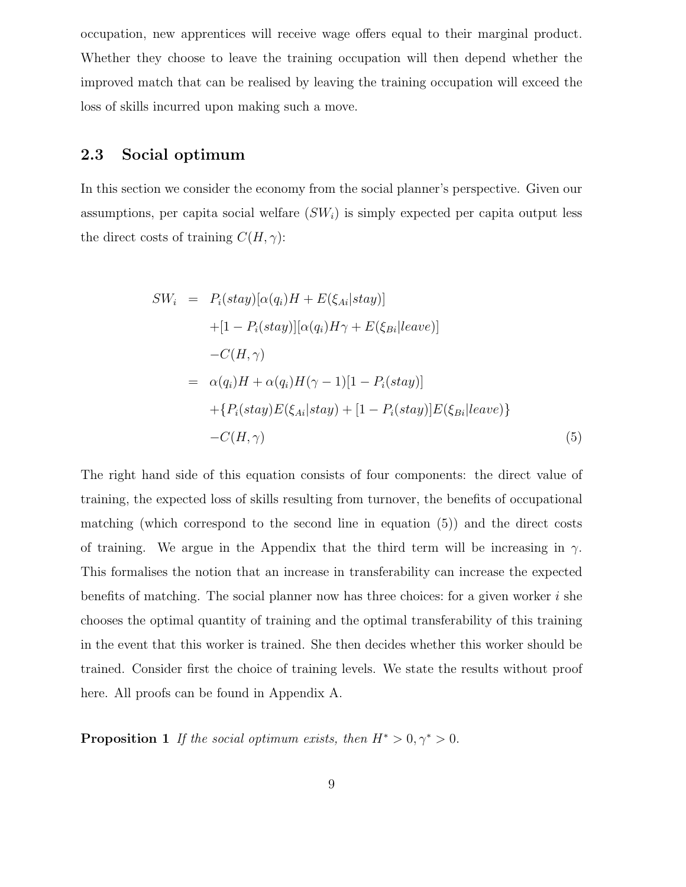occupation, new apprentices will receive wage offers equal to their marginal product. Whether they choose to leave the training occupation will then depend whether the improved match that can be realised by leaving the training occupation will exceed the loss of skills incurred upon making such a move.

## 2.3 Social optimum

In this section we consider the economy from the social planner's perspective. Given our assumptions, per capita social welfare ($SW_i$) is simply expected per capita output less the direct costs of training $C(H, \gamma)$:

$$
\begin{aligned}
SW_i &= P_i(stay)[\alpha(q_i)H + E(\xi_{Ai}|stay)] \\
&\quad +[1 - P_i(stay)][\alpha(q_i)H\gamma + E(\xi_{Bi}|leave)] \\
&\quad -C(H, \gamma) \\
&= \alpha(q_i)H + \alpha(q_i)H(\gamma - 1)[1 - P_i(stay)] \\
&\quad +\{P_i(stay)E(\xi_{Ai}|stay) + [1 - P_i(stay)]E(\xi_{Bi}|leave)\} \\
&\quad -C(H, \gamma) \qquad\qquad\qquad\qquad\qquad\qquad\qquad\qquad (5)
\end{aligned}
$$

The right hand side of this equation consists of four components: the direct value of training, the expected loss of skills resulting from turnover, the benefits of occupational matching (which correspond to the second line in equation (5)) and the direct costs of training. We argue in the Appendix that the third term will be increasing in $\gamma$. This formalises the notion that an increase in transferability can increase the expected benefits of matching. The social planner now has three choices: for a given worker $i$ she chooses the optimal quantity of training and the optimal transferability of this training in the event that this worker is trained. She then decides whether this worker should be trained. Consider first the choice of training levels. We state the results without proof here. All proofs can be found in Appendix A.

**Proposition 1** *If the social optimum exists, then* $H^* > 0, \gamma^* > 0$.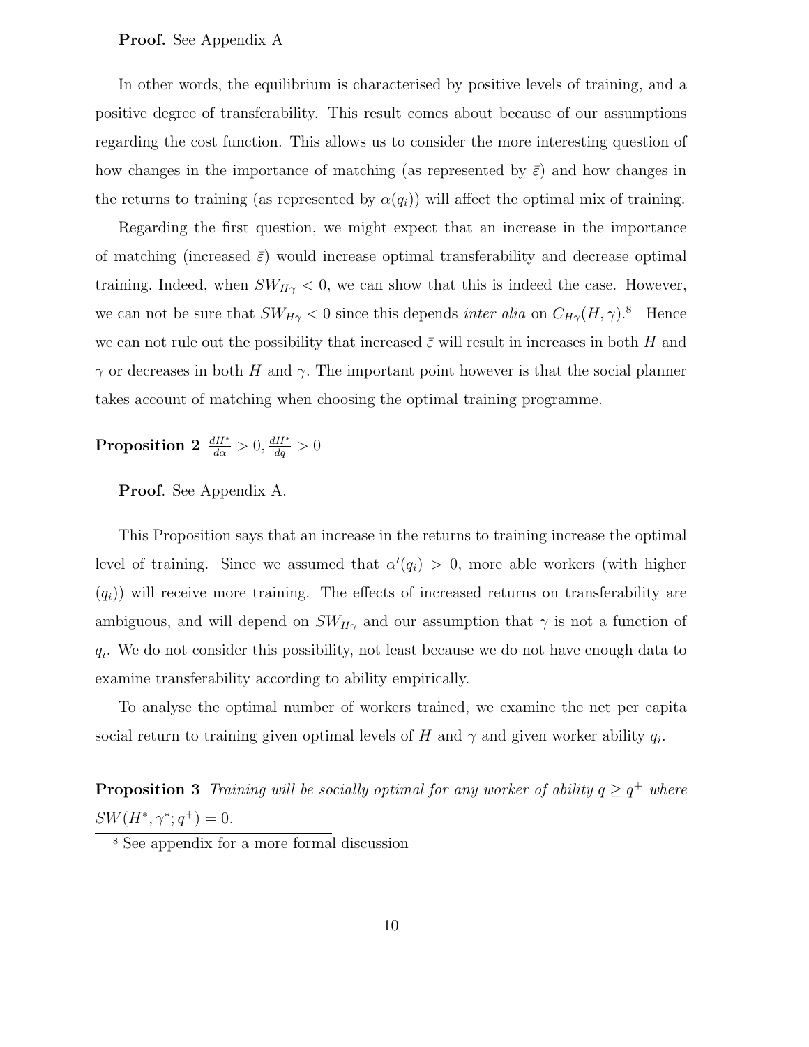**Proof.** See Appendix A

In other words, the equilibrium is characterised by positive levels of training, and a positive degree of transferability. This result comes about because of our assumptions regarding the cost function. This allows us to consider the more interesting question of how changes in the importance of matching (as represented by $\bar{\varepsilon}$) and how changes in the returns to training (as represented by $\alpha(q_i)$) will affect the optimal mix of training.

Regarding the first question, we might expect that an increase in the importance of matching (increased $\bar{\varepsilon}$) would increase optimal transferability and decrease optimal training. Indeed, when $SW_{H\gamma} < 0$, we can show that this is indeed the case. However, we can not be sure that $SW_{H\gamma} < 0$ since this depends *inter alia* on $C_{H\gamma}(H, \gamma)$.[8] Hence we can not rule out the possibility that increased $\bar{\varepsilon}$ will result in increases in both $H$ and $\gamma$ or decreases in both $H$ and $\gamma$. The important point however is that the social planner takes account of matching when choosing the optimal training programme.

**Proposition 2** $\frac{dH^*}{d\alpha} > 0, \frac{dH^*}{dq} > 0$

**Proof**. See Appendix A.

This Proposition says that an increase in the returns to training increase the optimal level of training. Since we assumed that $\alpha'(q_i) > 0$, more able workers (with higher $(q_i)$) will receive more training. The effects of increased returns on transferability are ambiguous, and will depend on $SW_{H\gamma}$ and our assumption that $\gamma$ is not a function of $q_i$. We do not consider this possibility, not least because we do not have enough data to examine transferability according to ability empirically.

To analyse the optimal number of workers trained, we examine the net per capita social return to training given optimal levels of $H$ and $\gamma$ and given worker ability $q_i$.

**Proposition 3** *Training will be socially optimal for any worker of ability $q \geq q^+$ where $SW(H^*, \gamma^*; q^+) = 0$.*

[8] See appendix for a more formal discussion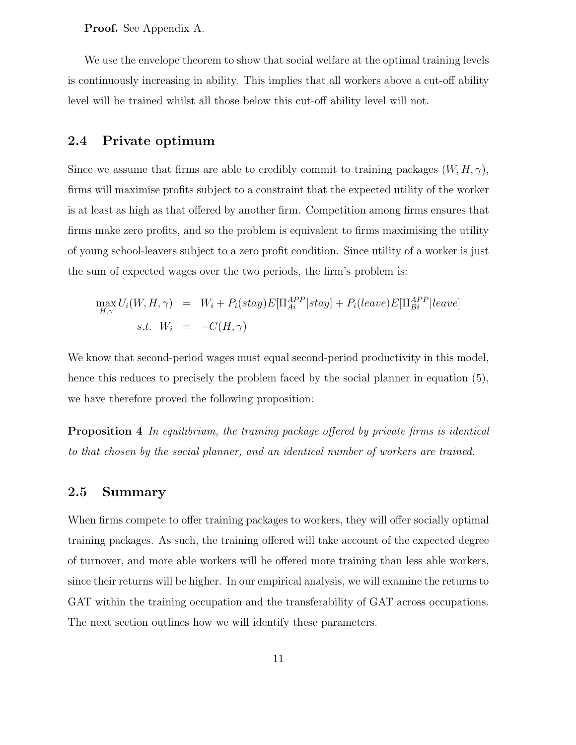**Proof.** See Appendix A.

We use the envelope theorem to show that social welfare at the optimal training levels is continuously increasing in ability. This implies that all workers above a cut-off ability level will be trained whilst all those below this cut-off ability level will not.

## 2.4 Private optimum

Since we assume that firms are able to credibly commit to training packages $(W, H, \gamma)$, firms will maximise profits subject to a constraint that the expected utility of the worker is at least as high as that offered by another firm. Competition among firms ensures that firms make zero profits, and so the problem is equivalent to firms maximising the utility of young school-leavers subject to a zero profit condition. Since utility of a worker is just the sum of expected wages over the two periods, the firm's problem is:

$$
\begin{aligned}
\max_{H,\gamma} U_i(W, H, \gamma) &= W_i + P_i(stay)E[\Pi_{Ai}^{APP}|stay] + P_i(leave)E[\Pi_{Bi}^{APP}|leave] \\
s.t. \;\; W_i &= -C(H, \gamma)
\end{aligned}
$$

We know that second-period wages must equal second-period productivity in this model, hence this reduces to precisely the problem faced by the social planner in equation (5), we have therefore proved the following proposition:

**Proposition 4** *In equilibrium, the training package offered by private firms is identical to that chosen by the social planner, and an identical number of workers are trained.*

## 2.5 Summary

When firms compete to offer training packages to workers, they will offer socially optimal training packages. As such, the training offered will take account of the expected degree of turnover, and more able workers will be offered more training than less able workers, since their returns will be higher. In our empirical analysis, we will examine the returns to GAT within the training occupation and the transferability of GAT across occupations. The next section outlines how we will identify these parameters.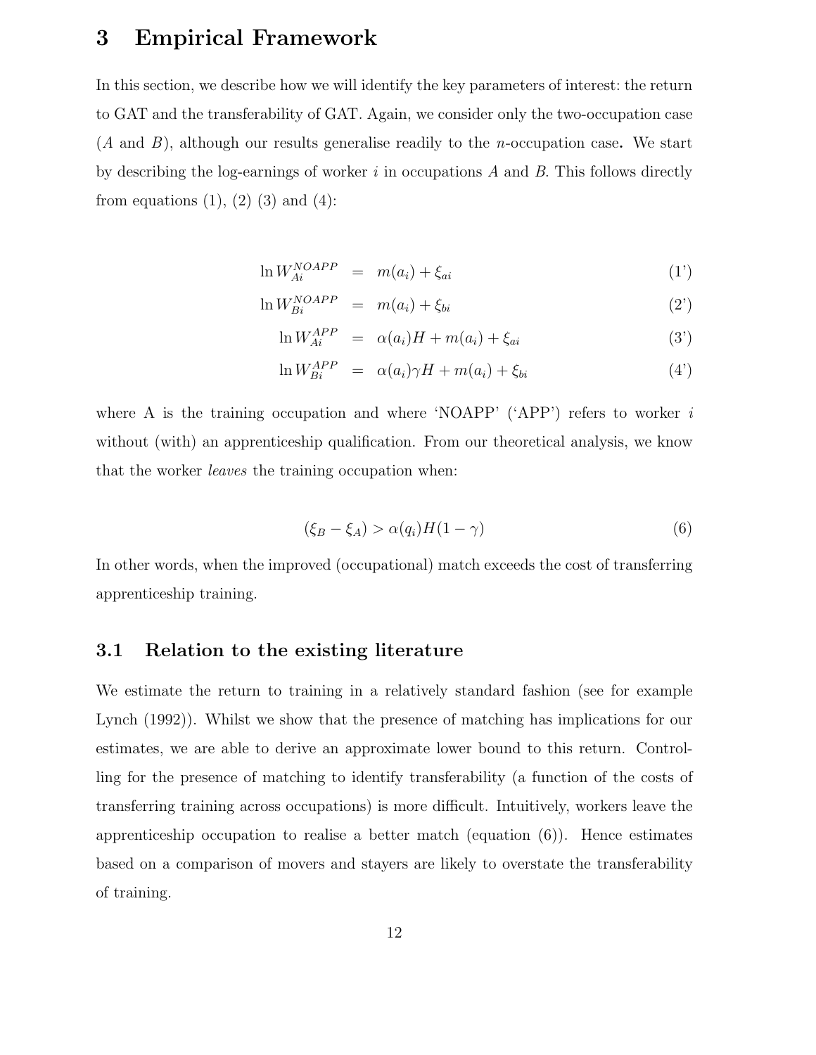# 3 Empirical Framework

In this section, we describe how we will identify the key parameters of interest: the return to GAT and the transferability of GAT. Again, we consider only the two-occupation case ($A$ and $B$), although our results generalise readily to the $n$-occupation case**.** We start by describing the log-earnings of worker $i$ in occupations $A$ and $B$. This follows directly from equations (1), (2) (3) and (4):

$$\ln W_{Ai}^{NOAPP} = m(a_i) + \xi_{ai} \tag{1'}$$

$$\ln W_{Bi}^{NOAPP} = m(a_i) + \xi_{bi} \tag{2'}$$

$$\ln W_{Ai}^{APP} = \alpha(a_i)H + m(a_i) + \xi_{ai} \tag{3'}$$

$$\ln W_{Bi}^{APP} = \alpha(a_i)\gamma H + m(a_i) + \xi_{bi} \tag{4'}$$

where A is the training occupation and where 'NOAPP' ('APP') refers to worker $i$ without (with) an apprenticeship qualification. From our theoretical analysis, we know that the worker *leaves* the training occupation when:

$$(\xi_B - \xi_A) > \alpha(q_i)H(1-\gamma) \tag{6}$$

In other words, when the improved (occupational) match exceeds the cost of transferring apprenticeship training.

## 3.1 Relation to the existing literature

We estimate the return to training in a relatively standard fashion (see for example Lynch (1992)). Whilst we show that the presence of matching has implications for our estimates, we are able to derive an approximate lower bound to this return. Controlling for the presence of matching to identify transferability (a function of the costs of transferring training across occupations) is more difficult. Intuitively, workers leave the apprenticeship occupation to realise a better match (equation (6)). Hence estimates based on a comparison of movers and stayers are likely to overstate the transferability of training.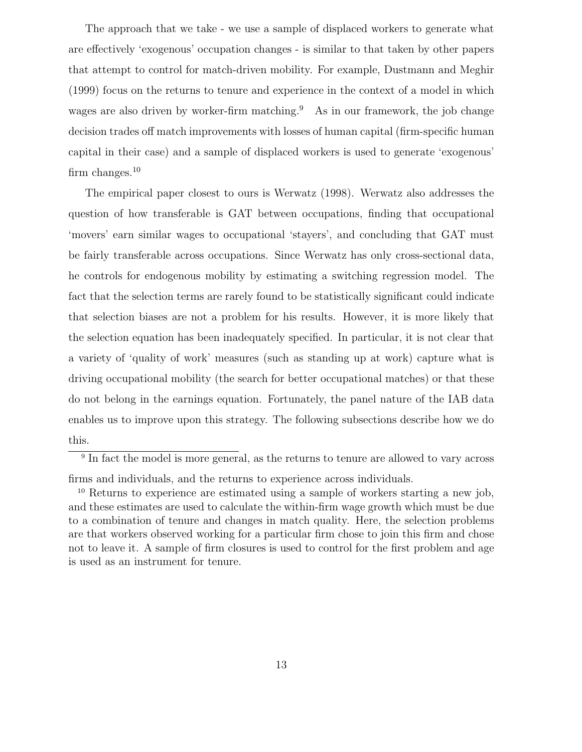The approach that we take - we use a sample of displaced workers to generate what are effectively 'exogenous' occupation changes - is similar to that taken by other papers that attempt to control for match-driven mobility. For example, Dustmann and Meghir (1999) focus on the returns to tenure and experience in the context of a model in which wages are also driven by worker-firm matching.[9] As in our framework, the job change decision trades off match improvements with losses of human capital (firm-specific human capital in their case) and a sample of displaced workers is used to generate 'exogenous' firm changes.[10]

The empirical paper closest to ours is Werwatz (1998). Werwatz also addresses the question of how transferable is GAT between occupations, finding that occupational 'movers' earn similar wages to occupational 'stayers', and concluding that GAT must be fairly transferable across occupations. Since Werwatz has only cross-sectional data, he controls for endogenous mobility by estimating a switching regression model. The fact that the selection terms are rarely found to be statistically significant could indicate that selection biases are not a problem for his results. However, it is more likely that the selection equation has been inadequately specified. In particular, it is not clear that a variety of 'quality of work' measures (such as standing up at work) capture what is driving occupational mobility (the search for better occupational matches) or that these do not belong in the earnings equation. Fortunately, the panel nature of the IAB data enables us to improve upon this strategy. The following subsections describe how we do this.

[9] In fact the model is more general, as the returns to tenure are allowed to vary across firms and individuals, and the returns to experience across individuals.

[10] Returns to experience are estimated using a sample of workers starting a new job, and these estimates are used to calculate the within-firm wage growth which must be due to a combination of tenure and changes in match quality. Here, the selection problems are that workers observed working for a particular firm chose to join this firm and chose not to leave it. A sample of firm closures is used to control for the first problem and age is used as an instrument for tenure.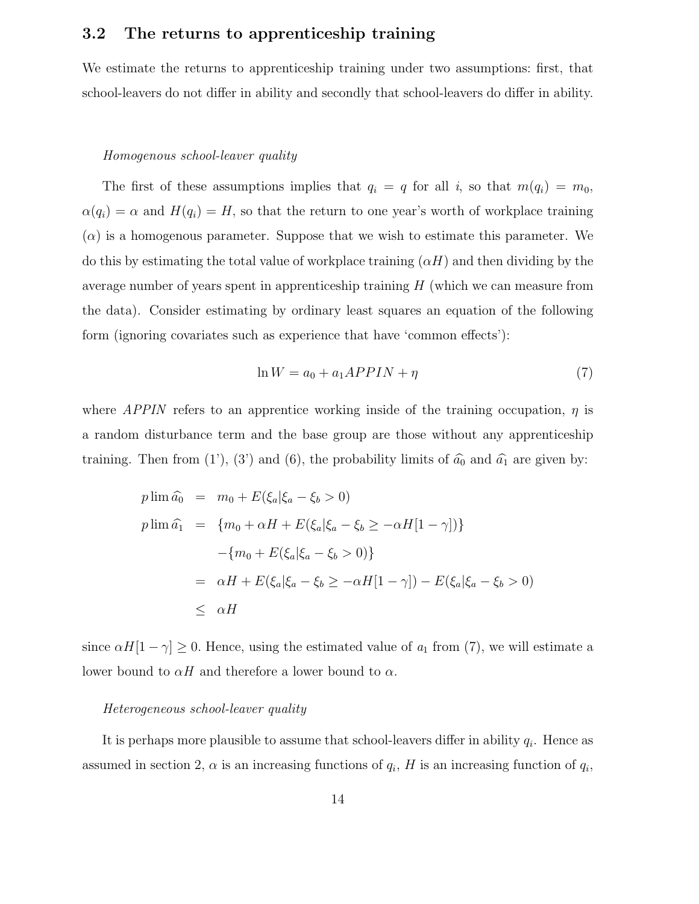### 3.2 The returns to apprenticeship training

We estimate the returns to apprenticeship training under two assumptions: first, that school-leavers do not differ in ability and secondly that school-leavers do differ in ability.

*Homogenous school-leaver quality*

The first of these assumptions implies that $q_i = q$ for all $i$, so that $m(q_i) = m_0$, $\alpha(q_i) = \alpha$ and $H(q_i) = H$, so that the return to one year's worth of workplace training ($\alpha$) is a homogenous parameter. Suppose that we wish to estimate this parameter. We do this by estimating the total value of workplace training ($\alpha H$) and then dividing by the average number of years spent in apprenticeship training $H$ (which we can measure from the data). Consider estimating by ordinary least squares an equation of the following form (ignoring covariates such as experience that have 'common effects'):

$$\ln W = a_0 + a_1 APPIN + \eta \tag{7}$$

where $APPIN$ refers to an apprentice working inside of the training occupation, $\eta$ is a random disturbance term and the base group are those without any apprenticeship training. Then from (1'), (3') and (6), the probability limits of $\widehat{a_0}$ and $\widehat{a_1}$ are given by:

$$
\begin{aligned}
p\lim \widehat{a_0} &= m_0 + E(\xi_a | \xi_a - \xi_b > 0) \\
p\lim \widehat{a_1} &= \{m_0 + \alpha H + E(\xi_a | \xi_a - \xi_b \geq -\alpha H[1-\gamma])\} \\
&\quad - \{m_0 + E(\xi_a | \xi_a - \xi_b > 0)\} \\
&= \alpha H + E(\xi_a | \xi_a - \xi_b \geq -\alpha H[1-\gamma]) - E(\xi_a | \xi_a - \xi_b > 0) \\
&\leq \alpha H
\end{aligned}
$$

since $\alpha H[1-\gamma] \geq 0$. Hence, using the estimated value of $a_1$ from (7), we will estimate a lower bound to $\alpha H$ and therefore a lower bound to $\alpha$.

*Heterogeneous school-leaver quality*

It is perhaps more plausible to assume that school-leavers differ in ability $q_i$. Hence as assumed in section 2, $\alpha$ is an increasing functions of $q_i$, $H$ is an increasing function of $q_i$,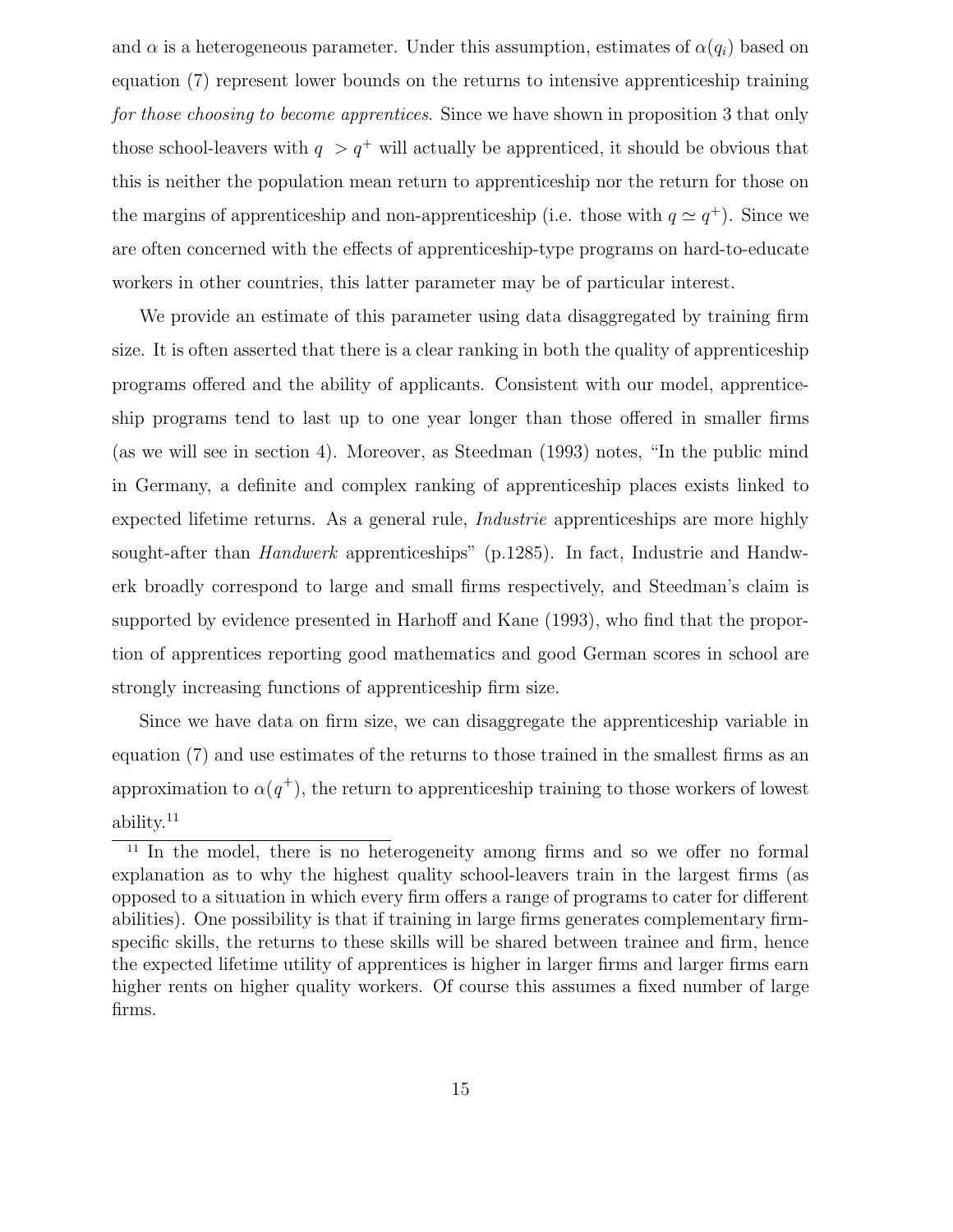and $\alpha$ is a heterogeneous parameter. Under this assumption, estimates of $\alpha(q_i)$ based on equation (7) represent lower bounds on the returns to intensive apprenticeship training *for those choosing to become apprentices*. Since we have shown in proposition 3 that only those school-leavers with $q > q^+$ will actually be apprenticed, it should be obvious that this is neither the population mean return to apprenticeship nor the return for those on the margins of apprenticeship and non-apprenticeship (i.e. those with $q \simeq q^+$). Since we are often concerned with the effects of apprenticeship-type programs on hard-to-educate workers in other countries, this latter parameter may be of particular interest.

We provide an estimate of this parameter using data disaggregated by training firm size. It is often asserted that there is a clear ranking in both the quality of apprenticeship programs offered and the ability of applicants. Consistent with our model, apprenticeship programs tend to last up to one year longer than those offered in smaller firms (as we will see in section 4). Moreover, as Steedman (1993) notes, "In the public mind in Germany, a definite and complex ranking of apprenticeship places exists linked to expected lifetime returns. As a general rule, *Industrie* apprenticeships are more highly sought-after than *Handwerk* apprenticeships" (p.1285). In fact, Industrie and Handwerk broadly correspond to large and small firms respectively, and Steedman's claim is supported by evidence presented in Harhoff and Kane (1993), who find that the proportion of apprentices reporting good mathematics and good German scores in school are strongly increasing functions of apprenticeship firm size.

Since we have data on firm size, we can disaggregate the apprenticeship variable in equation (7) and use estimates of the returns to those trained in the smallest firms as an approximation to $\alpha(q^+)$, the return to apprenticeship training to those workers of lowest ability.[11]

[11] In the model, there is no heterogeneity among firms and so we offer no formal explanation as to why the highest quality school-leavers train in the largest firms (as opposed to a situation in which every firm offers a range of programs to cater for different abilities). One possibility is that if training in large firms generates complementary firm-specific skills, the returns to these skills will be shared between trainee and firm, hence the expected lifetime utility of apprentices is higher in larger firms and larger firms earn higher rents on higher quality workers. Of course this assumes a fixed number of large firms.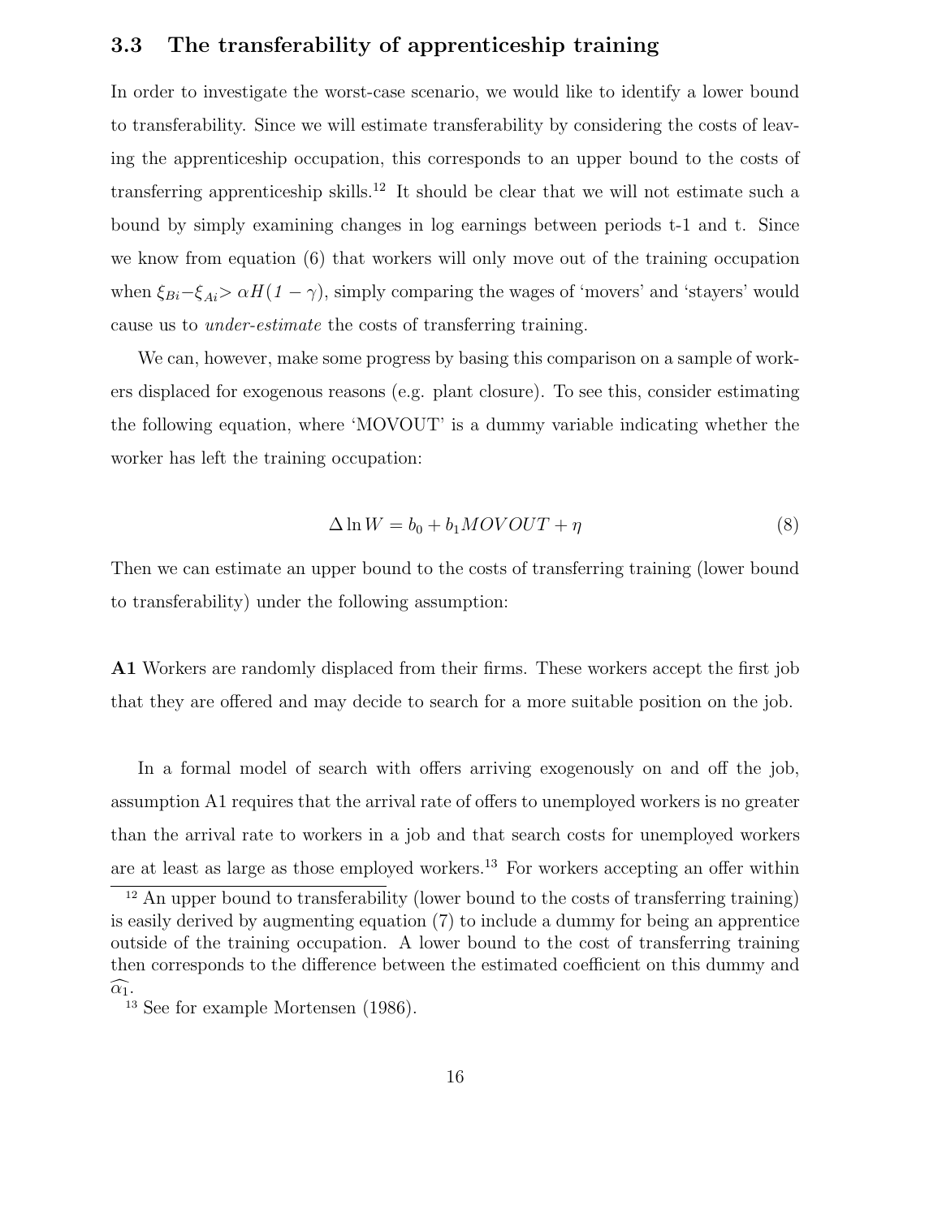### 3.3 The transferability of apprenticeship training

In order to investigate the worst-case scenario, we would like to identify a lower bound to transferability. Since we will estimate transferability by considering the costs of leaving the apprenticeship occupation, this corresponds to an upper bound to the costs of transferring apprenticeship skills.[12] It should be clear that we will not estimate such a bound by simply examining changes in log earnings between periods t-1 and t. Since we know from equation (6) that workers will only move out of the training occupation when $\xi_{Bi} - \xi_{Ai} > \alpha H(1-\gamma)$, simply comparing the wages of 'movers' and 'stayers' would cause us to *under-estimate* the costs of transferring training.

We can, however, make some progress by basing this comparison on a sample of workers displaced for exogenous reasons (e.g. plant closure). To see this, consider estimating the following equation, where 'MOVOUT' is a dummy variable indicating whether the worker has left the training occupation:

$$\Delta \ln W = b_0 + b_1 MOVOUT + \eta \tag{8}$$

Then we can estimate an upper bound to the costs of transferring training (lower bound to transferability) under the following assumption:

**A1** Workers are randomly displaced from their firms. These workers accept the first job that they are offered and may decide to search for a more suitable position on the job.

In a formal model of search with offers arriving exogenously on and off the job, assumption A1 requires that the arrival rate of offers to unemployed workers is no greater than the arrival rate to workers in a job and that search costs for unemployed workers are at least as large as those employed workers.[13] For workers accepting an offer within

---

[12] An upper bound to transferability (lower bound to the costs of transferring training) is easily derived by augmenting equation (7) to include a dummy for being an apprentice outside of the training occupation. A lower bound to the cost of transferring training then corresponds to the difference between the estimated coefficient on this dummy and $\widehat{\alpha_1}$.

[13] See for example Mortensen (1986).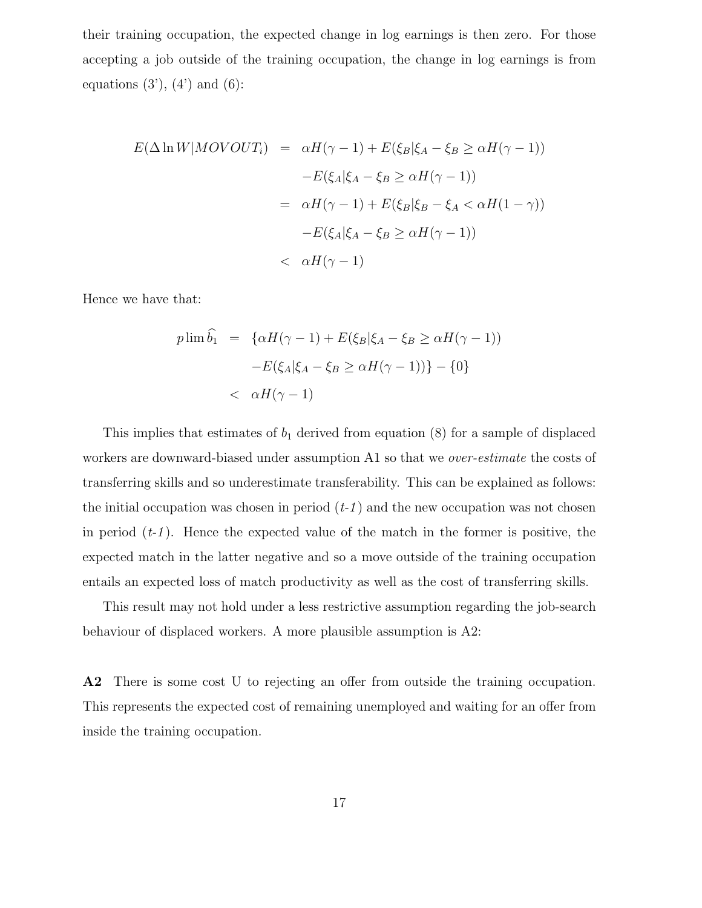their training occupation, the expected change in log earnings is then zero. For those accepting a job outside of the training occupation, the change in log earnings is from equations (3'), (4') and (6):

$$
\begin{aligned}
E(\Delta \ln W|MOVOUT_i) &= \alpha H(\gamma-1) + E(\xi_B|\xi_A - \xi_B \geq \alpha H(\gamma - 1)) \\
&\quad - E(\xi_A|\xi_A - \xi_B \geq \alpha H(\gamma-1)) \\
&= \alpha H(\gamma-1) + E(\xi_B|\xi_B - \xi_A < \alpha H(1-\gamma)) \\
&\quad - E(\xi_A|\xi_A - \xi_B \geq \alpha H(\gamma-1)) \\
&< \alpha H(\gamma - 1)
\end{aligned}
$$

Hence we have that:

$$
\begin{aligned}
p\lim \widehat{b_1} &= \{\alpha H(\gamma-1) + E(\xi_B|\xi_A - \xi_B \geq \alpha H(\gamma-1)) \\
&\quad - E(\xi_A|\xi_A - \xi_B \geq \alpha H(\gamma-1))\} - \{0\} \\
&< \alpha H(\gamma-1)
\end{aligned}
$$

This implies that estimates of $b_1$ derived from equation (8) for a sample of displaced workers are downward-biased under assumption A1 so that we *over-estimate* the costs of transferring skills and so underestimate transferability. This can be explained as follows: the initial occupation was chosen in period (*t-1*) and the new occupation was not chosen in period (*t-1*). Hence the expected value of the match in the former is positive, the expected match in the latter negative and so a move outside of the training occupation entails an expected loss of match productivity as well as the cost of transferring skills.

This result may not hold under a less restrictive assumption regarding the job-search behaviour of displaced workers. A more plausible assumption is A2:

**A2** There is some cost U to rejecting an offer from outside the training occupation. This represents the expected cost of remaining unemployed and waiting for an offer from inside the training occupation.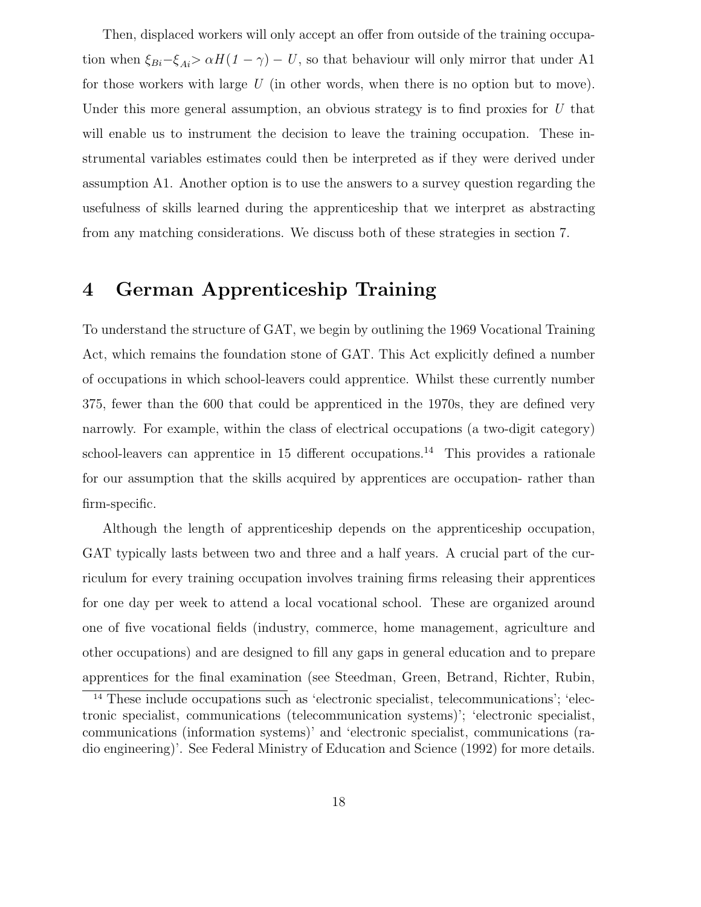Then, displaced workers will only accept an offer from outside of the training occupation when $\xi_{Bi} - \xi_{Ai} > \alpha H(1 - \gamma) - U$, so that behaviour will only mirror that under A1 for those workers with large $U$ (in other words, when there is no option but to move). Under this more general assumption, an obvious strategy is to find proxies for $U$ that will enable us to instrument the decision to leave the training occupation. These instrumental variables estimates could then be interpreted as if they were derived under assumption A1. Another option is to use the answers to a survey question regarding the usefulness of skills learned during the apprenticeship that we interpret as abstracting from any matching considerations. We discuss both of these strategies in section 7.

# 4 German Apprenticeship Training

To understand the structure of GAT, we begin by outlining the 1969 Vocational Training Act, which remains the foundation stone of GAT. This Act explicitly defined a number of occupations in which school-leavers could apprentice. Whilst these currently number 375, fewer than the 600 that could be apprenticed in the 1970s, they are defined very narrowly. For example, within the class of electrical occupations (a two-digit category) school-leavers can apprentice in 15 different occupations.[14] This provides a rationale for our assumption that the skills acquired by apprentices are occupation- rather than firm-specific.

Although the length of apprenticeship depends on the apprenticeship occupation, GAT typically lasts between two and three and a half years. A crucial part of the curriculum for every training occupation involves training firms releasing their apprentices for one day per week to attend a local vocational school. These are organized around one of five vocational fields (industry, commerce, home management, agriculture and other occupations) and are designed to fill any gaps in general education and to prepare apprentices for the final examination (see Steedman, Green, Betrand, Richter, Rubin,

[14] These include occupations such as 'electronic specialist, telecommunications'; 'electronic specialist, communications (telecommunication systems)'; 'electronic specialist, communications (information systems)' and 'electronic specialist, communications (radio engineering)'. See Federal Ministry of Education and Science (1992) for more details.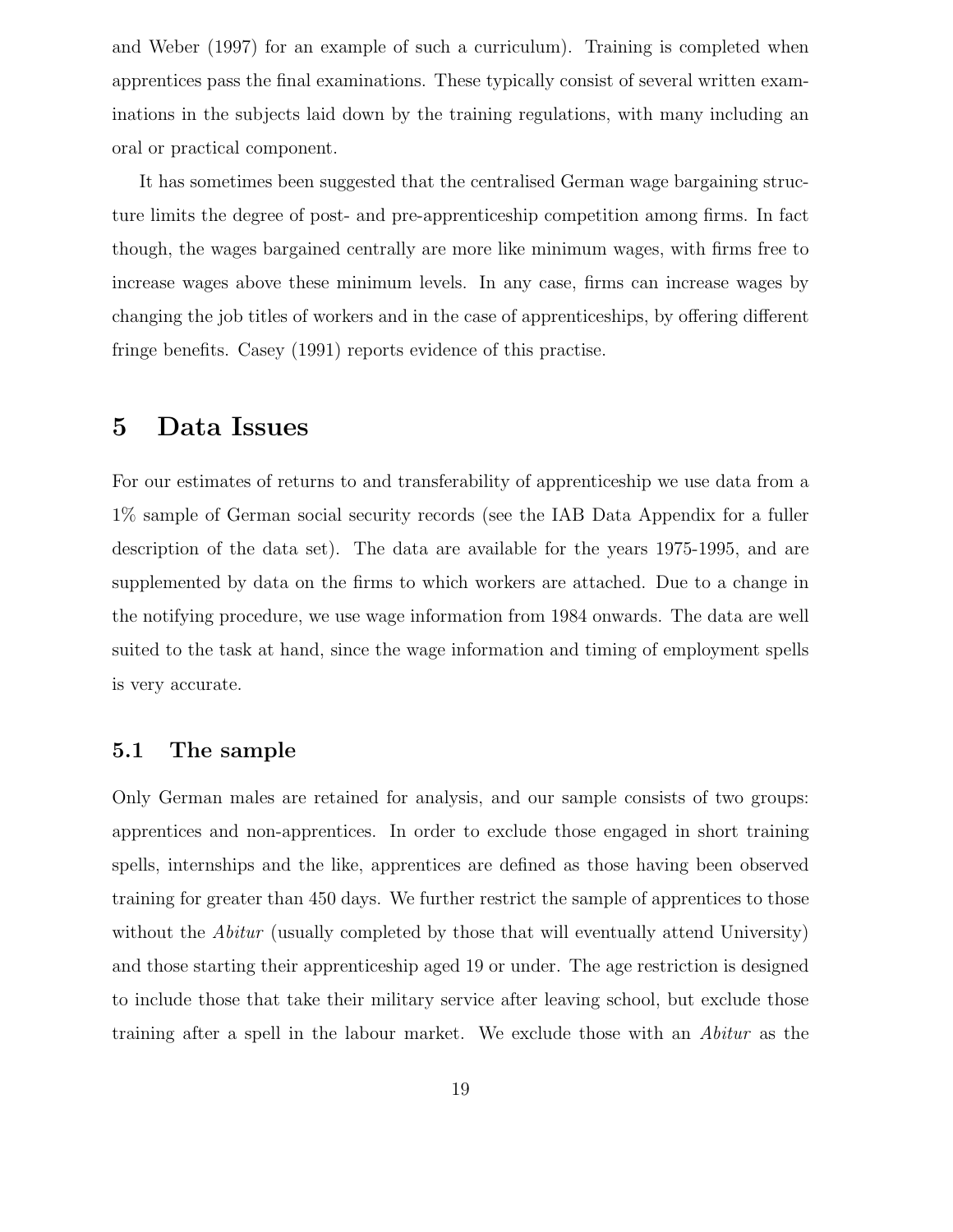and Weber (1997) for an example of such a curriculum). Training is completed when apprentices pass the final examinations. These typically consist of several written examinations in the subjects laid down by the training regulations, with many including an oral or practical component.

It has sometimes been suggested that the centralised German wage bargaining structure limits the degree of post- and pre-apprenticeship competition among firms. In fact though, the wages bargained centrally are more like minimum wages, with firms free to increase wages above these minimum levels. In any case, firms can increase wages by changing the job titles of workers and in the case of apprenticeships, by offering different fringe benefits. Casey (1991) reports evidence of this practise.

# 5 Data Issues

For our estimates of returns to and transferability of apprenticeship we use data from a 1% sample of German social security records (see the IAB Data Appendix for a fuller description of the data set). The data are available for the years 1975-1995, and are supplemented by data on the firms to which workers are attached. Due to a change in the notifying procedure, we use wage information from 1984 onwards. The data are well suited to the task at hand, since the wage information and timing of employment spells is very accurate.

## 5.1 The sample

Only German males are retained for analysis, and our sample consists of two groups: apprentices and non-apprentices. In order to exclude those engaged in short training spells, internships and the like, apprentices are defined as those having been observed training for greater than 450 days. We further restrict the sample of apprentices to those without the *Abitur* (usually completed by those that will eventually attend University) and those starting their apprenticeship aged 19 or under. The age restriction is designed to include those that take their military service after leaving school, but exclude those training after a spell in the labour market. We exclude those with an *Abitur* as the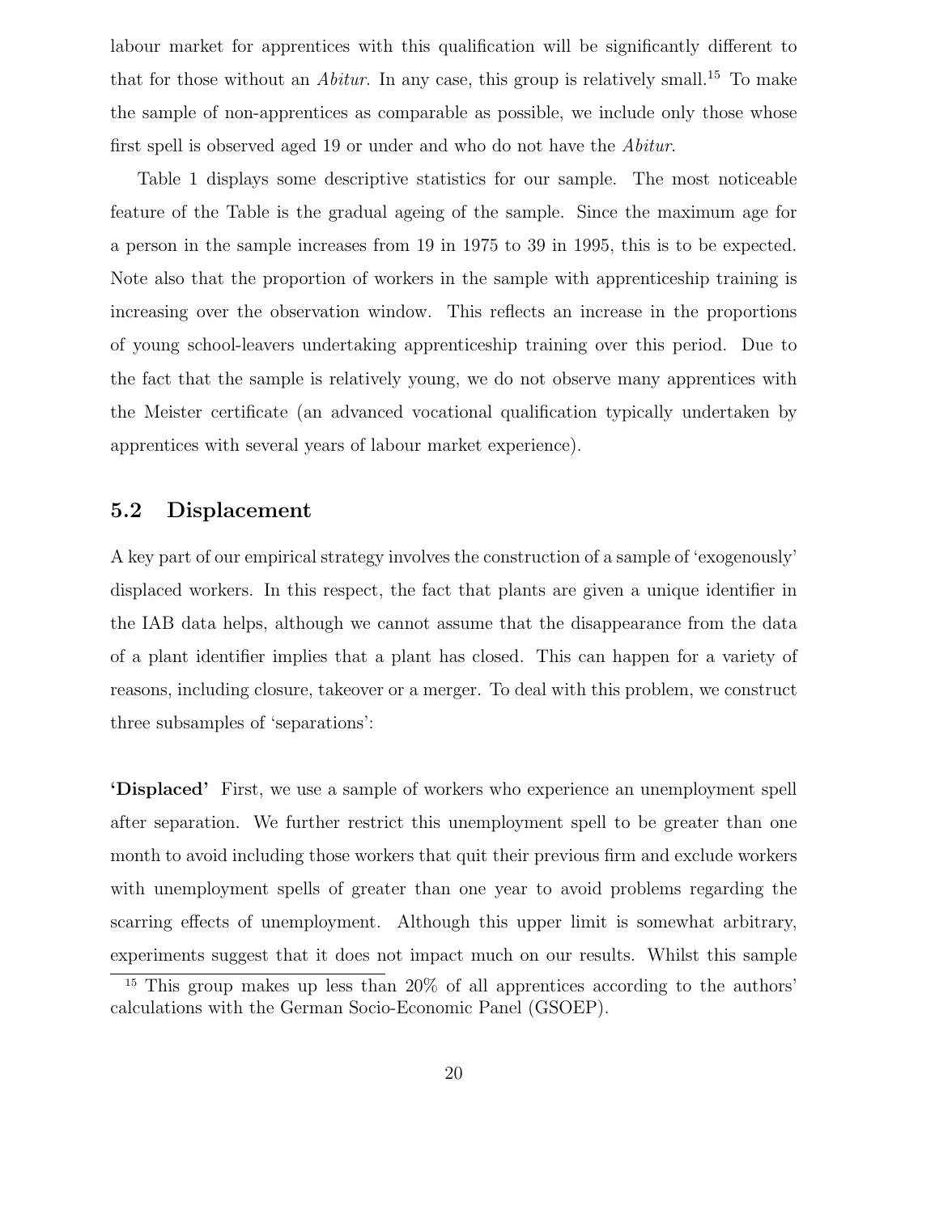labour market for apprentices with this qualification will be significantly different to that for those without an *Abitur*. In any case, this group is relatively small.[15] To make the sample of non-apprentices as comparable as possible, we include only those whose first spell is observed aged 19 or under and who do not have the *Abitur*.

Table 1 displays some descriptive statistics for our sample. The most noticeable feature of the Table is the gradual ageing of the sample. Since the maximum age for a person in the sample increases from 19 in 1975 to 39 in 1995, this is to be expected. Note also that the proportion of workers in the sample with apprenticeship training is increasing over the observation window. This reflects an increase in the proportions of young school-leavers undertaking apprenticeship training over this period. Due to the fact that the sample is relatively young, we do not observe many apprentices with the Meister certificate (an advanced vocational qualification typically undertaken by apprentices with several years of labour market experience).

## 5.2 Displacement

A key part of our empirical strategy involves the construction of a sample of 'exogenously' displaced workers. In this respect, the fact that plants are given a unique identifier in the IAB data helps, although we cannot assume that the disappearance from the data of a plant identifier implies that a plant has closed. This can happen for a variety of reasons, including closure, takeover or a merger. To deal with this problem, we construct three subsamples of 'separations':

**'Displaced'** First, we use a sample of workers who experience an unemployment spell after separation. We further restrict this unemployment spell to be greater than one month to avoid including those workers that quit their previous firm and exclude workers with unemployment spells of greater than one year to avoid problems regarding the scarring effects of unemployment. Although this upper limit is somewhat arbitrary, experiments suggest that it does not impact much on our results. Whilst this sample

[15] This group makes up less than 20% of all apprentices according to the authors' calculations with the German Socio-Economic Panel (GSOEP).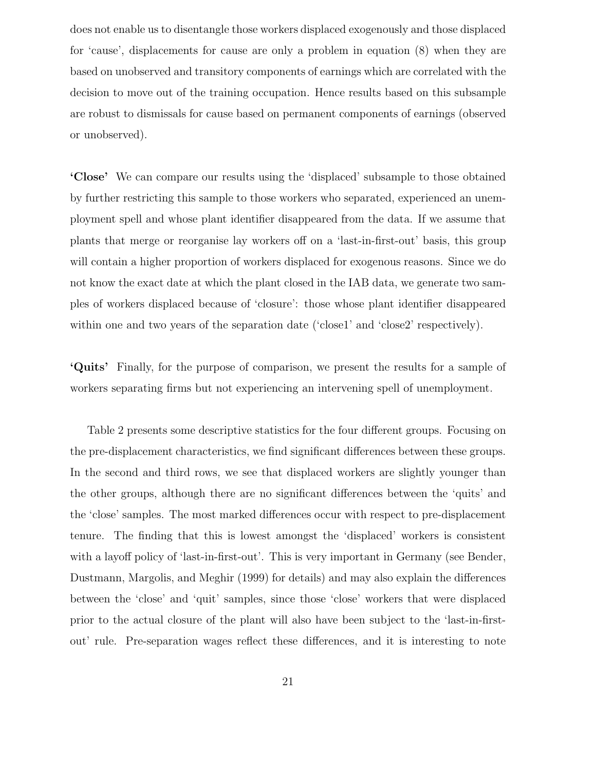does not enable us to disentangle those workers displaced exogenously and those displaced for 'cause', displacements for cause are only a problem in equation (8) when they are based on unobserved and transitory components of earnings which are correlated with the decision to move out of the training occupation. Hence results based on this subsample are robust to dismissals for cause based on permanent components of earnings (observed or unobserved).

**'Close'** We can compare our results using the 'displaced' subsample to those obtained by further restricting this sample to those workers who separated, experienced an unemployment spell and whose plant identifier disappeared from the data. If we assume that plants that merge or reorganise lay workers off on a 'last-in-first-out' basis, this group will contain a higher proportion of workers displaced for exogenous reasons. Since we do not know the exact date at which the plant closed in the IAB data, we generate two samples of workers displaced because of 'closure': those whose plant identifier disappeared within one and two years of the separation date ('close1' and 'close2' respectively).

**'Quits'** Finally, for the purpose of comparison, we present the results for a sample of workers separating firms but not experiencing an intervening spell of unemployment.

Table 2 presents some descriptive statistics for the four different groups. Focusing on the pre-displacement characteristics, we find significant differences between these groups. In the second and third rows, we see that displaced workers are slightly younger than the other groups, although there are no significant differences between the 'quits' and the 'close' samples. The most marked differences occur with respect to pre-displacement tenure. The finding that this is lowest amongst the 'displaced' workers is consistent with a layoff policy of 'last-in-first-out'. This is very important in Germany (see Bender, Dustmann, Margolis, and Meghir (1999) for details) and may also explain the differences between the 'close' and 'quit' samples, since those 'close' workers that were displaced prior to the actual closure of the plant will also have been subject to the 'last-in-first-out' rule. Pre-separation wages reflect these differences, and it is interesting to note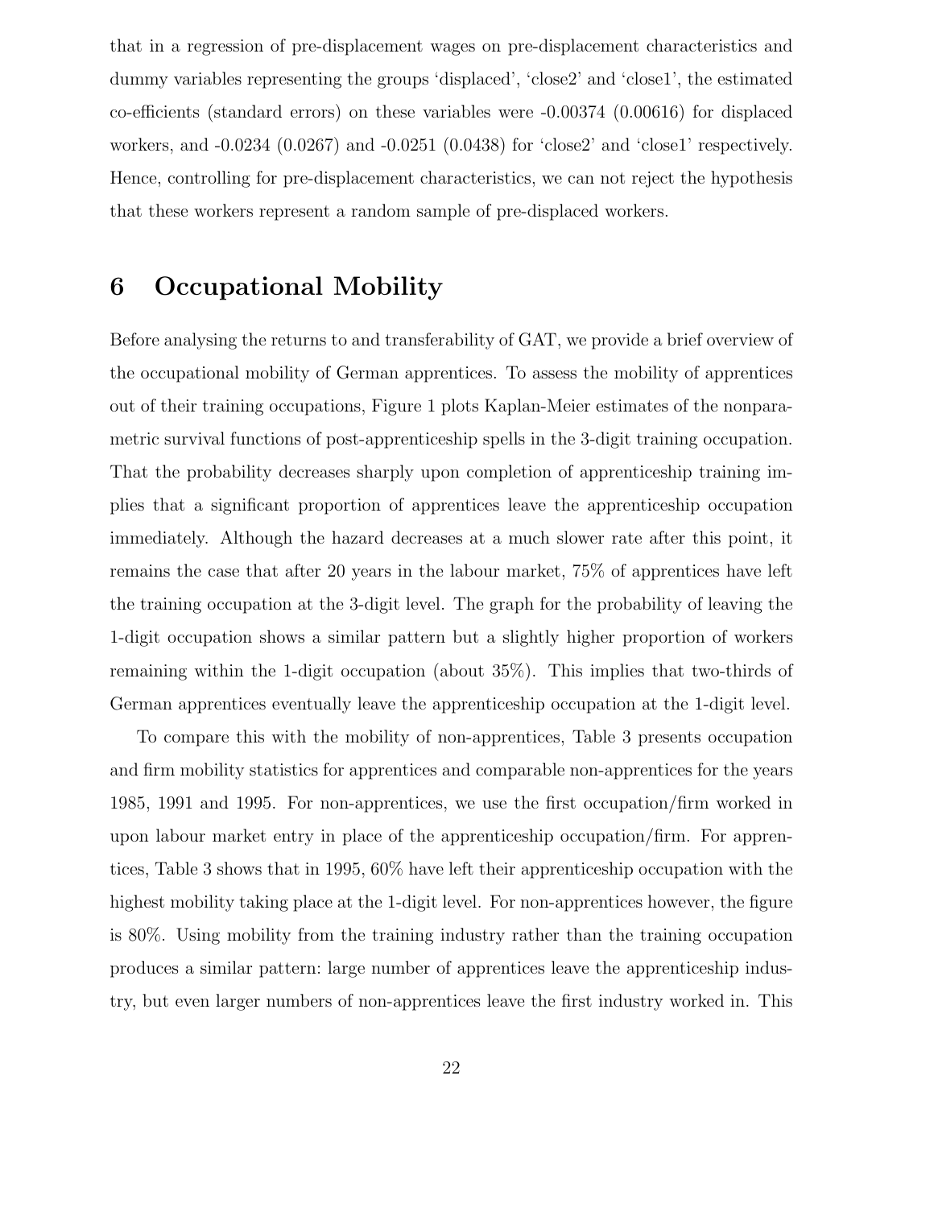that in a regression of pre-displacement wages on pre-displacement characteristics and dummy variables representing the groups 'displaced', 'close2' and 'close1', the estimated co-efficients (standard errors) on these variables were -0.00374 (0.00616) for displaced workers, and -0.0234 (0.0267) and -0.0251 (0.0438) for 'close2' and 'close1' respectively. Hence, controlling for pre-displacement characteristics, we can not reject the hypothesis that these workers represent a random sample of pre-displaced workers.

# 6 Occupational Mobility

Before analysing the returns to and transferability of GAT, we provide a brief overview of the occupational mobility of German apprentices. To assess the mobility of apprentices out of their training occupations, Figure 1 plots Kaplan-Meier estimates of the nonparametric survival functions of post-apprenticeship spells in the 3-digit training occupation. That the probability decreases sharply upon completion of apprenticeship training implies that a significant proportion of apprentices leave the apprenticeship occupation immediately. Although the hazard decreases at a much slower rate after this point, it remains the case that after 20 years in the labour market, 75% of apprentices have left the training occupation at the 3-digit level. The graph for the probability of leaving the 1-digit occupation shows a similar pattern but a slightly higher proportion of workers remaining within the 1-digit occupation (about 35%). This implies that two-thirds of German apprentices eventually leave the apprenticeship occupation at the 1-digit level.

To compare this with the mobility of non-apprentices, Table 3 presents occupation and firm mobility statistics for apprentices and comparable non-apprentices for the years 1985, 1991 and 1995. For non-apprentices, we use the first occupation/firm worked in upon labour market entry in place of the apprenticeship occupation/firm. For apprentices, Table 3 shows that in 1995, 60% have left their apprenticeship occupation with the highest mobility taking place at the 1-digit level. For non-apprentices however, the figure is 80%. Using mobility from the training industry rather than the training occupation produces a similar pattern: large number of apprentices leave the apprenticeship industry, but even larger numbers of non-apprentices leave the first industry worked in. This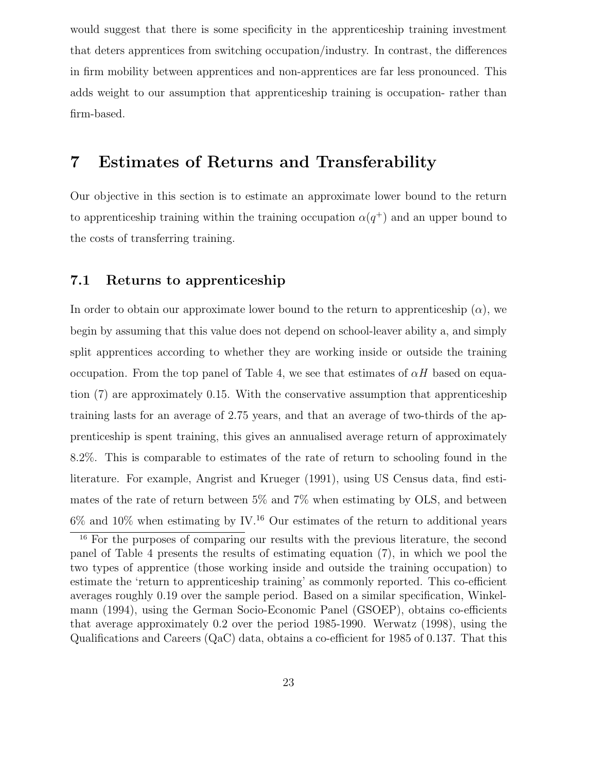would suggest that there is some specificity in the apprenticeship training investment that deters apprentices from switching occupation/industry. In contrast, the differences in firm mobility between apprentices and non-apprentices are far less pronounced. This adds weight to our assumption that apprenticeship training is occupation- rather than firm-based.

# 7 Estimates of Returns and Transferability

Our objective in this section is to estimate an approximate lower bound to the return to apprenticeship training within the training occupation $\alpha(q^+)$ and an upper bound to the costs of transferring training.

## 7.1 Returns to apprenticeship

In order to obtain our approximate lower bound to the return to apprenticeship ($\alpha$), we begin by assuming that this value does not depend on school-leaver ability a, and simply split apprentices according to whether they are working inside or outside the training occupation. From the top panel of Table 4, we see that estimates of $\alpha H$ based on equation (7) are approximately 0.15. With the conservative assumption that apprenticeship training lasts for an average of 2.75 years, and that an average of two-thirds of the apprenticeship is spent training, this gives an annualised average return of approximately 8.2%. This is comparable to estimates of the rate of return to schooling found in the literature. For example, Angrist and Krueger (1991), using US Census data, find estimates of the rate of return between 5% and 7% when estimating by OLS, and between 6% and 10% when estimating by IV.[16] Our estimates of the return to additional years

[16] For the purposes of comparing our results with the previous literature, the second panel of Table 4 presents the results of estimating equation (7), in which we pool the two types of apprentice (those working inside and outside the training occupation) to estimate the 'return to apprenticeship training' as commonly reported. This co-efficient averages roughly 0.19 over the sample period. Based on a similar specification, Winkelmann (1994), using the German Socio-Economic Panel (GSOEP), obtains co-efficients that average approximately 0.2 over the period 1985-1990. Werwatz (1998), using the Qualifications and Careers (QaC) data, obtains a co-efficient for 1985 of 0.137. That this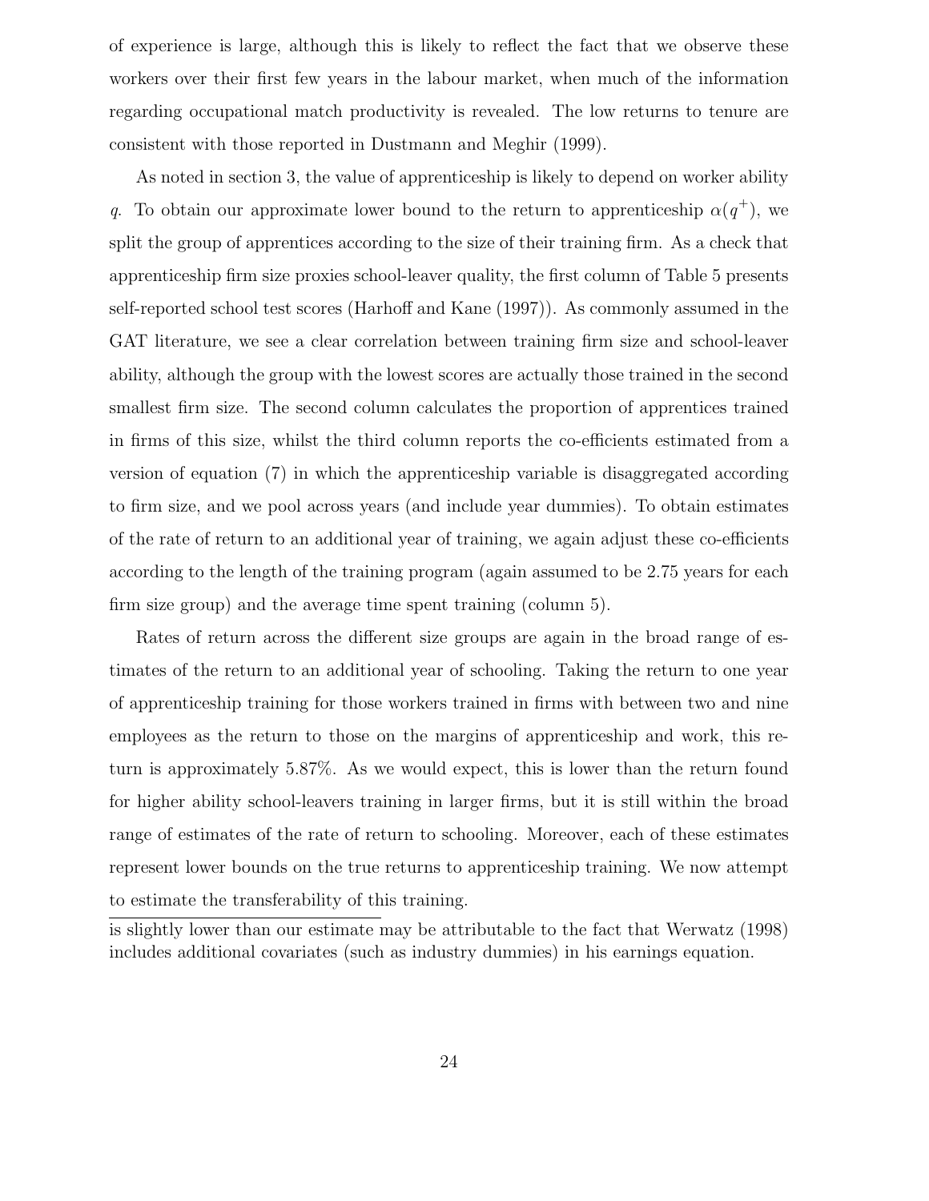of experience is large, although this is likely to reflect the fact that we observe these workers over their first few years in the labour market, when much of the information regarding occupational match productivity is revealed. The low returns to tenure are consistent with those reported in Dustmann and Meghir (1999).

As noted in section 3, the value of apprenticeship is likely to depend on worker ability $q$. To obtain our approximate lower bound to the return to apprenticeship $\alpha(q^+)$, we split the group of apprentices according to the size of their training firm. As a check that apprenticeship firm size proxies school-leaver quality, the first column of Table 5 presents self-reported school test scores (Harhoff and Kane (1997)). As commonly assumed in the GAT literature, we see a clear correlation between training firm size and school-leaver ability, although the group with the lowest scores are actually those trained in the second smallest firm size. The second column calculates the proportion of apprentices trained in firms of this size, whilst the third column reports the co-efficients estimated from a version of equation (7) in which the apprenticeship variable is disaggregated according to firm size, and we pool across years (and include year dummies). To obtain estimates of the rate of return to an additional year of training, we again adjust these co-efficients according to the length of the training program (again assumed to be 2.75 years for each firm size group) and the average time spent training (column 5).

Rates of return across the different size groups are again in the broad range of estimates of the return to an additional year of schooling. Taking the return to one year of apprenticeship training for those workers trained in firms with between two and nine employees as the return to those on the margins of apprenticeship and work, this return is approximately 5.87%. As we would expect, this is lower than the return found for higher ability school-leavers training in larger firms, but it is still within the broad range of estimates of the rate of return to schooling. Moreover, each of these estimates represent lower bounds on the true returns to apprenticeship training. We now attempt to estimate the transferability of this training.

---

is slightly lower than our estimate may be attributable to the fact that Werwatz (1998) includes additional covariates (such as industry dummies) in his earnings equation.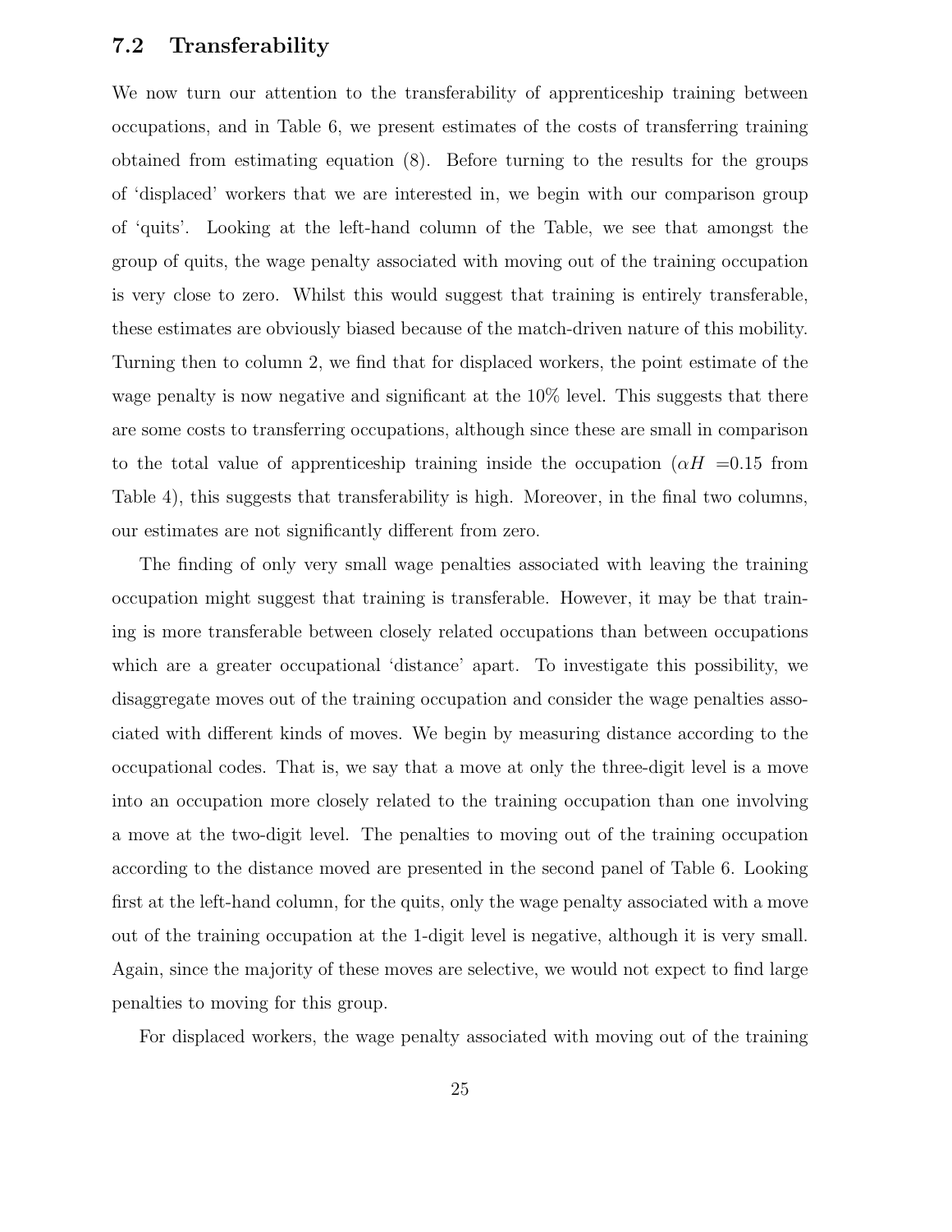### 7.2 Transferability

We now turn our attention to the transferability of apprenticeship training between occupations, and in Table 6, we present estimates of the costs of transferring training obtained from estimating equation (8). Before turning to the results for the groups of 'displaced' workers that we are interested in, we begin with our comparison group of 'quits'. Looking at the left-hand column of the Table, we see that amongst the group of quits, the wage penalty associated with moving out of the training occupation is very close to zero. Whilst this would suggest that training is entirely transferable, these estimates are obviously biased because of the match-driven nature of this mobility. Turning then to column 2, we find that for displaced workers, the point estimate of the wage penalty is now negative and significant at the 10% level. This suggests that there are some costs to transferring occupations, although since these are small in comparison to the total value of apprenticeship training inside the occupation ($\alpha H$ =0.15 from Table 4), this suggests that transferability is high. Moreover, in the final two columns, our estimates are not significantly different from zero.

The finding of only very small wage penalties associated with leaving the training occupation might suggest that training is transferable. However, it may be that training is more transferable between closely related occupations than between occupations which are a greater occupational 'distance' apart. To investigate this possibility, we disaggregate moves out of the training occupation and consider the wage penalties associated with different kinds of moves. We begin by measuring distance according to the occupational codes. That is, we say that a move at only the three-digit level is a move into an occupation more closely related to the training occupation than one involving a move at the two-digit level. The penalties to moving out of the training occupation according to the distance moved are presented in the second panel of Table 6. Looking first at the left-hand column, for the quits, only the wage penalty associated with a move out of the training occupation at the 1-digit level is negative, although it is very small. Again, since the majority of these moves are selective, we would not expect to find large penalties to moving for this group.

For displaced workers, the wage penalty associated with moving out of the training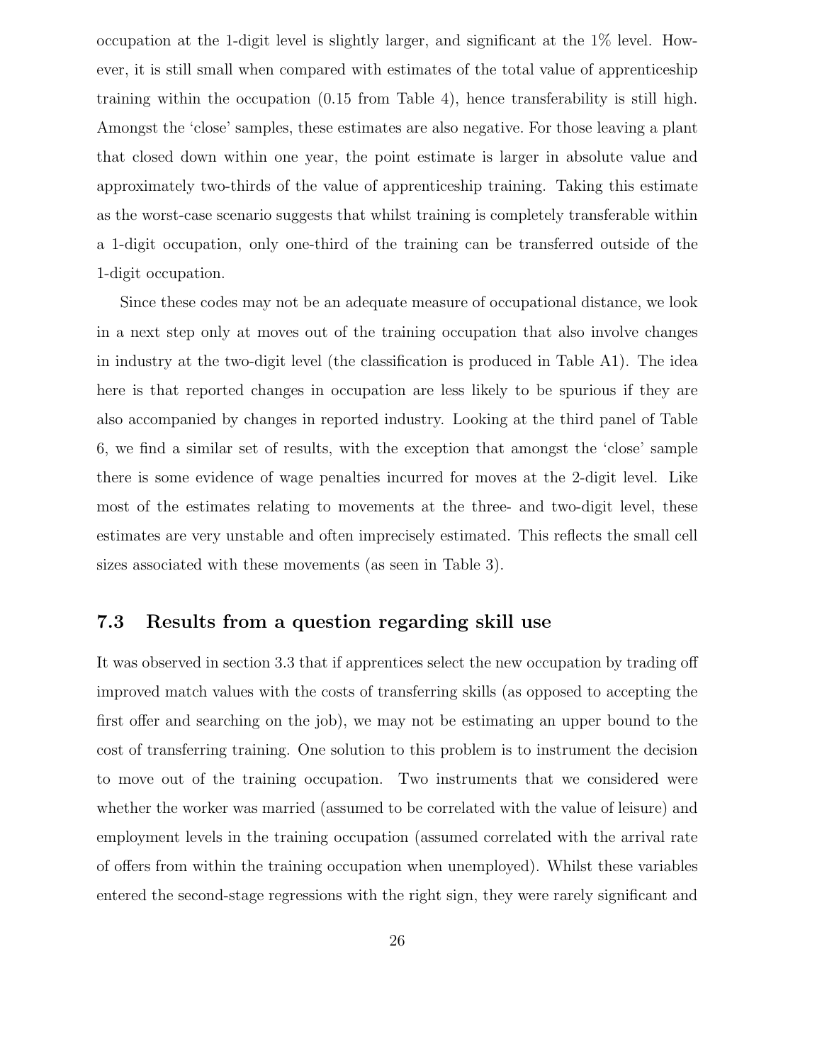occupation at the 1-digit level is slightly larger, and significant at the 1% level. However, it is still small when compared with estimates of the total value of apprenticeship training within the occupation (0.15 from Table 4), hence transferability is still high. Amongst the 'close' samples, these estimates are also negative. For those leaving a plant that closed down within one year, the point estimate is larger in absolute value and approximately two-thirds of the value of apprenticeship training. Taking this estimate as the worst-case scenario suggests that whilst training is completely transferable within a 1-digit occupation, only one-third of the training can be transferred outside of the 1-digit occupation.

Since these codes may not be an adequate measure of occupational distance, we look in a next step only at moves out of the training occupation that also involve changes in industry at the two-digit level (the classification is produced in Table A1). The idea here is that reported changes in occupation are less likely to be spurious if they are also accompanied by changes in reported industry. Looking at the third panel of Table 6, we find a similar set of results, with the exception that amongst the 'close' sample there is some evidence of wage penalties incurred for moves at the 2-digit level. Like most of the estimates relating to movements at the three- and two-digit level, these estimates are very unstable and often imprecisely estimated. This reflects the small cell sizes associated with these movements (as seen in Table 3).

### 7.3 Results from a question regarding skill use

It was observed in section 3.3 that if apprentices select the new occupation by trading off improved match values with the costs of transferring skills (as opposed to accepting the first offer and searching on the job), we may not be estimating an upper bound to the cost of transferring training. One solution to this problem is to instrument the decision to move out of the training occupation. Two instruments that we considered were whether the worker was married (assumed to be correlated with the value of leisure) and employment levels in the training occupation (assumed correlated with the arrival rate of offers from within the training occupation when unemployed). Whilst these variables entered the second-stage regressions with the right sign, they were rarely significant and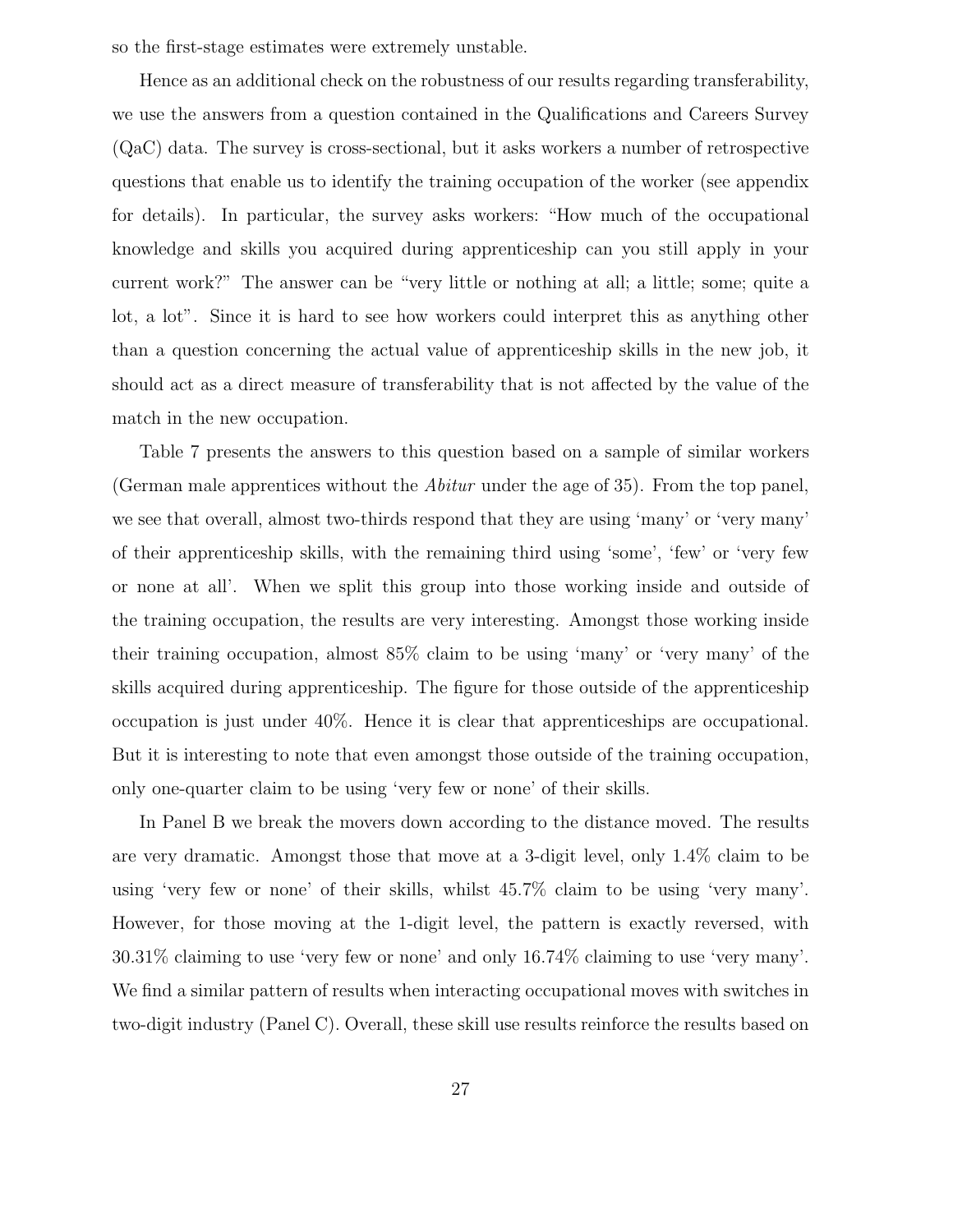so the first-stage estimates were extremely unstable.

Hence as an additional check on the robustness of our results regarding transferability, we use the answers from a question contained in the Qualifications and Careers Survey (QaC) data. The survey is cross-sectional, but it asks workers a number of retrospective questions that enable us to identify the training occupation of the worker (see appendix for details). In particular, the survey asks workers: "How much of the occupational knowledge and skills you acquired during apprenticeship can you still apply in your current work?" The answer can be "very little or nothing at all; a little; some; quite a lot, a lot". Since it is hard to see how workers could interpret this as anything other than a question concerning the actual value of apprenticeship skills in the new job, it should act as a direct measure of transferability that is not affected by the value of the match in the new occupation.

Table 7 presents the answers to this question based on a sample of similar workers (German male apprentices without the *Abitur* under the age of 35). From the top panel, we see that overall, almost two-thirds respond that they are using 'many' or 'very many' of their apprenticeship skills, with the remaining third using 'some', 'few' or 'very few or none at all'. When we split this group into those working inside and outside of the training occupation, the results are very interesting. Amongst those working inside their training occupation, almost 85% claim to be using 'many' or 'very many' of the skills acquired during apprenticeship. The figure for those outside of the apprenticeship occupation is just under 40%. Hence it is clear that apprenticeships are occupational. But it is interesting to note that even amongst those outside of the training occupation, only one-quarter claim to be using 'very few or none' of their skills.

In Panel B we break the movers down according to the distance moved. The results are very dramatic. Amongst those that move at a 3-digit level, only 1.4% claim to be using 'very few or none' of their skills, whilst 45.7% claim to be using 'very many'. However, for those moving at the 1-digit level, the pattern is exactly reversed, with 30.31% claiming to use 'very few or none' and only 16.74% claiming to use 'very many'. We find a similar pattern of results when interacting occupational moves with switches in two-digit industry (Panel C). Overall, these skill use results reinforce the results based on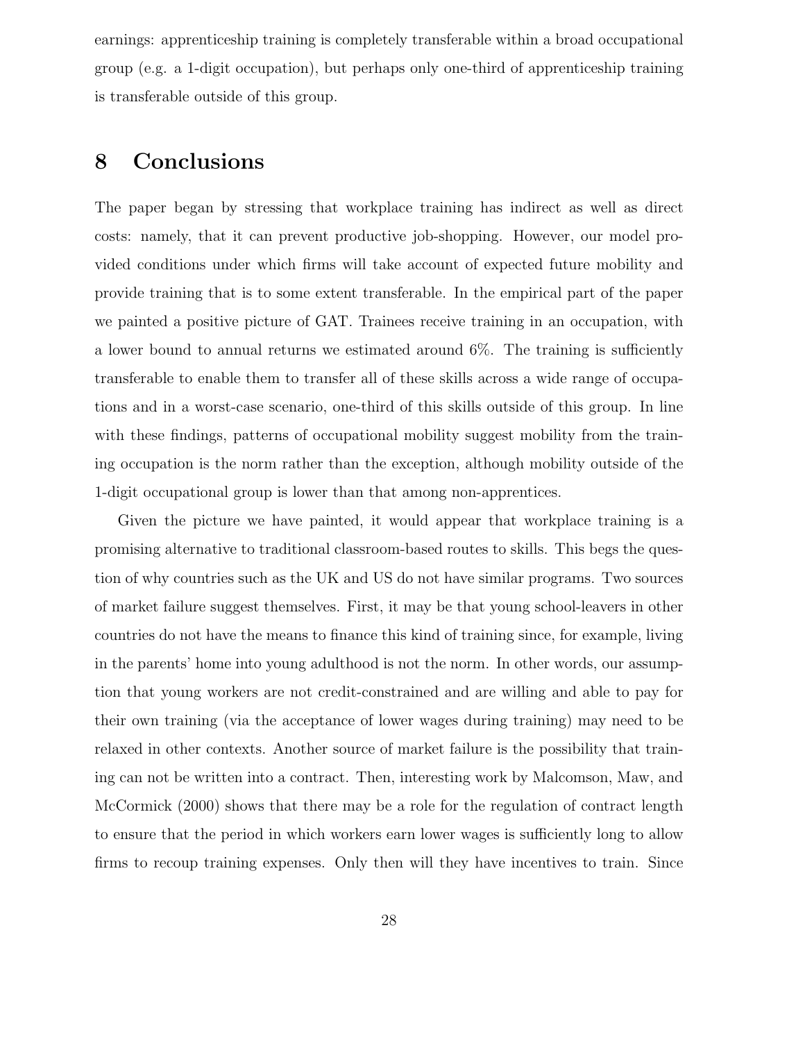earnings: apprenticeship training is completely transferable within a broad occupational group (e.g. a 1-digit occupation), but perhaps only one-third of apprenticeship training is transferable outside of this group.

# 8 Conclusions

The paper began by stressing that workplace training has indirect as well as direct costs: namely, that it can prevent productive job-shopping. However, our model provided conditions under which firms will take account of expected future mobility and provide training that is to some extent transferable. In the empirical part of the paper we painted a positive picture of GAT. Trainees receive training in an occupation, with a lower bound to annual returns we estimated around 6%. The training is sufficiently transferable to enable them to transfer all of these skills across a wide range of occupations and in a worst-case scenario, one-third of this skills outside of this group. In line with these findings, patterns of occupational mobility suggest mobility from the training occupation is the norm rather than the exception, although mobility outside of the 1-digit occupational group is lower than that among non-apprentices.

Given the picture we have painted, it would appear that workplace training is a promising alternative to traditional classroom-based routes to skills. This begs the question of why countries such as the UK and US do not have similar programs. Two sources of market failure suggest themselves. First, it may be that young school-leavers in other countries do not have the means to finance this kind of training since, for example, living in the parents' home into young adulthood is not the norm. In other words, our assumption that young workers are not credit-constrained and are willing and able to pay for their own training (via the acceptance of lower wages during training) may need to be relaxed in other contexts. Another source of market failure is the possibility that training can not be written into a contract. Then, interesting work by Malcomson, Maw, and McCormick (2000) shows that there may be a role for the regulation of contract length to ensure that the period in which workers earn lower wages is sufficiently long to allow firms to recoup training expenses. Only then will they have incentives to train. Since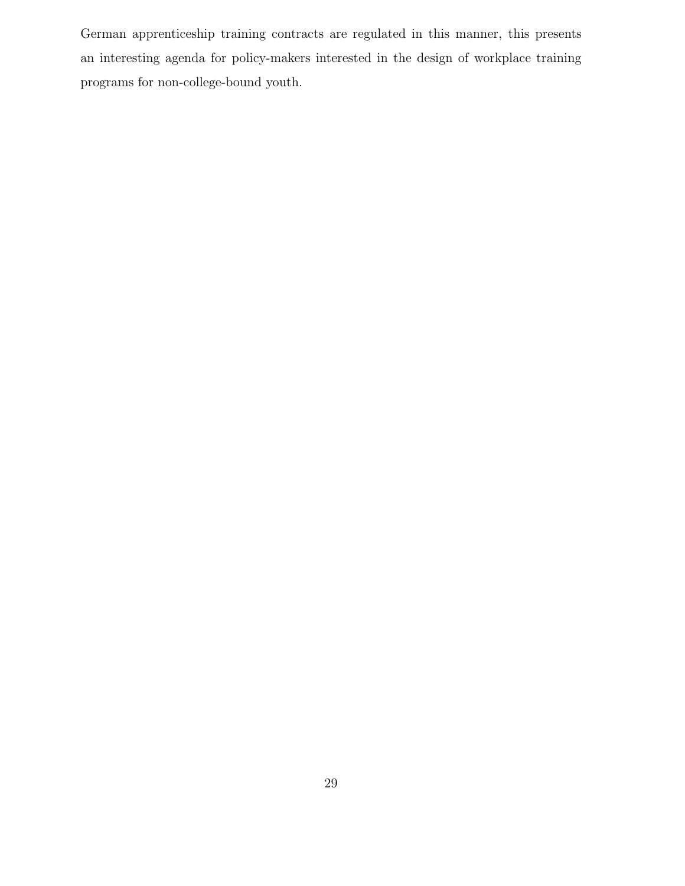German apprenticeship training contracts are regulated in this manner, this presents an interesting agenda for policy-makers interested in the design of workplace training programs for non-college-bound youth.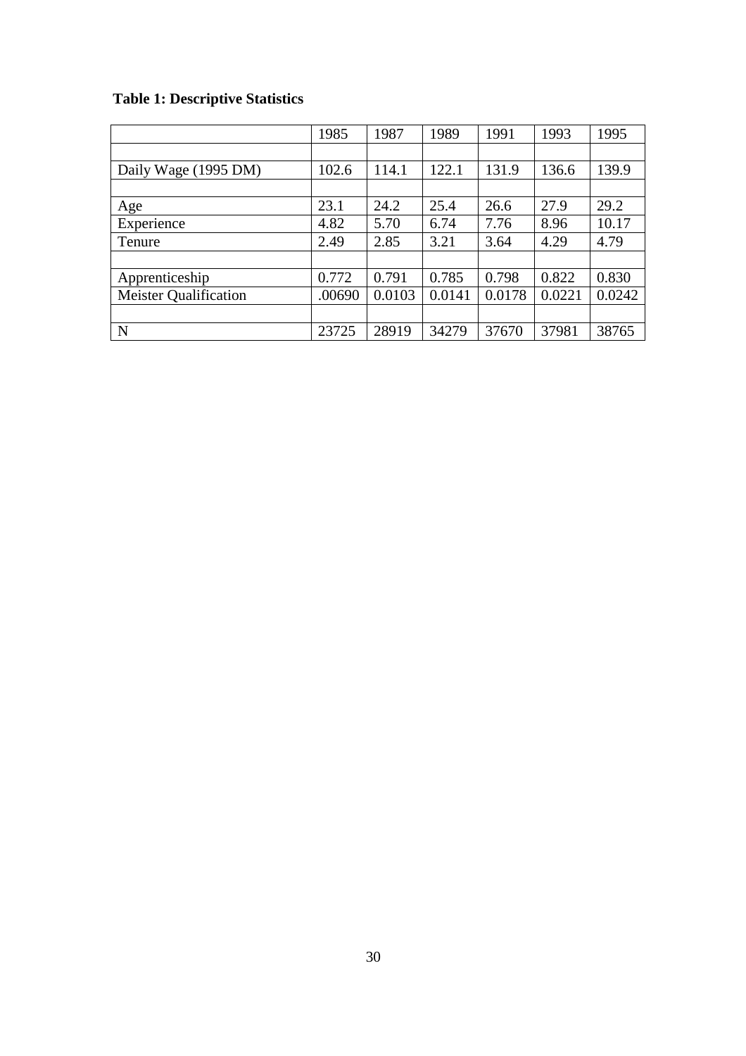**Table 1: Descriptive Statistics**

| | 1985 | 1987 | 1989 | 1991 | 1993 | 1995 |
|---|---|---|---|---|---|---|
| | | | | | | |
| Daily Wage (1995 DM) | 102.6 | 114.1 | 122.1 | 131.9 | 136.6 | 139.9 |
| | | | | | | |
| Age | 23.1 | 24.2 | 25.4 | 26.6 | 27.9 | 29.2 |
| Experience | 4.82 | 5.70 | 6.74 | 7.76 | 8.96 | 10.17 |
| Tenure | 2.49 | 2.85 | 3.21 | 3.64 | 4.29 | 4.79 |
| | | | | | | |
| Apprenticeship | 0.772 | 0.791 | 0.785 | 0.798 | 0.822 | 0.830 |
| Meister Qualification | .00690 | 0.0103 | 0.0141 | 0.0178 | 0.0221 | 0.0242 |
| | | | | | | |
| N | 23725 | 28919 | 34279 | 37670 | 37981 | 38765 |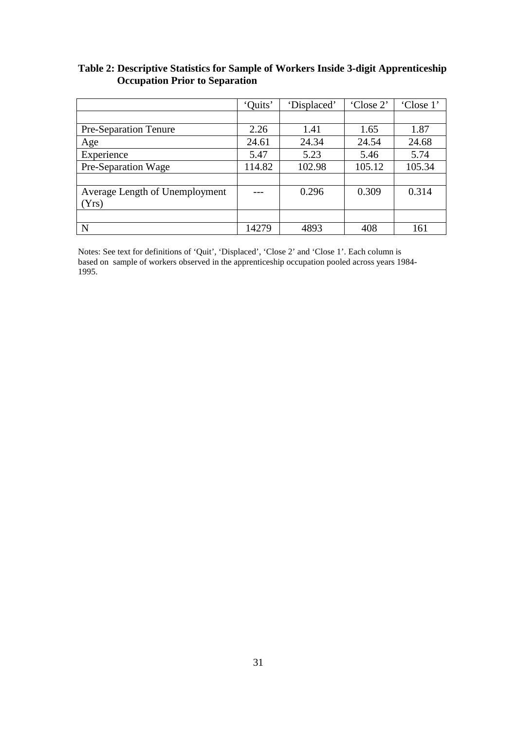**Table 2: Descriptive Statistics for Sample of Workers Inside 3-digit Apprenticeship Occupation Prior to Separation**

| | 'Quits' | 'Displaced' | 'Close 2' | 'Close 1' |
|---|---|---|---|---|
| | | | | |
| Pre-Separation Tenure | 2.26 | 1.41 | 1.65 | 1.87 |
| Age | 24.61 | 24.34 | 24.54 | 24.68 |
| Experience | 5.47 | 5.23 | 5.46 | 5.74 |
| Pre-Separation Wage | 114.82 | 102.98 | 105.12 | 105.34 |
| | | | | |
| Average Length of Unemployment (Yrs) | --- | 0.296 | 0.309 | 0.314 |
| | | | | |
| N | 14279 | 4893 | 408 | 161 |

Notes: See text for definitions of 'Quit', 'Displaced', 'Close 2' and 'Close 1'. Each column is based on sample of workers observed in the apprenticeship occupation pooled across years 1984-1995.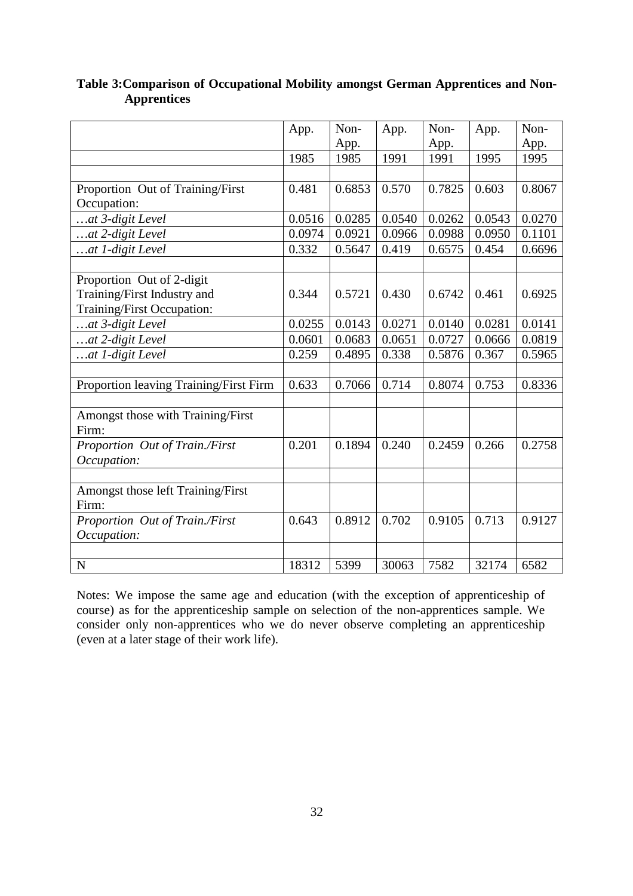**Table 3: Comparison of Occupational Mobility amongst German Apprentices and Non-Apprentices**

| | App. | Non-App. | App. | Non-App. | App. | Non-App. |
|---|---|---|---|---|---|---|
| | 1985 | 1985 | 1991 | 1991 | 1995 | 1995 |
| | | | | | | |
| Proportion Out of Training/First Occupation: | 0.481 | 0.6853 | 0.570 | 0.7825 | 0.603 | 0.8067 |
| *…at 3-digit Level* | 0.0516 | 0.0285 | 0.0540 | 0.0262 | 0.0543 | 0.0270 |
| *…at 2-digit Level* | 0.0974 | 0.0921 | 0.0966 | 0.0988 | 0.0950 | 0.1101 |
| *…at 1-digit Level* | 0.332 | 0.5647 | 0.419 | 0.6575 | 0.454 | 0.6696 |
| | | | | | | |
| Proportion Out of 2-digit Training/First Industry and Training/First Occupation: | 0.344 | 0.5721 | 0.430 | 0.6742 | 0.461 | 0.6925 |
| *…at 3-digit Level* | 0.0255 | 0.0143 | 0.0271 | 0.0140 | 0.0281 | 0.0141 |
| *…at 2-digit Level* | 0.0601 | 0.0683 | 0.0651 | 0.0727 | 0.0666 | 0.0819 |
| *…at 1-digit Level* | 0.259 | 0.4895 | 0.338 | 0.5876 | 0.367 | 0.5965 |
| | | | | | | |
| Proportion leaving Training/First Firm | 0.633 | 0.7066 | 0.714 | 0.8074 | 0.753 | 0.8336 |
| | | | | | | |
| Amongst those with Training/First Firm: | | | | | | |
| *Proportion Out of Train./First Occupation:* | 0.201 | 0.1894 | 0.240 | 0.2459 | 0.266 | 0.2758 |
| | | | | | | |
| Amongst those left Training/First Firm: | | | | | | |
| *Proportion Out of Train./First Occupation:* | 0.643 | 0.8912 | 0.702 | 0.9105 | 0.713 | 0.9127 |
| | | | | | | |
| N | 18312 | 5399 | 30063 | 7582 | 32174 | 6582 |

Notes: We impose the same age and education (with the exception of apprenticeship of course) as for the apprenticeship sample on selection of the non-apprentices sample. We consider only non-apprentices who we do never observe completing an apprenticeship (even at a later stage of their work life).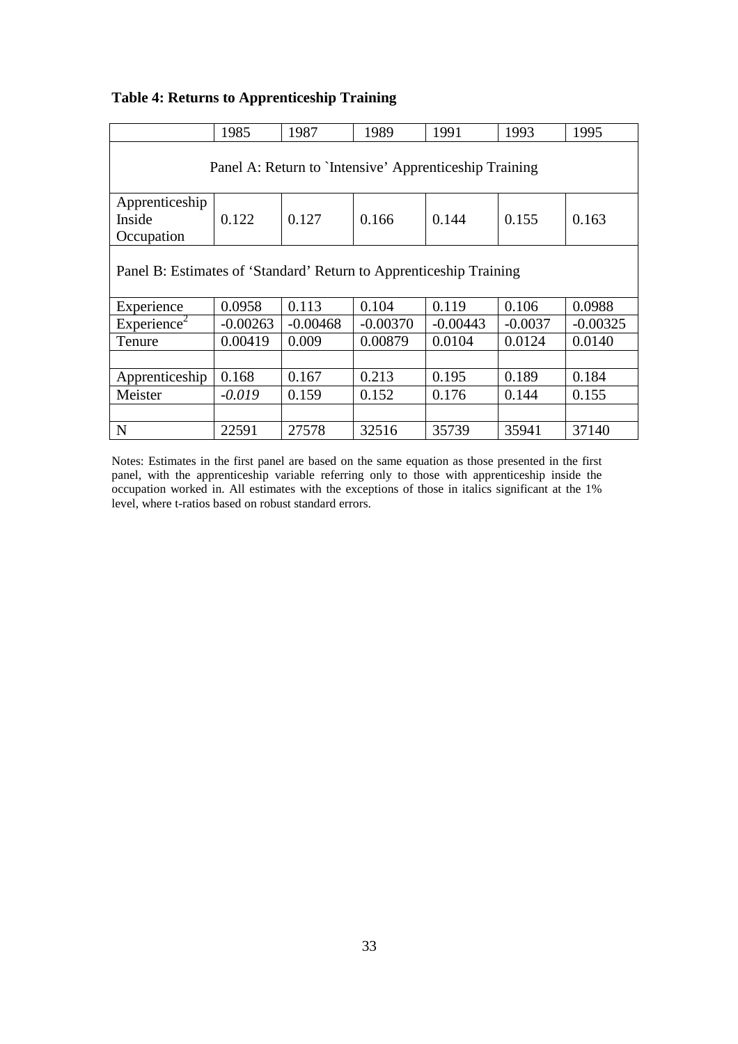**Table 4: Returns to Apprenticeship Training**

| | 1985 | 1987 | 1989 | 1991 | 1993 | 1995 |
|---|---|---|---|---|---|---|
| Panel A: Return to `Intensive' Apprenticeship Training | | | | | | |
| Apprenticeship Inside Occupation | 0.122 | 0.127 | 0.166 | 0.144 | 0.155 | 0.163 |
| Panel B: Estimates of 'Standard' Return to Apprenticeship Training | | | | | | |
| Experience | 0.0958 | 0.113 | 0.104 | 0.119 | 0.106 | 0.0988 |
| Experience$^2$ | -0.00263 | -0.00468 | -0.00370 | -0.00443 | -0.0037 | -0.00325 |
| Tenure | 0.00419 | 0.009 | 0.00879 | 0.0104 | 0.0124 | 0.0140 |
| | | | | | | |
| Apprenticeship | 0.168 | 0.167 | 0.213 | 0.195 | 0.189 | 0.184 |
| Meister | *-0.019* | 0.159 | 0.152 | 0.176 | 0.144 | 0.155 |
| | | | | | | |
| N | 22591 | 27578 | 32516 | 35739 | 35941 | 37140 |

Notes: Estimates in the first panel are based on the same equation as those presented in the first panel, with the apprenticeship variable referring only to those with apprenticeship inside the occupation worked in. All estimates with the exceptions of those in italics significant at the 1% level, where t-ratios based on robust standard errors.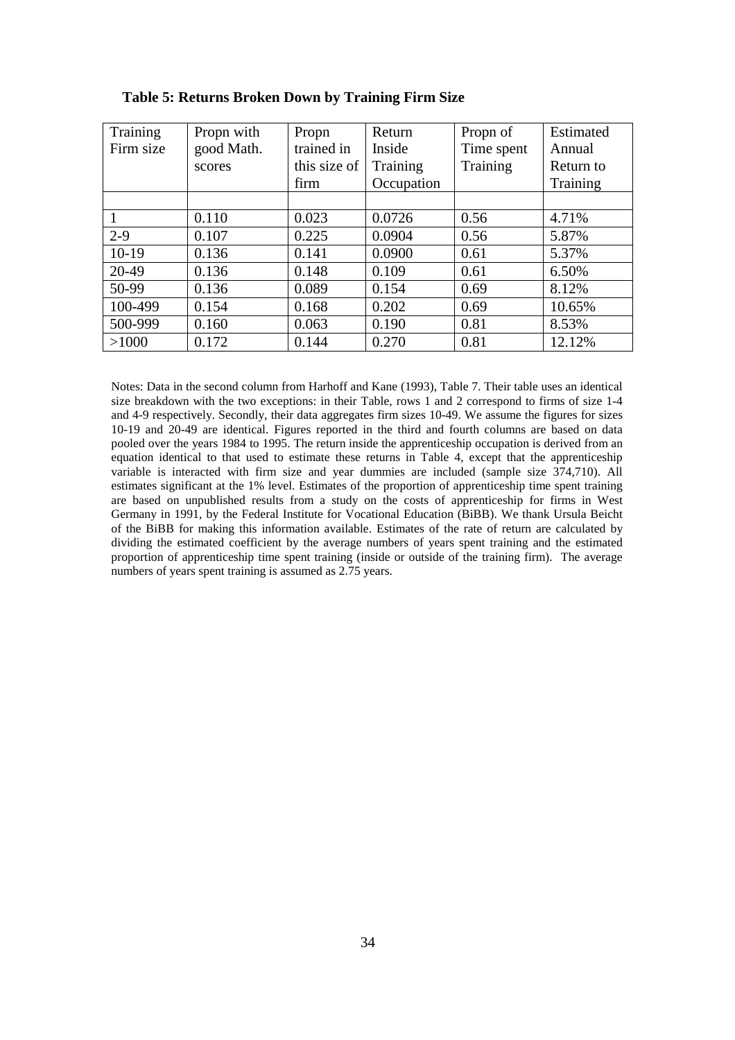**Table 5: Returns Broken Down by Training Firm Size**

| Training Firm size | Propn with good Math. scores | Propn trained in this size of firm | Return Inside Training Occupation | Propn of Time spent Training | Estimated Annual Return to Training |
|---|---|---|---|---|---|
| | | | | | |
| 1 | 0.110 | 0.023 | 0.0726 | 0.56 | 4.71% |
| 2-9 | 0.107 | 0.225 | 0.0904 | 0.56 | 5.87% |
| 10-19 | 0.136 | 0.141 | 0.0900 | 0.61 | 5.37% |
| 20-49 | 0.136 | 0.148 | 0.109 | 0.61 | 6.50% |
| 50-99 | 0.136 | 0.089 | 0.154 | 0.69 | 8.12% |
| 100-499 | 0.154 | 0.168 | 0.202 | 0.69 | 10.65% |
| 500-999 | 0.160 | 0.063 | 0.190 | 0.81 | 8.53% |
| >1000 | 0.172 | 0.144 | 0.270 | 0.81 | 12.12% |

Notes: Data in the second column from Harhoff and Kane (1993), Table 7. Their table uses an identical size breakdown with the two exceptions: in their Table, rows 1 and 2 correspond to firms of size 1-4 and 4-9 respectively. Secondly, their data aggregates firm sizes 10-49. We assume the figures for sizes 10-19 and 20-49 are identical. Figures reported in the third and fourth columns are based on data pooled over the years 1984 to 1995. The return inside the apprenticeship occupation is derived from an equation identical to that used to estimate these returns in Table 4, except that the apprenticeship variable is interacted with firm size and year dummies are included (sample size 374,710). All estimates significant at the 1% level. Estimates of the proportion of apprenticeship time spent training are based on unpublished results from a study on the costs of apprenticeship for firms in West Germany in 1991, by the Federal Institute for Vocational Education (BiBB). We thank Ursula Beicht of the BiBB for making this information available. Estimates of the rate of return are calculated by dividing the estimated coefficient by the average numbers of years spent training and the estimated proportion of apprenticeship time spent training (inside or outside of the training firm). The average numbers of years spent training is assumed as 2.75 years.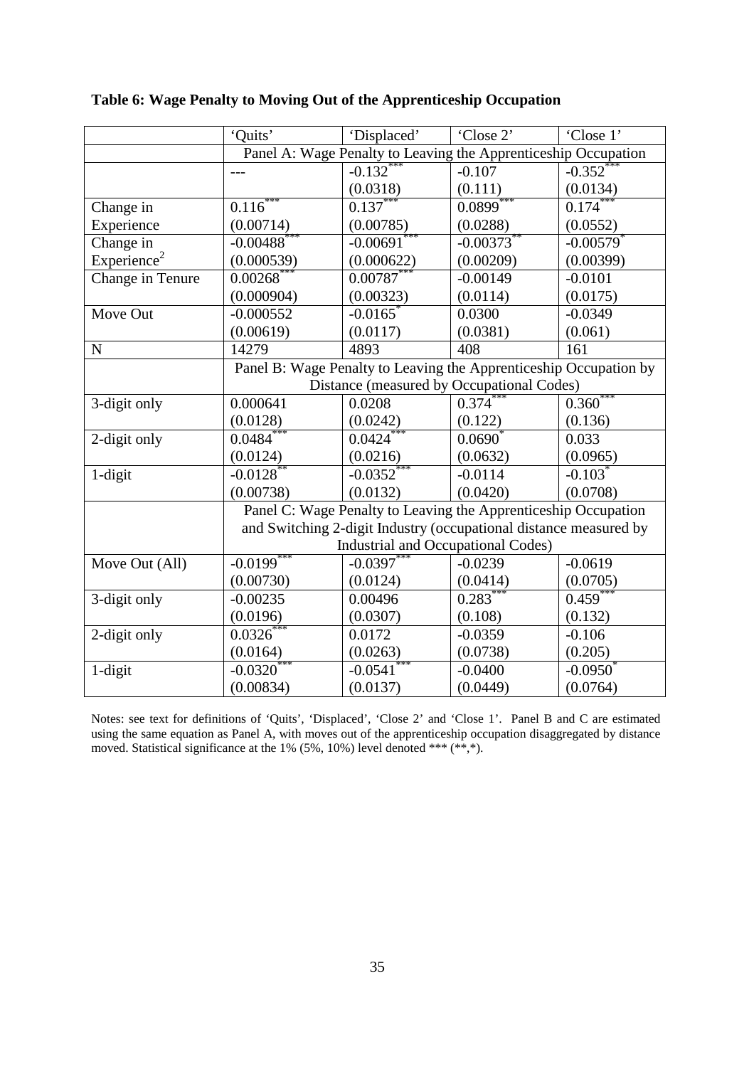**Table 6: Wage Penalty to Moving Out of the Apprenticeship Occupation**

| | 'Quits' | 'Displaced' | 'Close 2' | 'Close 1' |
|---|---|---|---|---|
| | Panel A: Wage Penalty to Leaving the Apprenticeship Occupation | | | |
| | --- | -0.132*** | -0.107 | -0.352*** |
| | | (0.0318) | (0.111) | (0.0134) |
| Change in Experience | 0.116*** | 0.137*** | 0.0899*** | 0.174*** |
| | (0.00714) | (0.00785) | (0.0288) | (0.0552) |
| Change in Experience$^2$ | -0.00488*** | -0.00691*** | -0.00373** | -0.00579* |
| | (0.000539) | (0.000622) | (0.00209) | (0.00399) |
| Change in Tenure | 0.00268*** | 0.00787*** | -0.00149 | -0.0101 |
| | (0.000904) | (0.00323) | (0.0114) | (0.0175) |
| Move Out | -0.000552 | -0.0165* | 0.0300 | -0.0349 |
| | (0.00619) | (0.0117) | (0.0381) | (0.061) |
| N | 14279 | 4893 | 408 | 161 |
| | Panel B: Wage Penalty to Leaving the Apprenticeship Occupation by Distance (measured by Occupational Codes) | | | |
| 3-digit only | 0.000641 | 0.0208 | 0.374*** | 0.360*** |
| | (0.0128) | (0.0242) | (0.122) | (0.136) |
| 2-digit only | 0.0484*** | 0.0424*** | 0.0690* | 0.033 |
| | (0.0124) | (0.0216) | (0.0632) | (0.0965) |
| 1-digit | -0.0128** | -0.0352*** | -0.0114 | -0.103* |
| | (0.00738) | (0.0132) | (0.0420) | (0.0708) |
| | Panel C: Wage Penalty to Leaving the Apprenticeship Occupation and Switching 2-digit Industry (occupational distance measured by Industrial and Occupational Codes) | | | |
| Move Out (All) | -0.0199*** | -0.0397*** | -0.0239 | -0.0619 |
| | (0.00730) | (0.0124) | (0.0414) | (0.0705) |
| 3-digit only | -0.00235 | 0.00496 | 0.283*** | 0.459*** |
| | (0.0196) | (0.0307) | (0.108) | (0.132) |
| 2-digit only | 0.0326*** | 0.0172 | -0.0359 | -0.106 |
| | (0.0164) | (0.0263) | (0.0738) | (0.205) |
| 1-digit | -0.0320*** | -0.0541*** | -0.0400 | -0.0950* |
| | (0.00834) | (0.0137) | (0.0449) | (0.0764) |

Notes: see text for definitions of 'Quits', 'Displaced', 'Close 2' and 'Close 1'. Panel B and C are estimated using the same equation as Panel A, with moves out of the apprenticeship occupation disaggregated by distance moved. Statistical significance at the 1% (5%, 10%) level denoted *** (**,*).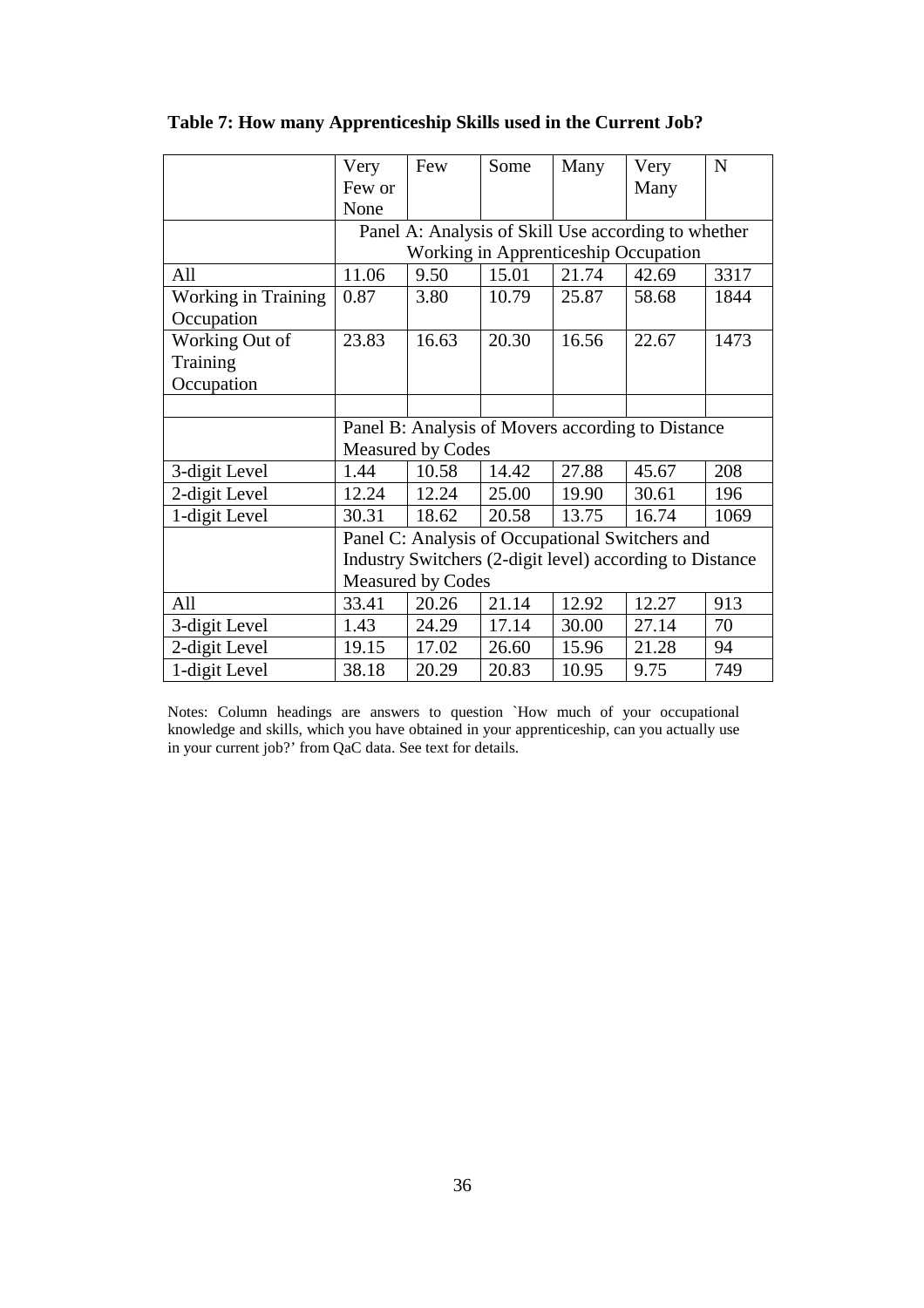**Table 7: How many Apprenticeship Skills used in the Current Job?**

| | Very Few or None | Few | Some | Many | Very Many | N |
|---|---|---|---|---|---|---|
| | Panel A: Analysis of Skill Use according to whether Working in Apprenticeship Occupation | | | | | |
| All | 11.06 | 9.50 | 15.01 | 21.74 | 42.69 | 3317 |
| Working in Training Occupation | 0.87 | 3.80 | 10.79 | 25.87 | 58.68 | 1844 |
| Working Out of Training Occupation | 23.83 | 16.63 | 20.30 | 16.56 | 22.67 | 1473 |
| | | | | | | |
| | Panel B: Analysis of Movers according to Distance Measured by Codes | | | | | |
| 3-digit Level | 1.44 | 10.58 | 14.42 | 27.88 | 45.67 | 208 |
| 2-digit Level | 12.24 | 12.24 | 25.00 | 19.90 | 30.61 | 196 |
| 1-digit Level | 30.31 | 18.62 | 20.58 | 13.75 | 16.74 | 1069 |
| | Panel C: Analysis of Occupational Switchers and Industry Switchers (2-digit level) according to Distance Measured by Codes | | | | | |
| All | 33.41 | 20.26 | 21.14 | 12.92 | 12.27 | 913 |
| 3-digit Level | 1.43 | 24.29 | 17.14 | 30.00 | 27.14 | 70 |
| 2-digit Level | 19.15 | 17.02 | 26.60 | 15.96 | 21.28 | 94 |
| 1-digit Level | 38.18 | 20.29 | 20.83 | 10.95 | 9.75 | 749 |

Notes: Column headings are answers to question `How much of your occupational knowledge and skills, which you have obtained in your apprenticeship, can you actually use in your current job?' from QaC data. See text for details.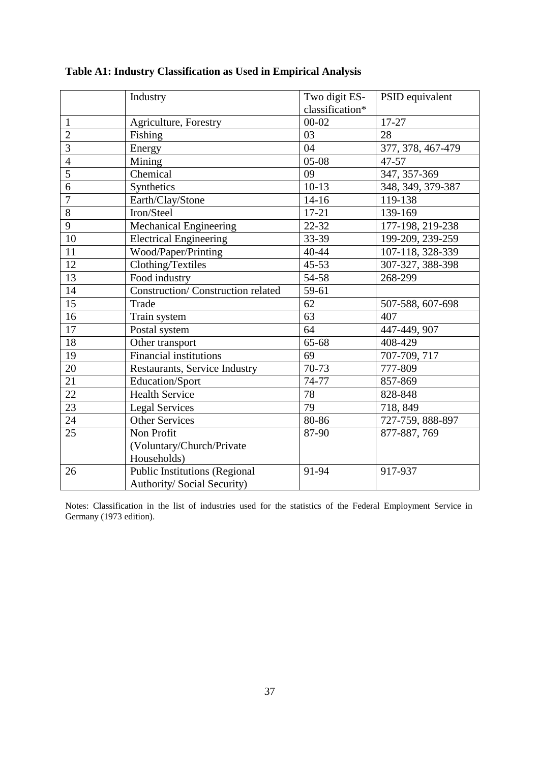**Table A1: Industry Classification as Used in Empirical Analysis**

| | Industry | Two digit ES-classification* | PSID equivalent |
|---|---|---|---|
| 1 | Agriculture, Forestry | 00-02 | 17-27 |
| 2 | Fishing | 03 | 28 |
| 3 | Energy | 04 | 377, 378, 467-479 |
| 4 | Mining | 05-08 | 47-57 |
| 5 | Chemical | 09 | 347, 357-369 |
| 6 | Synthetics | 10-13 | 348, 349, 379-387 |
| 7 | Earth/Clay/Stone | 14-16 | 119-138 |
| 8 | Iron/Steel | 17-21 | 139-169 |
| 9 | Mechanical Engineering | 22-32 | 177-198, 219-238 |
| 10 | Electrical Engineering | 33-39 | 199-209, 239-259 |
| 11 | Wood/Paper/Printing | 40-44 | 107-118, 328-339 |
| 12 | Clothing/Textiles | 45-53 | 307-327, 388-398 |
| 13 | Food industry | 54-58 | 268-299 |
| 14 | Construction/ Construction related | 59-61 | |
| 15 | Trade | 62 | 507-588, 607-698 |
| 16 | Train system | 63 | 407 |
| 17 | Postal system | 64 | 447-449, 907 |
| 18 | Other transport | 65-68 | 408-429 |
| 19 | Financial institutions | 69 | 707-709, 717 |
| 20 | Restaurants, Service Industry | 70-73 | 777-809 |
| 21 | Education/Sport | 74-77 | 857-869 |
| 22 | Health Service | 78 | 828-848 |
| 23 | Legal Services | 79 | 718, 849 |
| 24 | Other Services | 80-86 | 727-759, 888-897 |
| 25 | Non Profit (Voluntary/Church/Private Households) | 87-90 | 877-887, 769 |
| 26 | Public Institutions (Regional Authority/ Social Security) | 91-94 | 917-937 |

Notes: Classification in the list of industries used for the statistics of the Federal Employment Service in Germany (1973 edition).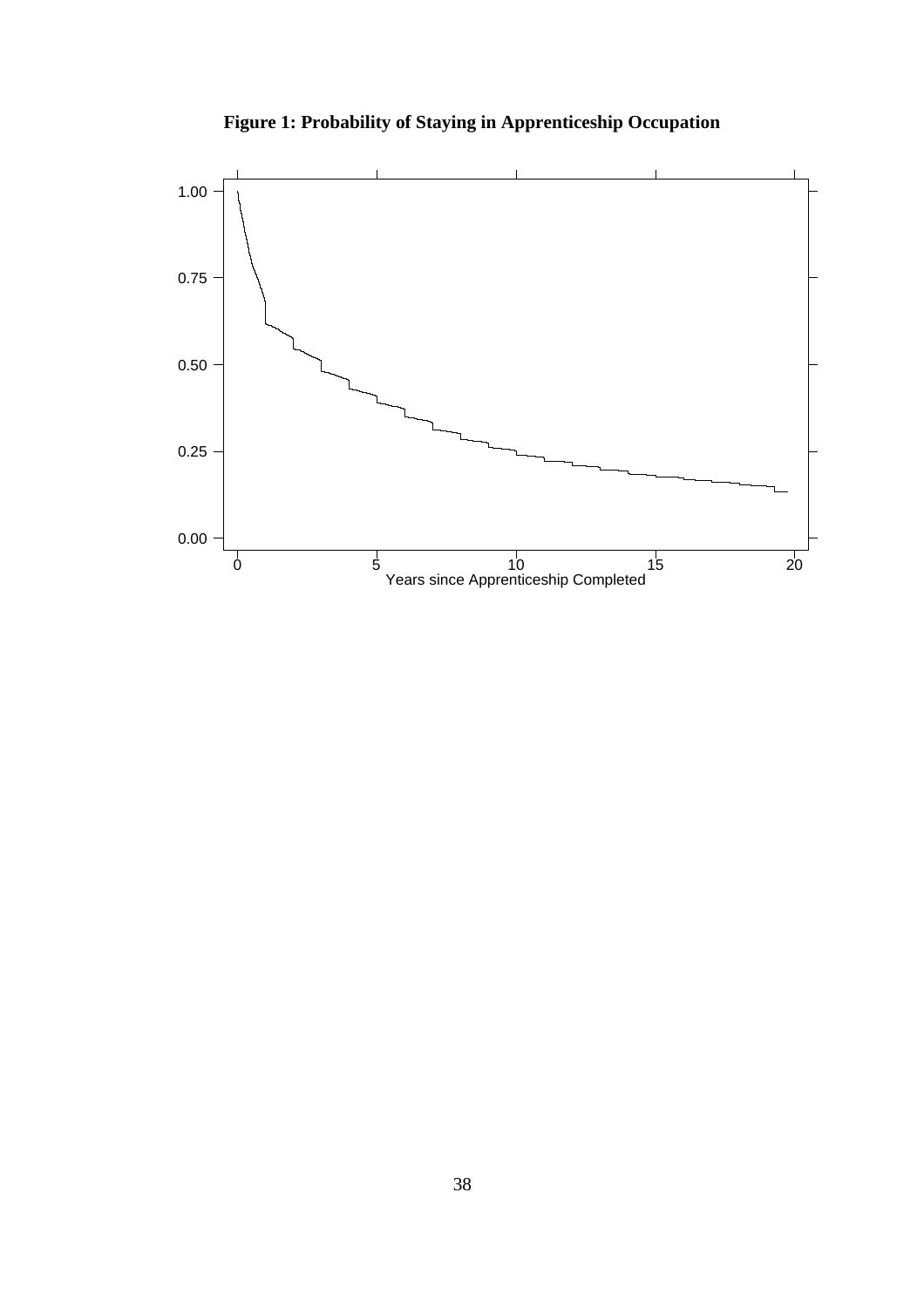**Figure 1: Probability of Staying in Apprenticeship Occupation**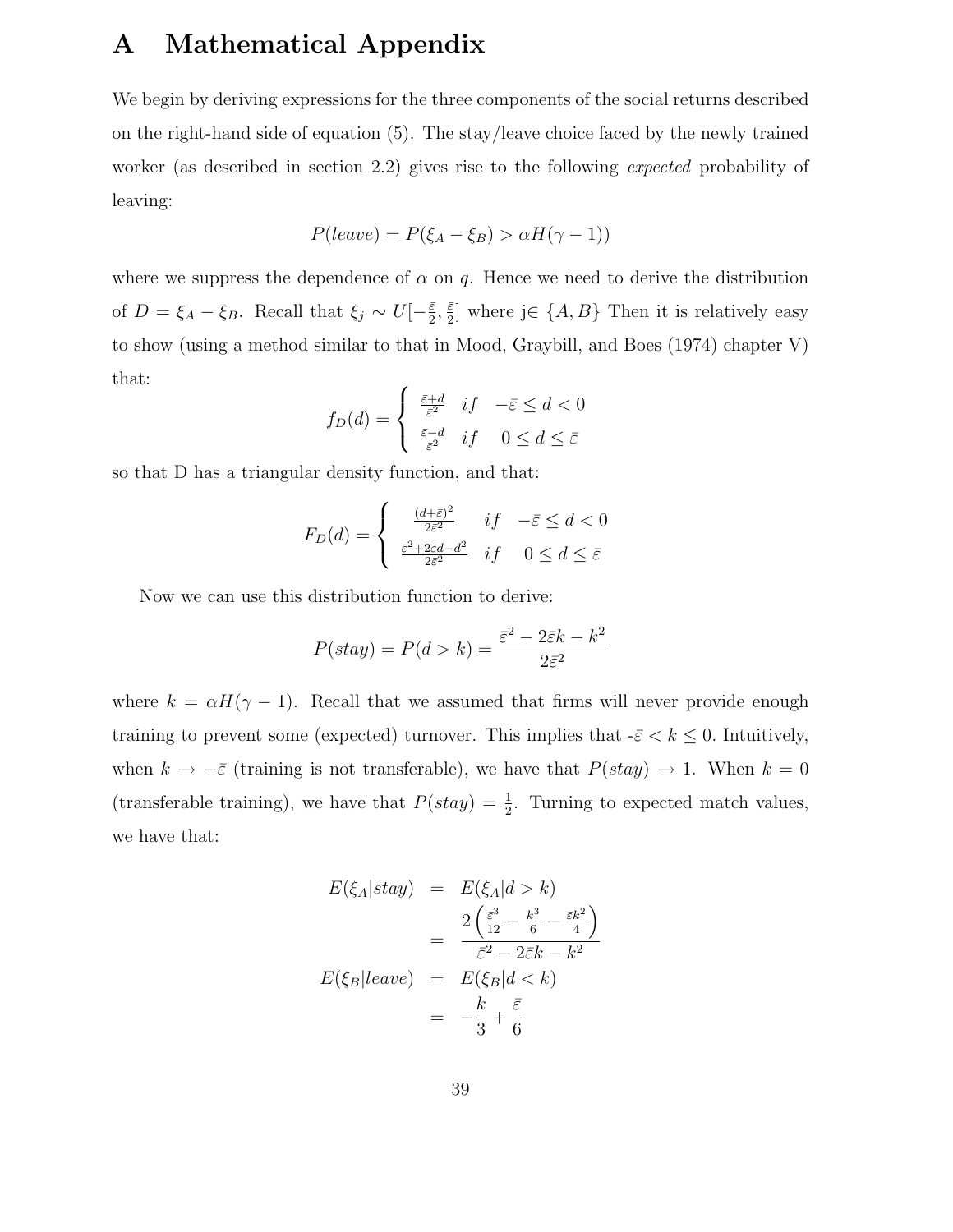# A Mathematical Appendix

We begin by deriving expressions for the three components of the social returns described on the right-hand side of equation (5). The stay/leave choice faced by the newly trained worker (as described in section 2.2) gives rise to the following *expected* probability of leaving:

$$P(leave) = P(\xi_A - \xi_B) > \alpha H(\gamma - 1))$$

where we suppress the dependence of $\alpha$ on $q$. Hence we need to derive the distribution of $D = \xi_A - \xi_B$. Recall that $\xi_j \sim U[-\frac{\bar{\varepsilon}}{2}, \frac{\bar{\varepsilon}}{2}]$ where j$\in \{A, B\}$ Then it is relatively easy to show (using a method similar to that in Mood, Graybill, and Boes (1974) chapter V) that:

$$f_D(d) = \begin{cases} \frac{\bar{\varepsilon}+d}{\bar{\varepsilon}^2} & if \quad -\bar{\varepsilon} \leq d < 0 \\ \frac{\bar{\varepsilon}-d}{\bar{\varepsilon}^2} & if \quad 0 \leq d \leq \bar{\varepsilon} \end{cases}$$

so that D has a triangular density function, and that:

$$F_D(d) = \begin{cases} \frac{(d+\bar{\varepsilon})^2}{2\bar{\varepsilon}^2} & if \quad -\bar{\varepsilon} \leq d < 0 \\ \frac{\bar{\varepsilon}^2+2\bar{\varepsilon}d-d^2}{2\bar{\varepsilon}^2} & if \quad 0 \leq d \leq \bar{\varepsilon} \end{cases}$$

Now we can use this distribution function to derive:

$$P(stay) = P(d > k) = \frac{\bar{\varepsilon}^2 - 2\bar{\varepsilon}k - k^2}{2\bar{\varepsilon}^2}$$

where $k = \alpha H(\gamma - 1)$. Recall that we assumed that firms will never provide enough training to prevent some (expected) turnover. This implies that $-\bar{\varepsilon} < k \leq 0$. Intuitively, when $k \to -\bar{\varepsilon}$ (training is not transferable), we have that $P(stay) \to 1$. When $k = 0$ (transferable training), we have that $P(stay) = \frac{1}{2}$. Turning to expected match values, we have that:

$$\begin{aligned} E(\xi_A|stay) &= E(\xi_A|d > k) \\ &= \frac{2\left(\frac{\bar{\varepsilon}^3}{12} - \frac{k^3}{6} - \frac{\bar{\varepsilon}k^2}{4}\right)}{\bar{\varepsilon}^2 - 2\bar{\varepsilon}k - k^2} \\ E(\xi_B|leave) &= E(\xi_B|d < k) \\ &= -\frac{k}{3} + \frac{\bar{\varepsilon}}{6} \end{aligned}$$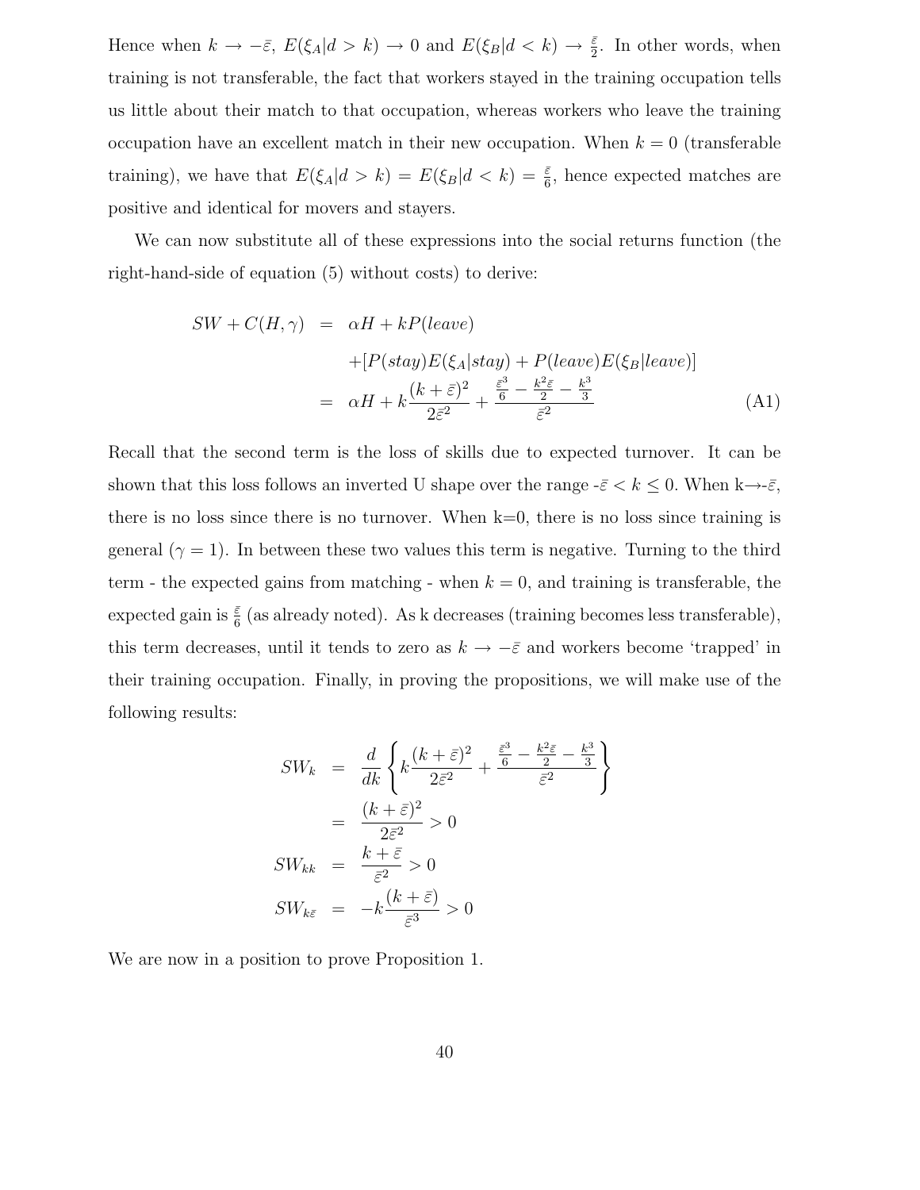Hence when $k \to -\bar{\varepsilon}$, $E(\xi_A|d > k) \to 0$ and $E(\xi_B|d < k) \to \frac{\bar{\varepsilon}}{2}$. In other words, when training is not transferable, the fact that workers stayed in the training occupation tells us little about their match to that occupation, whereas workers who leave the training occupation have an excellent match in their new occupation. When $k = 0$ (transferable training), we have that $E(\xi_A|d > k) = E(\xi_B|d < k) = \frac{\bar{\varepsilon}}{6}$, hence expected matches are positive and identical for movers and stayers.

We can now substitute all of these expressions into the social returns function (the right-hand-side of equation (5) without costs) to derive:

$$
\begin{aligned}
SW + C(H, \gamma) &= \alpha H + kP(leave) \\
&\quad + [P(stay)E(\xi_A|stay) + P(leave)E(\xi_B|leave)] \\
&= \alpha H + k\frac{(k+\bar{\varepsilon})^2}{2\bar{\varepsilon}^2} + \frac{\frac{\bar{\varepsilon}^3}{6} - \frac{k^2\bar{\varepsilon}}{2} - \frac{k^3}{3}}{\bar{\varepsilon}^2} \qquad \text{(A1)}
\end{aligned}
$$

Recall that the second term is the loss of skills due to expected turnover. It can be shown that this loss follows an inverted U shape over the range $-\bar{\varepsilon} < k \leq 0$. When $k \to -\bar{\varepsilon}$, there is no loss since there is no turnover. When $k=0$, there is no loss since training is general ($\gamma = 1$). In between these two values this term is negative. Turning to the third term - the expected gains from matching - when $k = 0$, and training is transferable, the expected gain is $\frac{\bar{\varepsilon}}{6}$ (as already noted). As k decreases (training becomes less transferable), this term decreases, until it tends to zero as $k \to -\bar{\varepsilon}$ and workers become 'trapped' in their training occupation. Finally, in proving the propositions, we will make use of the following results:

$$
\begin{aligned}
SW_k &= \frac{d}{dk}\left\{k\frac{(k+\bar{\varepsilon})^2}{2\bar{\varepsilon}^2} + \frac{\frac{\bar{\varepsilon}^3}{6} - \frac{k^2\bar{\varepsilon}}{2} - \frac{k^3}{3}}{\bar{\varepsilon}^2}\right\} \\
&= \frac{(k+\bar{\varepsilon})^2}{2\bar{\varepsilon}^2} > 0 \\
SW_{kk} &= \frac{k+\bar{\varepsilon}}{\bar{\varepsilon}^2} > 0 \\
SW_{k\bar{\varepsilon}} &= -k\frac{(k+\bar{\varepsilon})}{\bar{\varepsilon}^3} > 0
\end{aligned}
$$

We are now in a position to prove Proposition 1.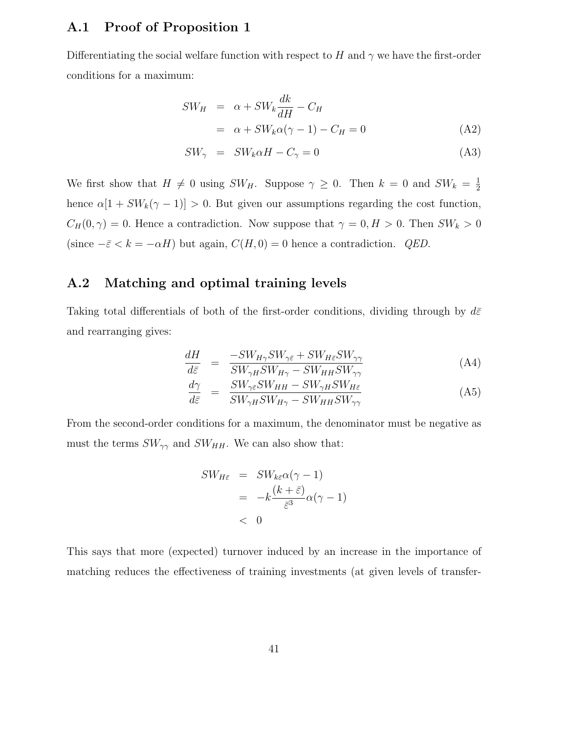## A.1 Proof of Proposition 1

Differentiating the social welfare function with respect to $H$ and $\gamma$ we have the first-order conditions for a maximum:

$$
\begin{aligned}
SW_H &= \alpha + SW_k \frac{dk}{dH} - C_H \\
&= \alpha + SW_k \alpha(\gamma - 1) - C_H = 0 && \text{(A2)} \\
SW_\gamma &= SW_k \alpha H - C_\gamma = 0 && \text{(A3)}
\end{aligned}
$$

We first show that $H \neq 0$ using $SW_H$. Suppose $\gamma \geq 0$. Then $k = 0$ and $SW_k = \frac{1}{2}$ hence $\alpha[1 + SW_k(\gamma - 1)] > 0$. But given our assumptions regarding the cost function, $C_H(0, \gamma) = 0$. Hence a contradiction. Now suppose that $\gamma = 0, H > 0$. Then $SW_k > 0$ (since $-\bar{\varepsilon} < k = -\alpha H$) but again, $C(H, 0) = 0$ hence a contradiction. *QED.*

## A.2 Matching and optimal training levels

Taking total differentials of both of the first-order conditions, dividing through by $d\bar{\varepsilon}$ and rearranging gives:

$$
\frac{dH}{d\bar{\varepsilon}} = \frac{-SW_{H\gamma}SW_{\gamma\bar{\varepsilon}} + SW_{H\bar{\varepsilon}}SW_{\gamma\gamma}}{SW_{\gamma H}SW_{H\gamma} - SW_{HH}SW_{\gamma\gamma}} \tag{A4}
$$

$$
\frac{d\gamma}{d\bar{\varepsilon}} = \frac{SW_{\gamma\bar{\varepsilon}}SW_{HH} - SW_{\gamma H}SW_{H\bar{\varepsilon}}}{SW_{\gamma H}SW_{H\gamma} - SW_{HH}SW_{\gamma\gamma}} \tag{A5}
$$

From the second-order conditions for a maximum, the denominator must be negative as must the terms $SW_{\gamma\gamma}$ and $SW_{HH}$. We can also show that:

$$
\begin{aligned}
SW_{H\bar{\varepsilon}} &= SW_{k\bar{\varepsilon}}\alpha(\gamma - 1) \\
&= -k\frac{(k + \bar{\varepsilon})}{\bar{\varepsilon}^3}\alpha(\gamma - 1) \\
&< 0
\end{aligned}
$$

This says that more (expected) turnover induced by an increase in the importance of matching reduces the effectiveness of training investments (at given levels of transfer-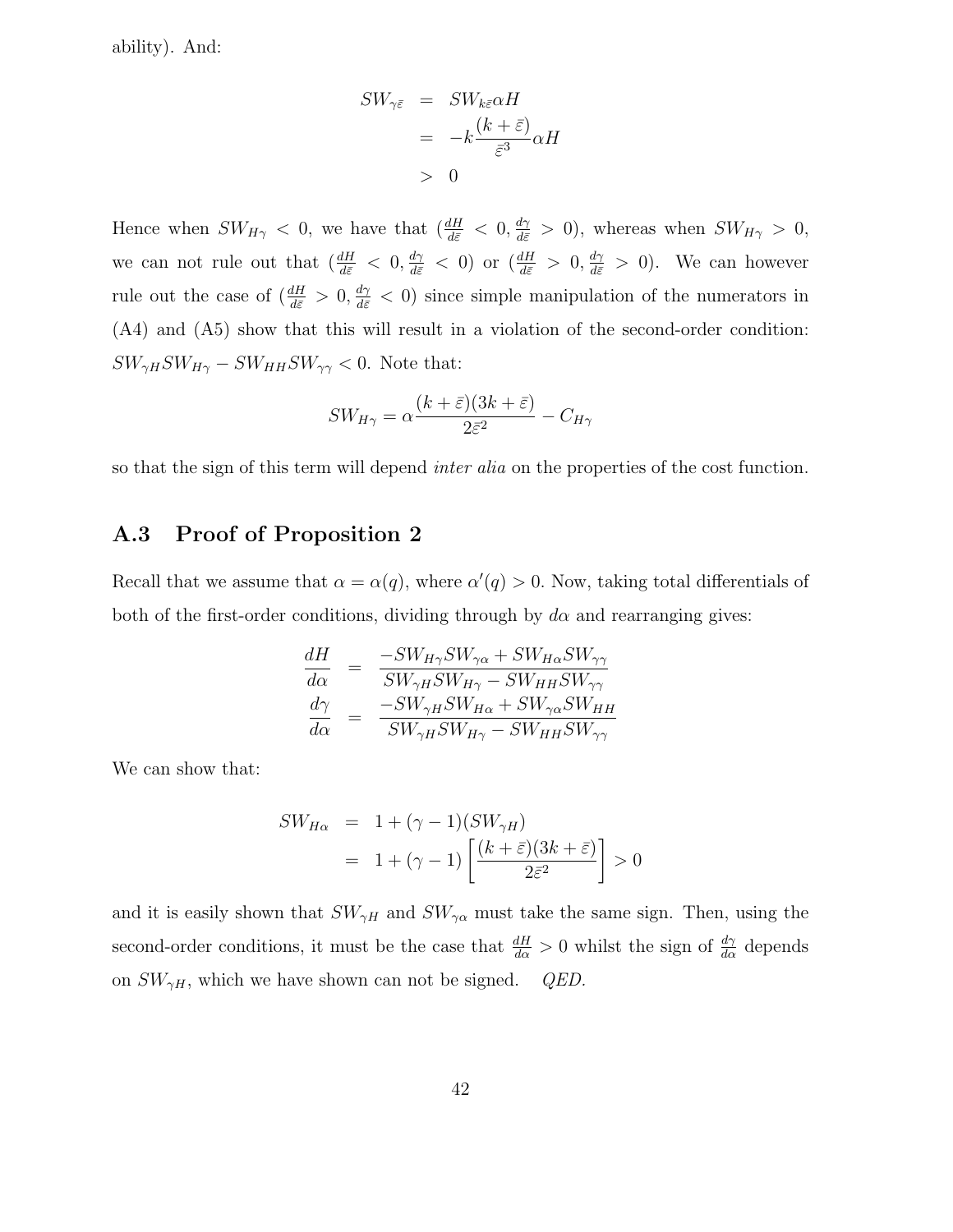ability). And:

$$
\begin{aligned}
SW_{\gamma\bar{\varepsilon}} &= SW_{k\bar{\varepsilon}}\alpha H \\
&= -k\frac{(k+\bar{\varepsilon})}{\bar{\varepsilon}^3}\alpha H \\
&> 0
\end{aligned}
$$

Hence when $SW_{H\gamma} < 0$, we have that $(\frac{dH}{d\bar{\varepsilon}} < 0, \frac{d\gamma}{d\bar{\varepsilon}} > 0)$, whereas when $SW_{H\gamma} > 0$, we can not rule out that $(\frac{dH}{d\bar{\varepsilon}} < 0, \frac{d\gamma}{d\bar{\varepsilon}} < 0)$ or $(\frac{dH}{d\bar{\varepsilon}} > 0, \frac{d\gamma}{d\bar{\varepsilon}} > 0)$. We can however rule out the case of $(\frac{dH}{d\bar{\varepsilon}} > 0, \frac{d\gamma}{d\bar{\varepsilon}} < 0)$ since simple manipulation of the numerators in (A4) and (A5) show that this will result in a violation of the second-order condition: $SW_{\gamma H}SW_{H\gamma} - SW_{HH}SW_{\gamma\gamma} < 0$. Note that:

$$
SW_{H\gamma} = \alpha\frac{(k+\bar{\varepsilon})(3k+\bar{\varepsilon})}{2\bar{\varepsilon}^2} - C_{H\gamma}
$$

so that the sign of this term will depend *inter alia* on the properties of the cost function.

## A.3 Proof of Proposition 2

Recall that we assume that $\alpha = \alpha(q)$, where $\alpha'(q) > 0$. Now, taking total differentials of both of the first-order conditions, dividing through by $d\alpha$ and rearranging gives:

$$
\begin{aligned}
\frac{dH}{d\alpha} &= \frac{-SW_{H\gamma}SW_{\gamma\alpha} + SW_{H\alpha}SW_{\gamma\gamma}}{SW_{\gamma H}SW_{H\gamma} - SW_{HH}SW_{\gamma\gamma}} \\
\frac{d\gamma}{d\alpha} &= \frac{-SW_{\gamma H}SW_{H\alpha} + SW_{\gamma\alpha}SW_{HH}}{SW_{\gamma H}SW_{H\gamma} - SW_{HH}SW_{\gamma\gamma}}
\end{aligned}
$$

We can show that:

$$
\begin{aligned}
SW_{H\alpha} &= 1 + (\gamma - 1)(SW_{\gamma H}) \\
&= 1 + (\gamma - 1)\left[\frac{(k+\bar{\varepsilon})(3k+\bar{\varepsilon})}{2\bar{\varepsilon}^2}\right] > 0
\end{aligned}
$$

and it is easily shown that $SW_{\gamma H}$ and $SW_{\gamma\alpha}$ must take the same sign. Then, using the second-order conditions, it must be the case that $\frac{dH}{d\alpha} > 0$ whilst the sign of $\frac{d\gamma}{d\alpha}$ depends on $SW_{\gamma H}$, which we have shown can not be signed. *QED.*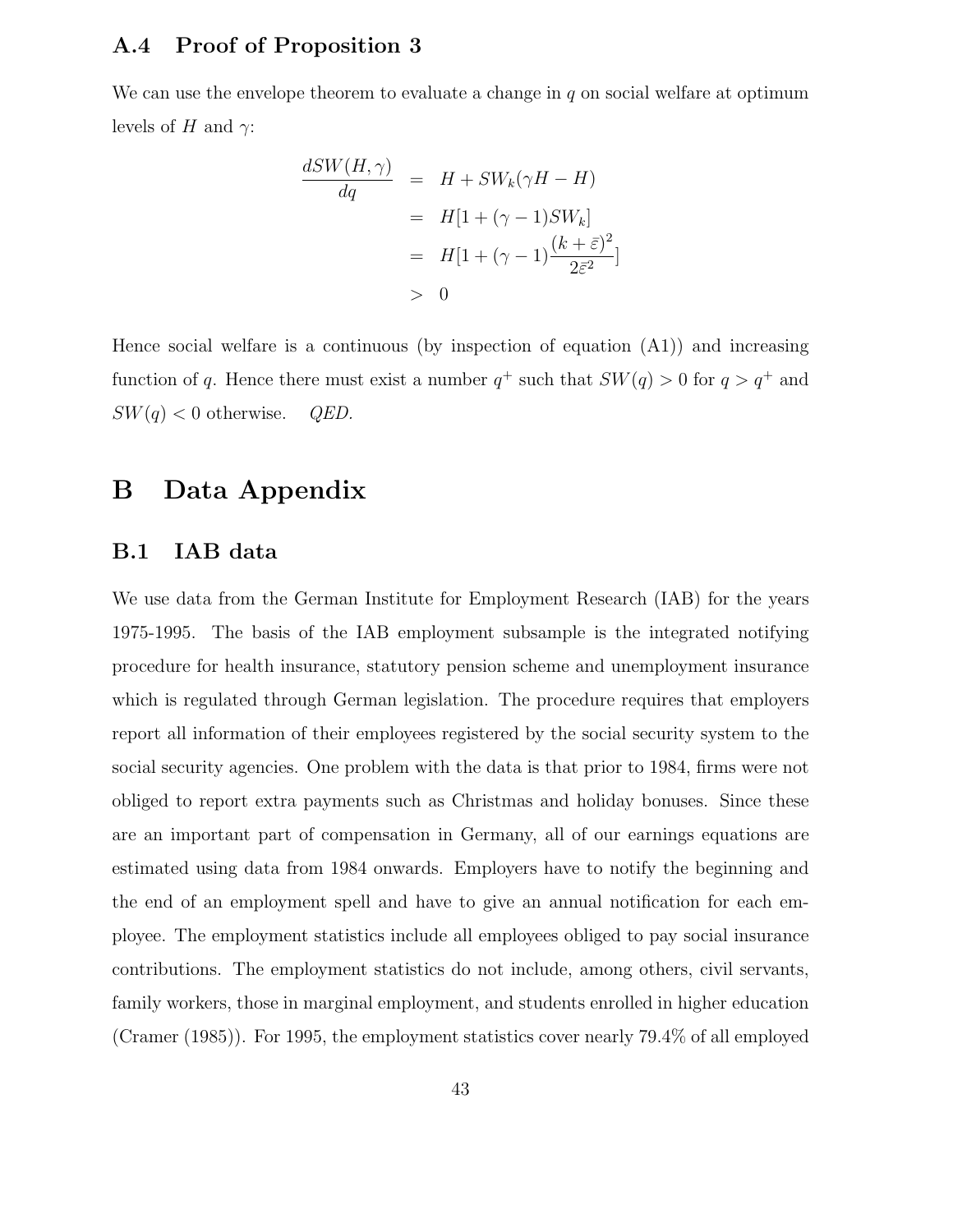### A.4 Proof of Proposition 3

We can use the envelope theorem to evaluate a change in $q$ on social welfare at optimum levels of $H$ and $\gamma$:

$$
\begin{aligned}
\frac{dSW(H,\gamma)}{dq} &= H + SW_k(\gamma H - H) \\
&= H[1 + (\gamma - 1)SW_k] \\
&= H[1 + (\gamma - 1)\frac{(k+\bar{\varepsilon})^2}{2\bar{\varepsilon}^2}] \\
&> 0
\end{aligned}
$$

Hence social welfare is a continuous (by inspection of equation (A1)) and increasing function of $q$. Hence there must exist a number $q^+$ such that $SW(q) > 0$ for $q > q^+$ and $SW(q) < 0$ otherwise. *QED.*

## B Data Appendix

### B.1 IAB data

We use data from the German Institute for Employment Research (IAB) for the years 1975-1995. The basis of the IAB employment subsample is the integrated notifying procedure for health insurance, statutory pension scheme and unemployment insurance which is regulated through German legislation. The procedure requires that employers report all information of their employees registered by the social security system to the social security agencies. One problem with the data is that prior to 1984, firms were not obliged to report extra payments such as Christmas and holiday bonuses. Since these are an important part of compensation in Germany, all of our earnings equations are estimated using data from 1984 onwards. Employers have to notify the beginning and the end of an employment spell and have to give an annual notification for each employee. The employment statistics include all employees obliged to pay social insurance contributions. The employment statistics do not include, among others, civil servants, family workers, those in marginal employment, and students enrolled in higher education (Cramer (1985)). For 1995, the employment statistics cover nearly 79.4% of all employed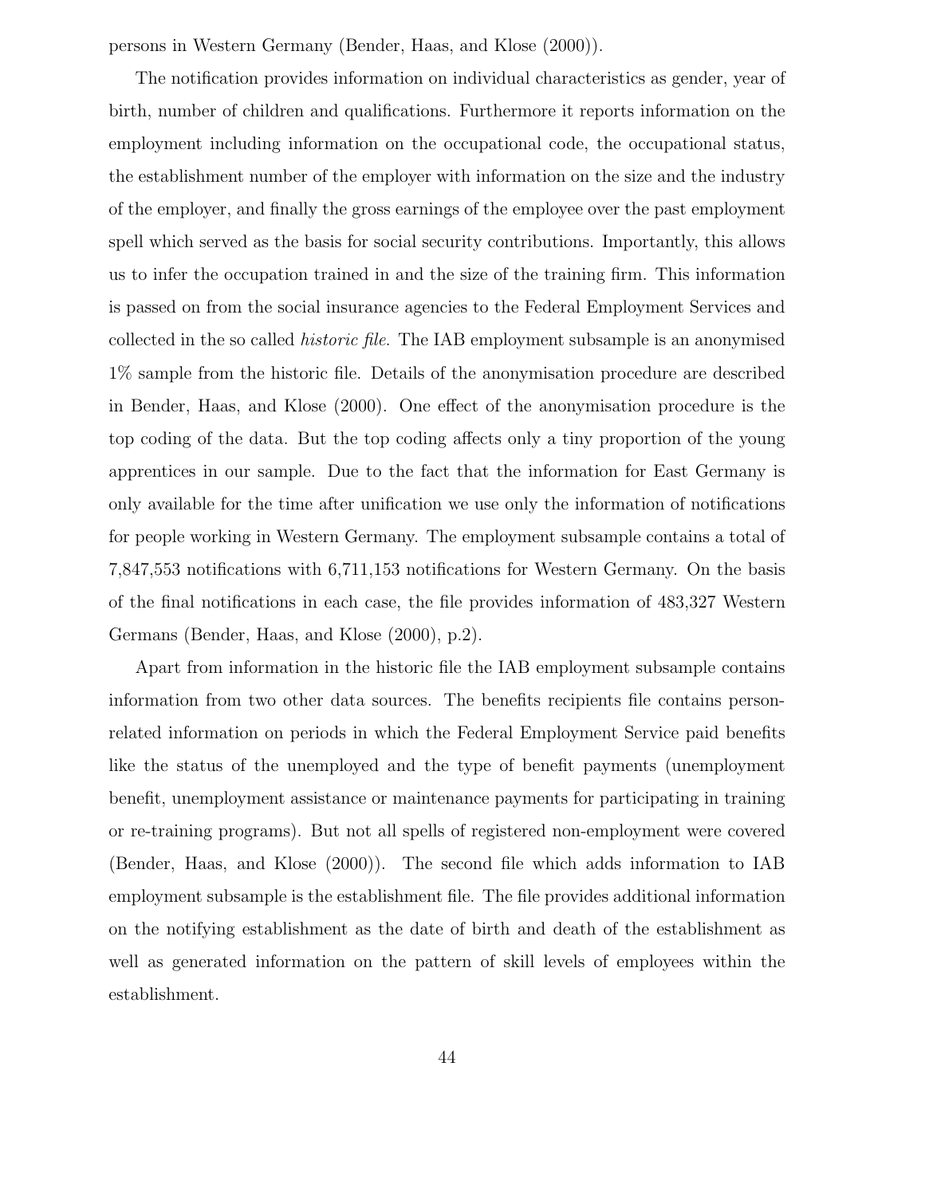persons in Western Germany (Bender, Haas, and Klose (2000)).

The notification provides information on individual characteristics as gender, year of birth, number of children and qualifications. Furthermore it reports information on the employment including information on the occupational code, the occupational status, the establishment number of the employer with information on the size and the industry of the employer, and finally the gross earnings of the employee over the past employment spell which served as the basis for social security contributions. Importantly, this allows us to infer the occupation trained in and the size of the training firm. This information is passed on from the social insurance agencies to the Federal Employment Services and collected in the so called *historic file*. The IAB employment subsample is an anonymised 1% sample from the historic file. Details of the anonymisation procedure are described in Bender, Haas, and Klose (2000). One effect of the anonymisation procedure is the top coding of the data. But the top coding affects only a tiny proportion of the young apprentices in our sample. Due to the fact that the information for East Germany is only available for the time after unification we use only the information of notifications for people working in Western Germany. The employment subsample contains a total of 7,847,553 notifications with 6,711,153 notifications for Western Germany. On the basis of the final notifications in each case, the file provides information of 483,327 Western Germans (Bender, Haas, and Klose (2000), p.2).

Apart from information in the historic file the IAB employment subsample contains information from two other data sources. The benefits recipients file contains person-related information on periods in which the Federal Employment Service paid benefits like the status of the unemployed and the type of benefit payments (unemployment benefit, unemployment assistance or maintenance payments for participating in training or re-training programs). But not all spells of registered non-employment were covered (Bender, Haas, and Klose (2000)). The second file which adds information to IAB employment subsample is the establishment file. The file provides additional information on the notifying establishment as the date of birth and death of the establishment as well as generated information on the pattern of skill levels of employees within the establishment.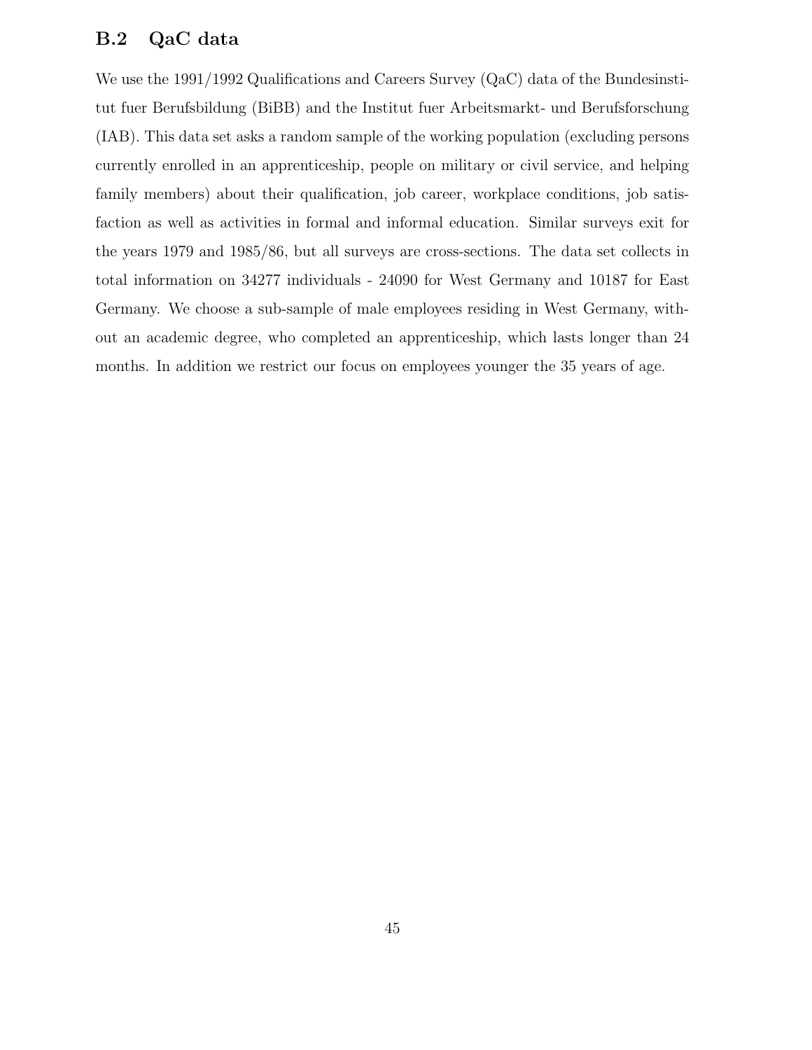## B.2 QaC data

We use the 1991/1992 Qualifications and Careers Survey (QaC) data of the Bundesinstitut fuer Berufsbildung (BiBB) and the Institut fuer Arbeitsmarkt- und Berufsforschung (IAB). This data set asks a random sample of the working population (excluding persons currently enrolled in an apprenticeship, people on military or civil service, and helping family members) about their qualification, job career, workplace conditions, job satisfaction as well as activities in formal and informal education. Similar surveys exit for the years 1979 and 1985/86, but all surveys are cross-sections. The data set collects in total information on 34277 individuals - 24090 for West Germany and 10187 for East Germany. We choose a sub-sample of male employees residing in West Germany, without an academic degree, who completed an apprenticeship, which lasts longer than 24 months. In addition we restrict our focus on employees younger the 35 years of age.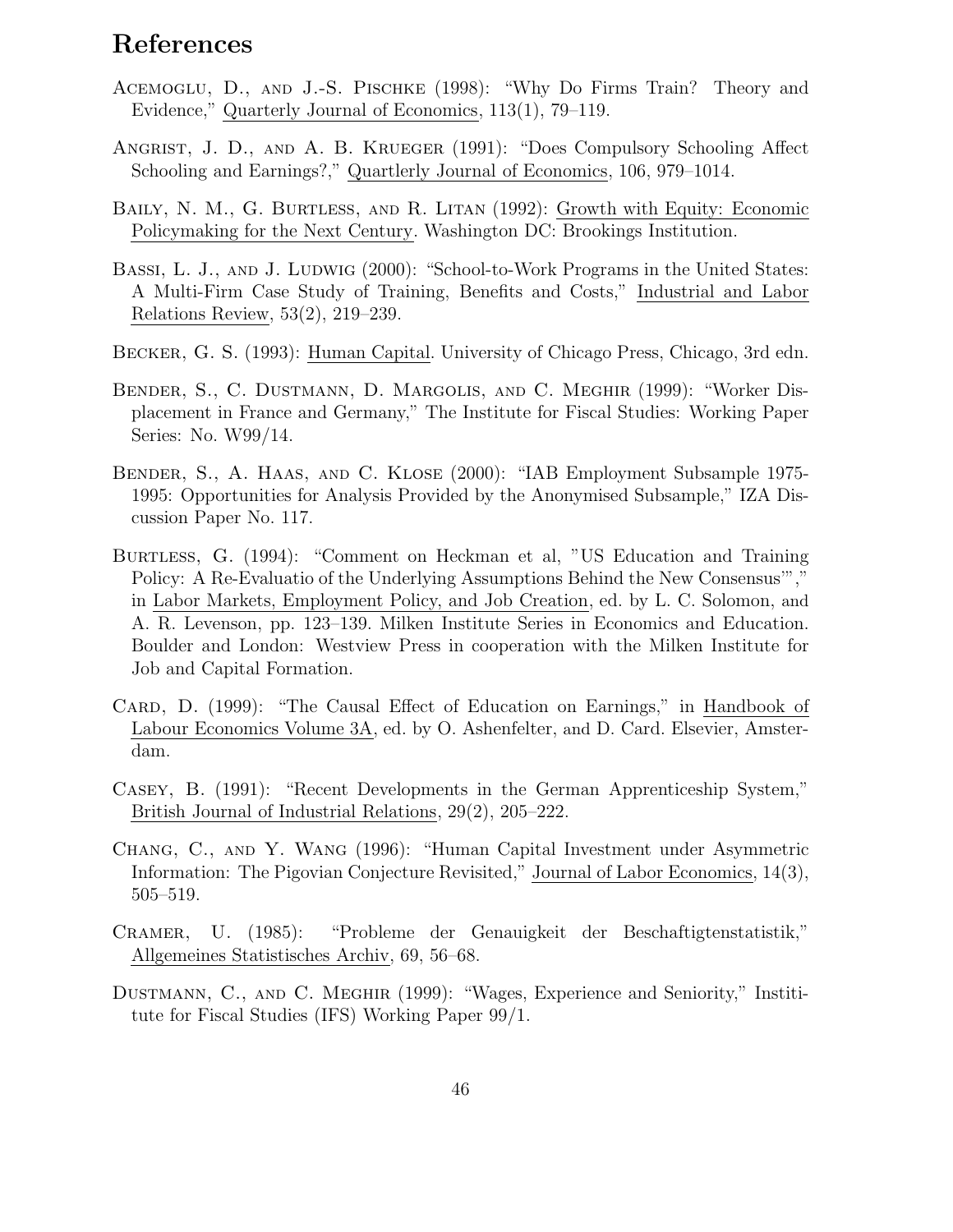# References

Acemoglu, D., and J.-S. Pischke (1998): "Why Do Firms Train? Theory and Evidence," Quarterly Journal of Economics, 113(1), 79–119.

Angrist, J. D., and A. B. Krueger (1991): "Does Compulsory Schooling Affect Schooling and Earnings?," Quartlerly Journal of Economics, 106, 979–1014.

Baily, N. M., G. Burtless, and R. Litan (1992): Growth with Equity: Economic Policymaking for the Next Century. Washington DC: Brookings Institution.

Bassi, L. J., and J. Ludwig (2000): "School-to-Work Programs in the United States: A Multi-Firm Case Study of Training, Benefits and Costs," Industrial and Labor Relations Review, 53(2), 219–239.

Becker, G. S. (1993): Human Capital. University of Chicago Press, Chicago, 3rd edn.

Bender, S., C. Dustmann, D. Margolis, and C. Meghir (1999): "Worker Displacement in France and Germany," The Institute for Fiscal Studies: Working Paper Series: No. W99/14.

Bender, S., A. Haas, and C. Klose (2000): "IAB Employment Subsample 1975-1995: Opportunities for Analysis Provided by the Anonymised Subsample," IZA Discussion Paper No. 117.

Burtless, G. (1994): "Comment on Heckman et al, "US Education and Training Policy: A Re-Evaluatio of the Underlying Assumptions Behind the New Consensus"'," in Labor Markets, Employment Policy, and Job Creation, ed. by L. C. Solomon, and A. R. Levenson, pp. 123–139. Milken Institute Series in Economics and Education. Boulder and London: Westview Press in cooperation with the Milken Institute for Job and Capital Formation.

Card, D. (1999): "The Causal Effect of Education on Earnings," in Handbook of Labour Economics Volume 3A, ed. by O. Ashenfelter, and D. Card. Elsevier, Amsterdam.

Casey, B. (1991): "Recent Developments in the German Apprenticeship System," British Journal of Industrial Relations, 29(2), 205–222.

Chang, C., and Y. Wang (1996): "Human Capital Investment under Asymmetric Information: The Pigovian Conjecture Revisited," Journal of Labor Economics, 14(3), 505–519.

Cramer, U. (1985): "Probleme der Genauigkeit der Beschaftigtenstatistik," Allgemeines Statistisches Archiv, 69, 56–68.

Dustmann, C., and C. Meghir (1999): "Wages, Experience and Seniority," Instititute for Fiscal Studies (IFS) Working Paper 99/1.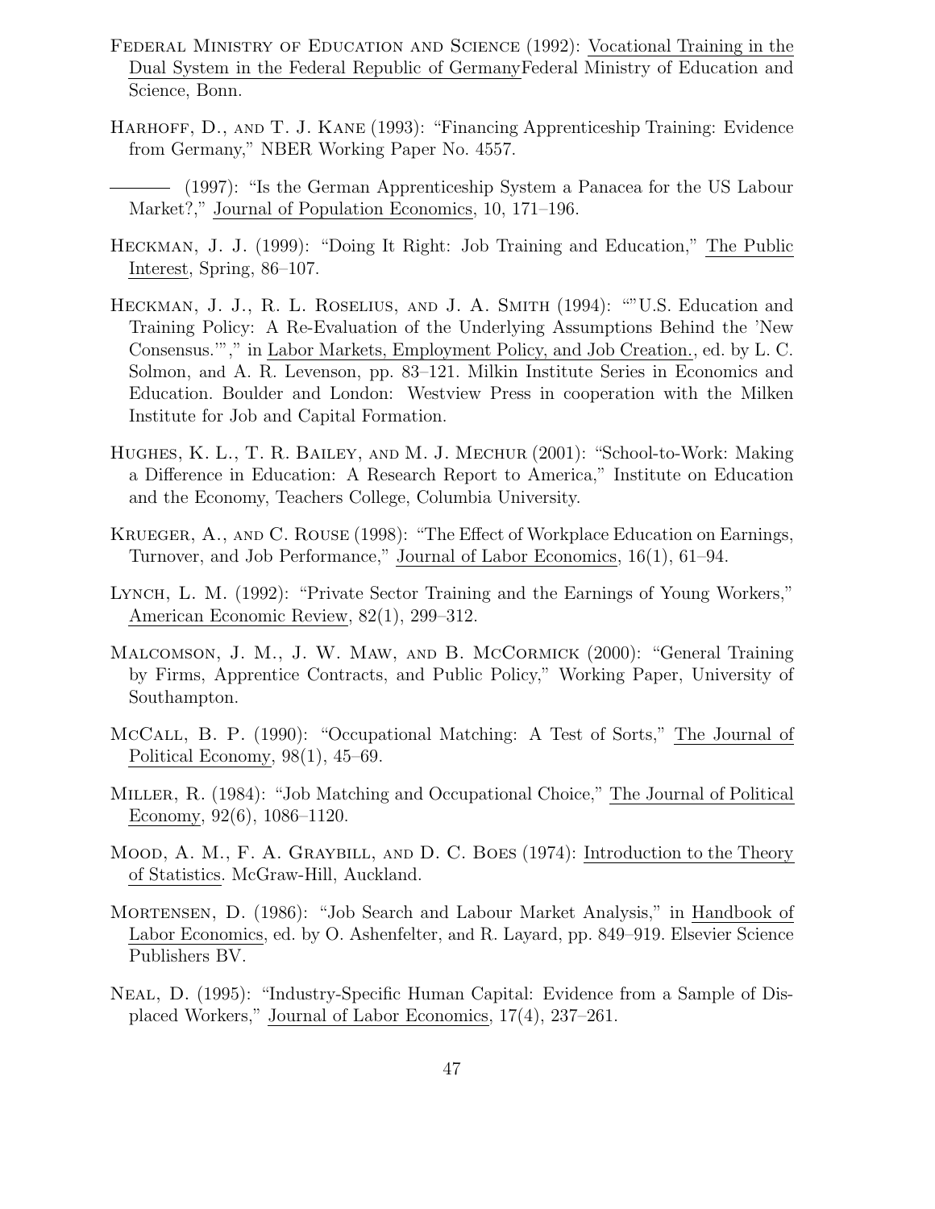Federal Ministry of Education and Science (1992): Vocational Training in the Dual System in the Federal Republic of GermanyFederal Ministry of Education and Science, Bonn.

Harhoff, D., and T. J. Kane (1993): "Financing Apprenticeship Training: Evidence from Germany," NBER Working Paper No. 4557.

——— (1997): "Is the German Apprenticeship System a Panacea for the US Labour Market?," Journal of Population Economics, 10, 171–196.

Heckman, J. J. (1999): "Doing It Right: Job Training and Education," The Public Interest, Spring, 86–107.

Heckman, J. J., R. L. Roselius, and J. A. Smith (1994): ""U.S. Education and Training Policy: A Re-Evaluation of the Underlying Assumptions Behind the 'New Consensus.'"," in Labor Markets, Employment Policy, and Job Creation., ed. by L. C. Solmon, and A. R. Levenson, pp. 83–121. Milkin Institute Series in Economics and Education. Boulder and London: Westview Press in cooperation with the Milken Institute for Job and Capital Formation.

Hughes, K. L., T. R. Bailey, and M. J. Mechur (2001): "School-to-Work: Making a Difference in Education: A Research Report to America," Institute on Education and the Economy, Teachers College, Columbia University.

Krueger, A., and C. Rouse (1998): "The Effect of Workplace Education on Earnings, Turnover, and Job Performance," Journal of Labor Economics, 16(1), 61–94.

Lynch, L. M. (1992): "Private Sector Training and the Earnings of Young Workers," American Economic Review, 82(1), 299–312.

Malcomson, J. M., J. W. Maw, and B. McCormick (2000): "General Training by Firms, Apprentice Contracts, and Public Policy," Working Paper, University of Southampton.

McCall, B. P. (1990): "Occupational Matching: A Test of Sorts," The Journal of Political Economy, 98(1), 45–69.

Miller, R. (1984): "Job Matching and Occupational Choice," The Journal of Political Economy, 92(6), 1086–1120.

Mood, A. M., F. A. Graybill, and D. C. Boes (1974): Introduction to the Theory of Statistics. McGraw-Hill, Auckland.

Mortensen, D. (1986): "Job Search and Labour Market Analysis," in Handbook of Labor Economics, ed. by O. Ashenfelter, and R. Layard, pp. 849–919. Elsevier Science Publishers BV.

Neal, D. (1995): "Industry-Specific Human Capital: Evidence from a Sample of Displaced Workers," Journal of Labor Economics, 17(4), 237–261.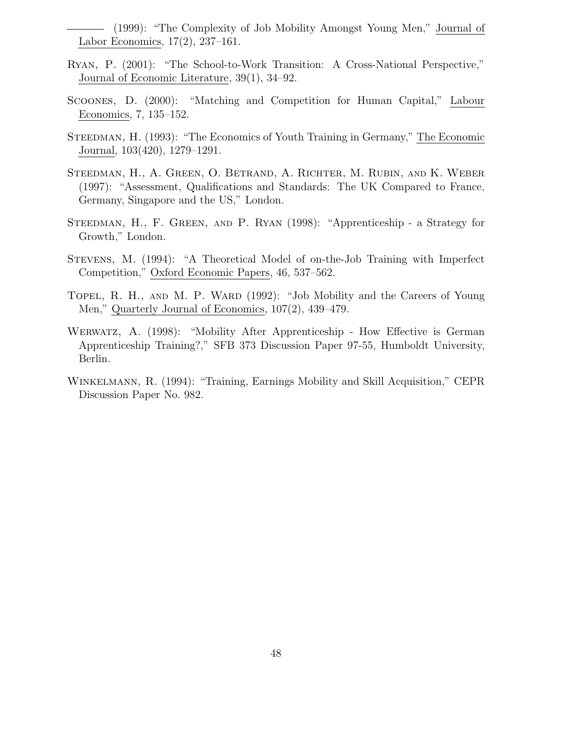——— (1999): "The Complexity of Job Mobility Amongst Young Men," Journal of Labor Economics, 17(2), 237–161.

Ryan, P. (2001): "The School-to-Work Transition: A Cross-National Perspective," Journal of Economic Literature, 39(1), 34–92.

Scoones, D. (2000): "Matching and Competition for Human Capital," Labour Economics, 7, 135–152.

Steedman, H. (1993): "The Economics of Youth Training in Germany," The Economic Journal, 103(420), 1279–1291.

Steedman, H., A. Green, O. Betrand, A. Richter, M. Rubin, and K. Weber (1997): "Assessment, Qualifications and Standards: The UK Compared to France, Germany, Singapore and the US," London.

Steedman, H., F. Green, and P. Ryan (1998): "Apprenticeship - a Strategy for Growth," London.

Stevens, M. (1994): "A Theoretical Model of on-the-Job Training with Imperfect Competition," Oxford Economic Papers, 46, 537–562.

Topel, R. H., and M. P. Ward (1992): "Job Mobility and the Careers of Young Men," Quarterly Journal of Economics, 107(2), 439–479.

Werwatz, A. (1998): "Mobility After Apprenticeship - How Effective is German Apprenticeship Training?," SFB 373 Discussion Paper 97-55, Humboldt University, Berlin.

Winkelmann, R. (1994): "Training, Earnings Mobility and Skill Acquisition," CEPR Discussion Paper No. 982.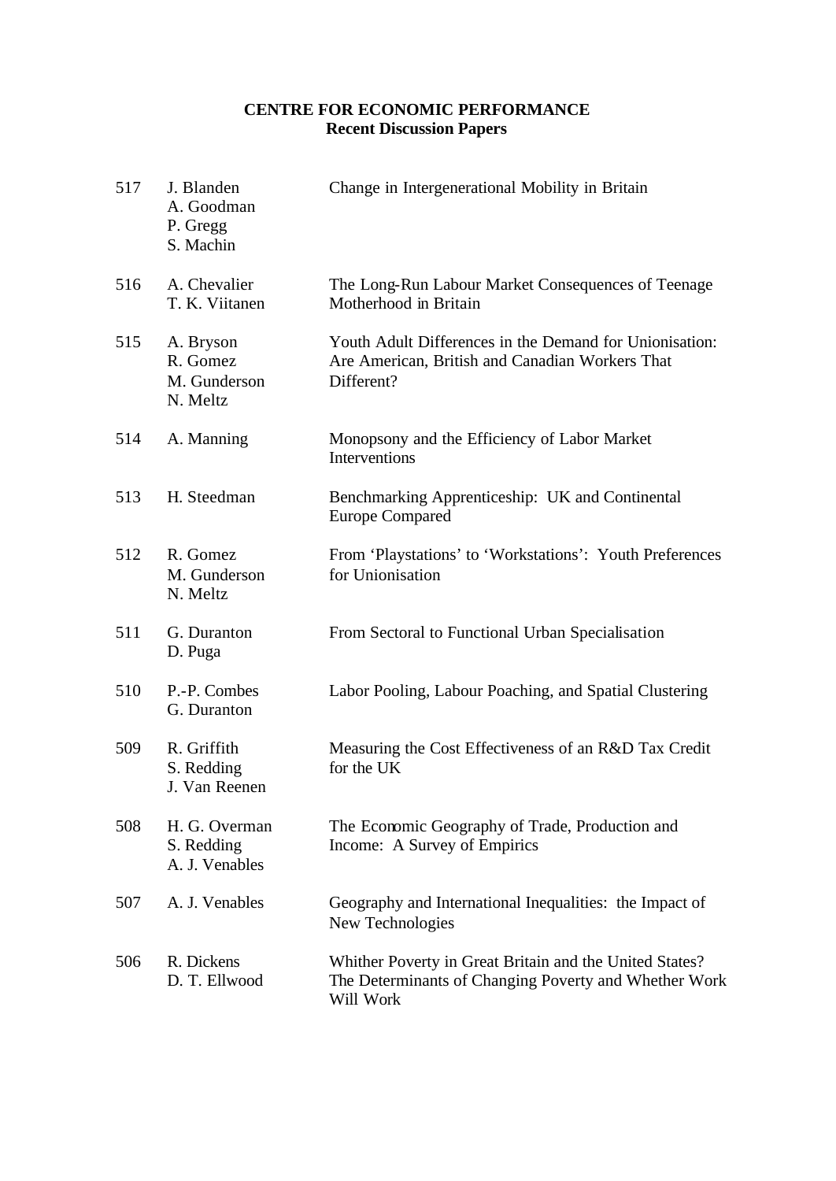**CENTRE FOR ECONOMIC PERFORMANCE**
**Recent Discussion Papers**

| | | |
|---|---|---|
| 517 | J. Blanden<br>A. Goodman<br>P. Gregg<br>S. Machin | Change in Intergenerational Mobility in Britain |
| 516 | A. Chevalier<br>T. K. Viitanen | The Long-Run Labour Market Consequences of Teenage Motherhood in Britain |
| 515 | A. Bryson<br>R. Gomez<br>M. Gunderson<br>N. Meltz | Youth Adult Differences in the Demand for Unionisation: Are American, British and Canadian Workers That Different? |
| 514 | A. Manning | Monopsony and the Efficiency of Labor Market Interventions |
| 513 | H. Steedman | Benchmarking Apprenticeship: UK and Continental Europe Compared |
| 512 | R. Gomez<br>M. Gunderson<br>N. Meltz | From 'Playstations' to 'Workstations': Youth Preferences for Unionisation |
| 511 | G. Duranton<br>D. Puga | From Sectoral to Functional Urban Specialisation |
| 510 | P.-P. Combes<br>G. Duranton | Labor Pooling, Labour Poaching, and Spatial Clustering |
| 509 | R. Griffith<br>S. Redding<br>J. Van Reenen | Measuring the Cost Effectiveness of an R&D Tax Credit for the UK |
| 508 | H. G. Overman<br>S. Redding<br>A. J. Venables | The Economic Geography of Trade, Production and Income: A Survey of Empirics |
| 507 | A. J. Venables | Geography and International Inequalities: the Impact of New Technologies |
| 506 | R. Dickens<br>D. T. Ellwood | Whither Poverty in Great Britain and the United States? The Determinants of Changing Poverty and Whether Work Will Work |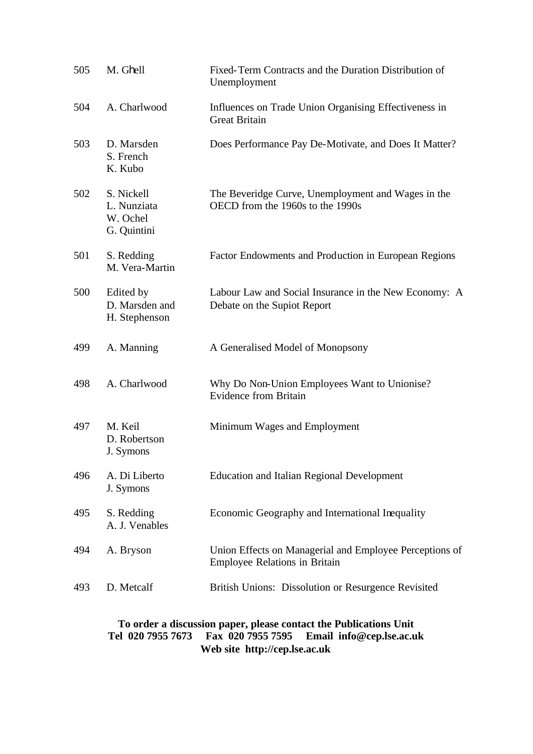| | | |
|---|---|---|
| 505 | M. Ghell | Fixed-Term Contracts and the Duration Distribution of Unemployment |
| 504 | A. Charlwood | Influences on Trade Union Organising Effectiveness in Great Britain |
| 503 | D. Marsden<br>S. French<br>K. Kubo | Does Performance Pay De-Motivate, and Does It Matter? |
| 502 | S. Nickell<br>L. Nunziata<br>W. Ochel<br>G. Quintini | The Beveridge Curve, Unemployment and Wages in the OECD from the 1960s to the 1990s |
| 501 | S. Redding<br>M. Vera-Martin | Factor Endowments and Production in European Regions |
| 500 | Edited by<br>D. Marsden and<br>H. Stephenson | Labour Law and Social Insurance in the New Economy: A Debate on the Supiot Report |
| 499 | A. Manning | A Generalised Model of Monopsony |
| 498 | A. Charlwood | Why Do Non-Union Employees Want to Unionise? Evidence from Britain |
| 497 | M. Keil<br>D. Robertson<br>J. Symons | Minimum Wages and Employment |
| 496 | A. Di Liberto<br>J. Symons | Education and Italian Regional Development |
| 495 | S. Redding<br>A. J. Venables | Economic Geography and International Inequality |
| 494 | A. Bryson | Union Effects on Managerial and Employee Perceptions of Employee Relations in Britain |
| 493 | D. Metcalf | British Unions: Dissolution or Resurgence Revisited |

**To order a discussion paper, please contact the Publications Unit**
**Tel 020 7955 7673 Fax 020 7955 7595 Email info@cep.lse.ac.uk**
**Web site http://cep.lse.ac.uk**